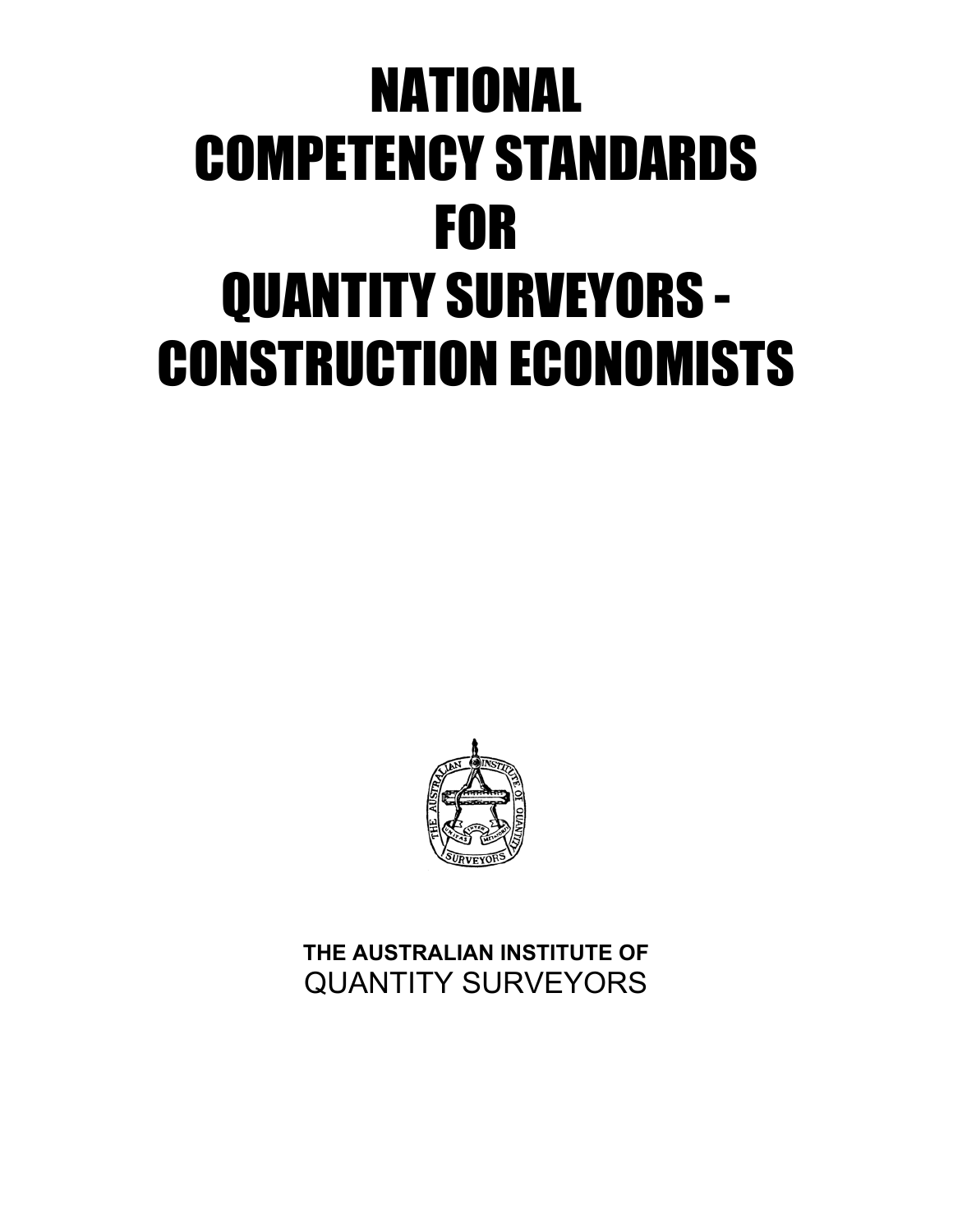# NATIONAL COMPETENCY STANDARDS FOR QUANTITY SURVEYORS - CONSTRUCTION ECONOMISTS

**THE AUSTRALIAN INSTITUTE OF**
QUANTITY SURVEYORS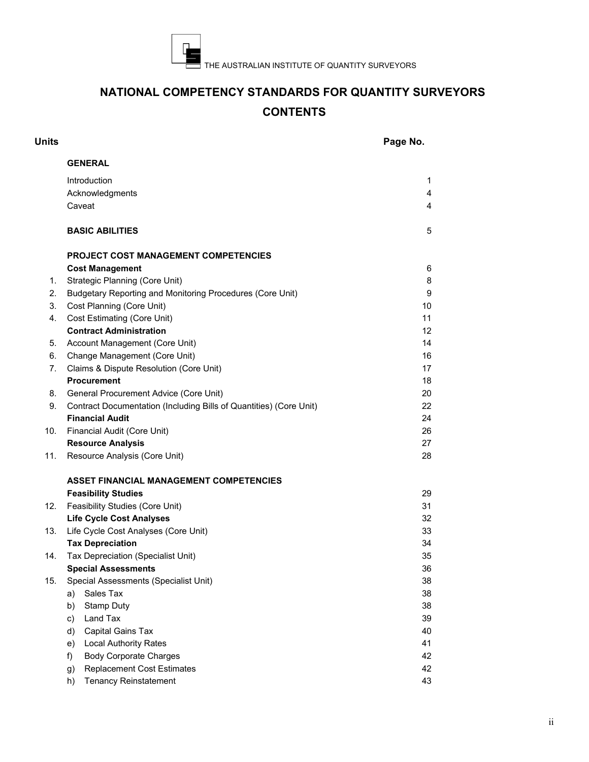THE AUSTRALIAN INSTITUTE OF QUANTITY SURVEYORS

# NATIONAL COMPETENCY STANDARDS FOR QUANTITY SURVEYORS

## CONTENTS

| Units | | Page No. |
|---|---|---|
| | **GENERAL** | |
| | Introduction | 1 |
| | Acknowledgments | 4 |
| | Caveat | 4 |
| | **BASIC ABILITIES** | 5 |
| | **PROJECT COST MANAGEMENT COMPETENCIES** | |
| | **Cost Management** | 6 |
| 1. | Strategic Planning (Core Unit) | 8 |
| 2. | Budgetary Reporting and Monitoring Procedures (Core Unit) | 9 |
| 3. | Cost Planning (Core Unit) | 10 |
| 4. | Cost Estimating (Core Unit) | 11 |
| | **Contract Administration** | 12 |
| 5. | Account Management (Core Unit) | 14 |
| 6. | Change Management (Core Unit) | 16 |
| 7. | Claims & Dispute Resolution (Core Unit) | 17 |
| | **Procurement** | 18 |
| 8. | General Procurement Advice (Core Unit) | 20 |
| 9. | Contract Documentation (Including Bills of Quantities) (Core Unit) | 22 |
| | **Financial Audit** | 24 |
| 10. | Financial Audit (Core Unit) | 26 |
| | **Resource Analysis** | 27 |
| 11. | Resource Analysis (Core Unit) | 28 |
| | **ASSET FINANCIAL MANAGEMENT COMPETENCIES** | |
| | **Feasibility Studies** | 29 |
| 12. | Feasibility Studies (Core Unit) | 31 |
| | **Life Cycle Cost Analyses** | 32 |
| 13. | Life Cycle Cost Analyses (Core Unit) | 33 |
| | **Tax Depreciation** | 34 |
| 14. | Tax Depreciation (Specialist Unit) | 35 |
| | **Special Assessments** | 36 |
| 15. | Special Assessments (Specialist Unit) | 38 |
| | a) Sales Tax | 38 |
| | b) Stamp Duty | 38 |
| | c) Land Tax | 39 |
| | d) Capital Gains Tax | 40 |
| | e) Local Authority Rates | 41 |
| | f) Body Corporate Charges | 42 |
| | g) Replacement Cost Estimates | 42 |
| | h) Tenancy Reinstatement | 43 |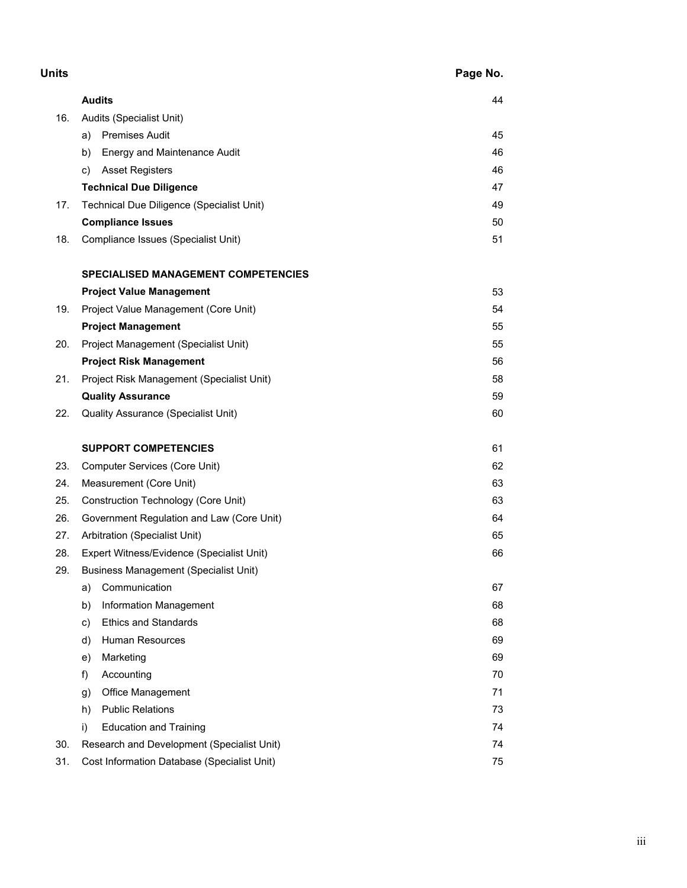| Units | | Page No. |
| --- | --- | --- |
| | **Audits** | 44 |
| 16. | Audits (Specialist Unit) | |
| | a) Premises Audit | 45 |
| | b) Energy and Maintenance Audit | 46 |
| | c) Asset Registers | 46 |
| | **Technical Due Diligence** | 47 |
| 17. | Technical Due Diligence (Specialist Unit) | 49 |
| | **Compliance Issues** | 50 |
| 18. | Compliance Issues (Specialist Unit) | 51 |
| | | |
| | **SPECIALISED MANAGEMENT COMPETENCIES** | |
| | **Project Value Management** | 53 |
| 19. | Project Value Management (Core Unit) | 54 |
| | **Project Management** | 55 |
| 20. | Project Management (Specialist Unit) | 55 |
| | **Project Risk Management** | 56 |
| 21. | Project Risk Management (Specialist Unit) | 58 |
| | **Quality Assurance** | 59 |
| 22. | Quality Assurance (Specialist Unit) | 60 |
| | | |
| | **SUPPORT COMPETENCIES** | 61 |
| 23. | Computer Services (Core Unit) | 62 |
| 24. | Measurement (Core Unit) | 63 |
| 25. | Construction Technology (Core Unit) | 63 |
| 26. | Government Regulation and Law (Core Unit) | 64 |
| 27. | Arbitration (Specialist Unit) | 65 |
| 28. | Expert Witness/Evidence (Specialist Unit) | 66 |
| 29. | Business Management (Specialist Unit) | |
| | a) Communication | 67 |
| | b) Information Management | 68 |
| | c) Ethics and Standards | 68 |
| | d) Human Resources | 69 |
| | e) Marketing | 69 |
| | f) Accounting | 70 |
| | g) Office Management | 71 |
| | h) Public Relations | 73 |
| | i) Education and Training | 74 |
| 30. | Research and Development (Specialist Unit) | 74 |
| 31. | Cost Information Database (Specialist Unit) | 75 |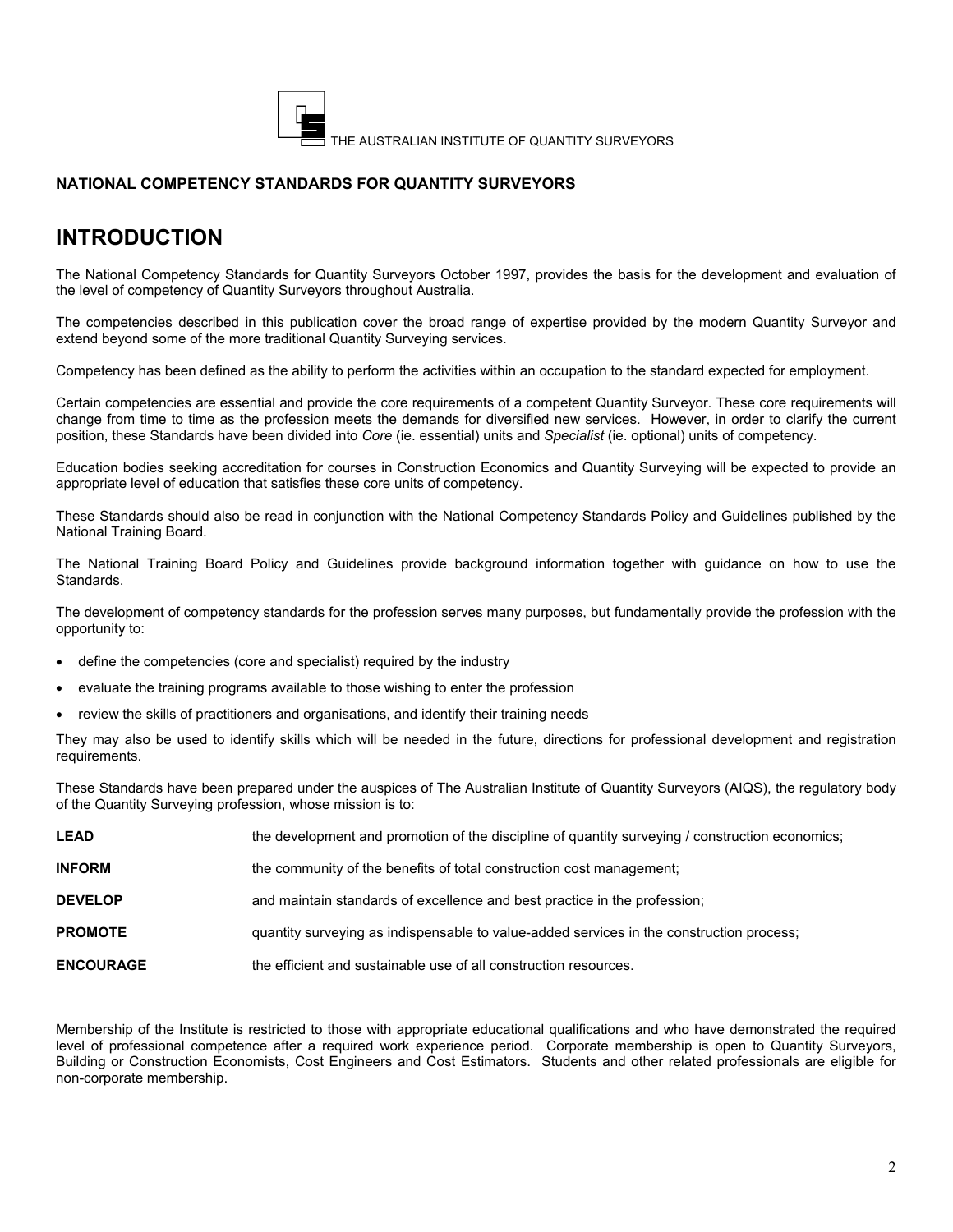THE AUSTRALIAN INSTITUTE OF QUANTITY SURVEYORS

**NATIONAL COMPETENCY STANDARDS FOR QUANTITY SURVEYORS**

# INTRODUCTION

The National Competency Standards for Quantity Surveyors October 1997, provides the basis for the development and evaluation of the level of competency of Quantity Surveyors throughout Australia.

The competencies described in this publication cover the broad range of expertise provided by the modern Quantity Surveyor and extend beyond some of the more traditional Quantity Surveying services.

Competency has been defined as the ability to perform the activities within an occupation to the standard expected for employment.

Certain competencies are essential and provide the core requirements of a competent Quantity Surveyor. These core requirements will change from time to time as the profession meets the demands for diversified new services. However, in order to clarify the current position, these Standards have been divided into *Core* (ie. essential) units and *Specialist* (ie. optional) units of competency.

Education bodies seeking accreditation for courses in Construction Economics and Quantity Surveying will be expected to provide an appropriate level of education that satisfies these core units of competency.

These Standards should also be read in conjunction with the National Competency Standards Policy and Guidelines published by the National Training Board.

The National Training Board Policy and Guidelines provide background information together with guidance on how to use the Standards.

The development of competency standards for the profession serves many purposes, but fundamentally provide the profession with the opportunity to:

- define the competencies (core and specialist) required by the industry
- evaluate the training programs available to those wishing to enter the profession
- review the skills of practitioners and organisations, and identify their training needs

They may also be used to identify skills which will be needed in the future, directions for professional development and registration requirements.

These Standards have been prepared under the auspices of The Australian Institute of Quantity Surveyors (AIQS), the regulatory body of the Quantity Surveying profession, whose mission is to:

| | |
|---|---|
| **LEAD** | the development and promotion of the discipline of quantity surveying / construction economics; |
| **INFORM** | the community of the benefits of total construction cost management; |
| **DEVELOP** | and maintain standards of excellence and best practice in the profession; |
| **PROMOTE** | quantity surveying as indispensable to value-added services in the construction process; |
| **ENCOURAGE** | the efficient and sustainable use of all construction resources. |

Membership of the Institute is restricted to those with appropriate educational qualifications and who have demonstrated the required level of professional competence after a required work experience period. Corporate membership is open to Quantity Surveyors, Building or Construction Economists, Cost Engineers and Cost Estimators. Students and other related professionals are eligible for non-corporate membership.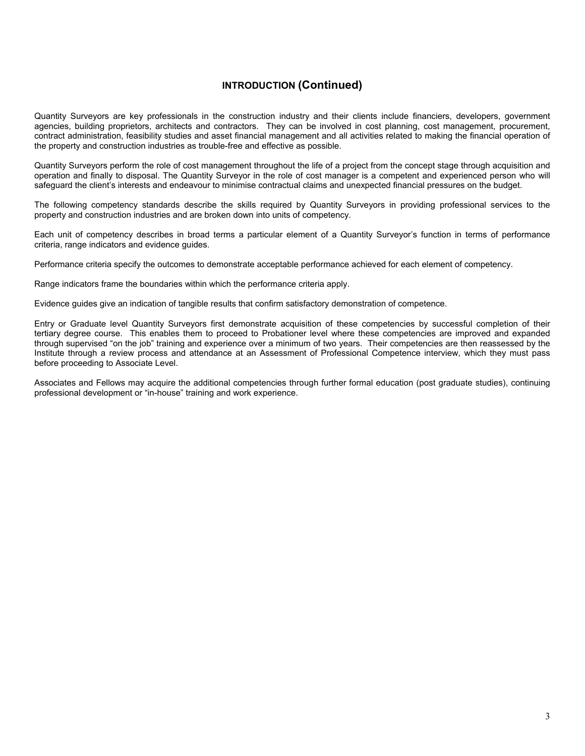## INTRODUCTION (Continued)

Quantity Surveyors are key professionals in the construction industry and their clients include financiers, developers, government agencies, building proprietors, architects and contractors. They can be involved in cost planning, cost management, procurement, contract administration, feasibility studies and asset financial management and all activities related to making the financial operation of the property and construction industries as trouble-free and effective as possible.

Quantity Surveyors perform the role of cost management throughout the life of a project from the concept stage through acquisition and operation and finally to disposal. The Quantity Surveyor in the role of cost manager is a competent and experienced person who will safeguard the client's interests and endeavour to minimise contractual claims and unexpected financial pressures on the budget.

The following competency standards describe the skills required by Quantity Surveyors in providing professional services to the property and construction industries and are broken down into units of competency.

Each unit of competency describes in broad terms a particular element of a Quantity Surveyor's function in terms of performance criteria, range indicators and evidence guides.

Performance criteria specify the outcomes to demonstrate acceptable performance achieved for each element of competency.

Range indicators frame the boundaries within which the performance criteria apply.

Evidence guides give an indication of tangible results that confirm satisfactory demonstration of competence.

Entry or Graduate level Quantity Surveyors first demonstrate acquisition of these competencies by successful completion of their tertiary degree course. This enables them to proceed to Probationer level where these competencies are improved and expanded through supervised "on the job" training and experience over a minimum of two years. Their competencies are then reassessed by the Institute through a review process and attendance at an Assessment of Professional Competence interview, which they must pass before proceeding to Associate Level.

Associates and Fellows may acquire the additional competencies through further formal education (post graduate studies), continuing professional development or "in-house" training and work experience.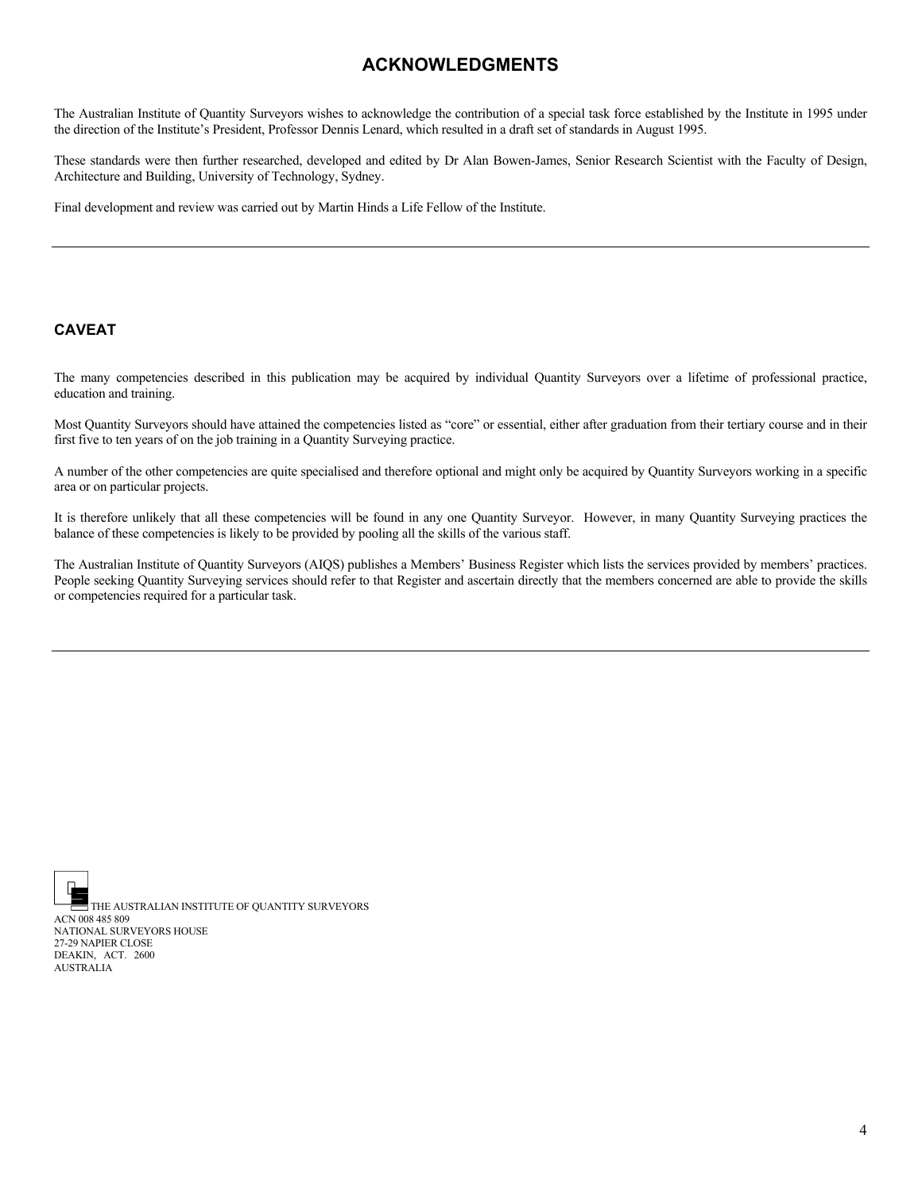# ACKNOWLEDGMENTS

The Australian Institute of Quantity Surveyors wishes to acknowledge the contribution of a special task force established by the Institute in 1995 under the direction of the Institute's President, Professor Dennis Lenard, which resulted in a draft set of standards in August 1995.

These standards were then further researched, developed and edited by Dr Alan Bowen-James, Senior Research Scientist with the Faculty of Design, Architecture and Building, University of Technology, Sydney.

Final development and review was carried out by Martin Hinds a Life Fellow of the Institute.

---

## CAVEAT

The many competencies described in this publication may be acquired by individual Quantity Surveyors over a lifetime of professional practice, education and training.

Most Quantity Surveyors should have attained the competencies listed as "core" or essential, either after graduation from their tertiary course and in their first five to ten years of on the job training in a Quantity Surveying practice.

A number of the other competencies are quite specialised and therefore optional and might only be acquired by Quantity Surveyors working in a specific area or on particular projects.

It is therefore unlikely that all these competencies will be found in any one Quantity Surveyor. However, in many Quantity Surveying practices the balance of these competencies is likely to be provided by pooling all the skills of the various staff.

The Australian Institute of Quantity Surveyors (AIQS) publishes a Members' Business Register which lists the services provided by members' practices. People seeking Quantity Surveying services should refer to that Register and ascertain directly that the members concerned are able to provide the skills or competencies required for a particular task.

---

THE AUSTRALIAN INSTITUTE OF QUANTITY SURVEYORS
ACN 008 485 809
NATIONAL SURVEYORS HOUSE
27-29 NAPIER CLOSE
DEAKIN, ACT. 2600
AUSTRALIA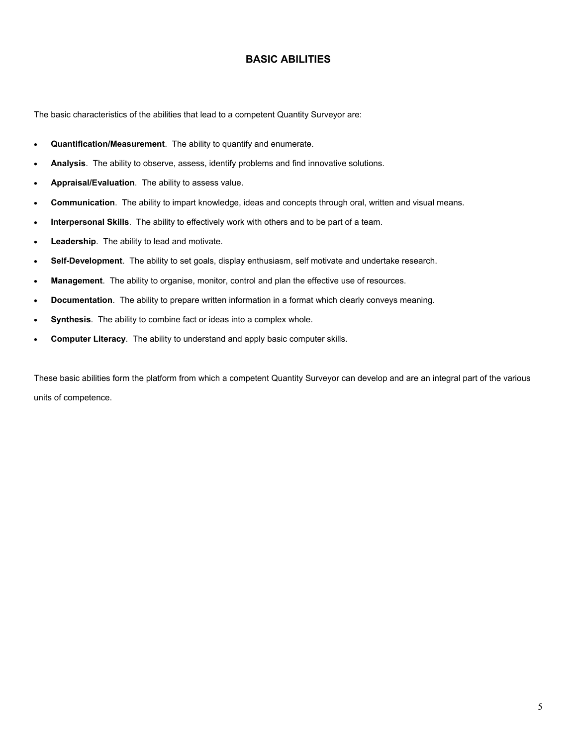# BASIC ABILITIES

The basic characteristics of the abilities that lead to a competent Quantity Surveyor are:

- **Quantification/Measurement**. The ability to quantify and enumerate.
- **Analysis**. The ability to observe, assess, identify problems and find innovative solutions.
- **Appraisal/Evaluation**. The ability to assess value.
- **Communication**. The ability to impart knowledge, ideas and concepts through oral, written and visual means.
- **Interpersonal Skills**. The ability to effectively work with others and to be part of a team.
- **Leadership**. The ability to lead and motivate.
- **Self-Development**. The ability to set goals, display enthusiasm, self motivate and undertake research.
- **Management**. The ability to organise, monitor, control and plan the effective use of resources.
- **Documentation**. The ability to prepare written information in a format which clearly conveys meaning.
- **Synthesis**. The ability to combine fact or ideas into a complex whole.
- **Computer Literacy**. The ability to understand and apply basic computer skills.

These basic abilities form the platform from which a competent Quantity Surveyor can develop and are an integral part of the various units of competence.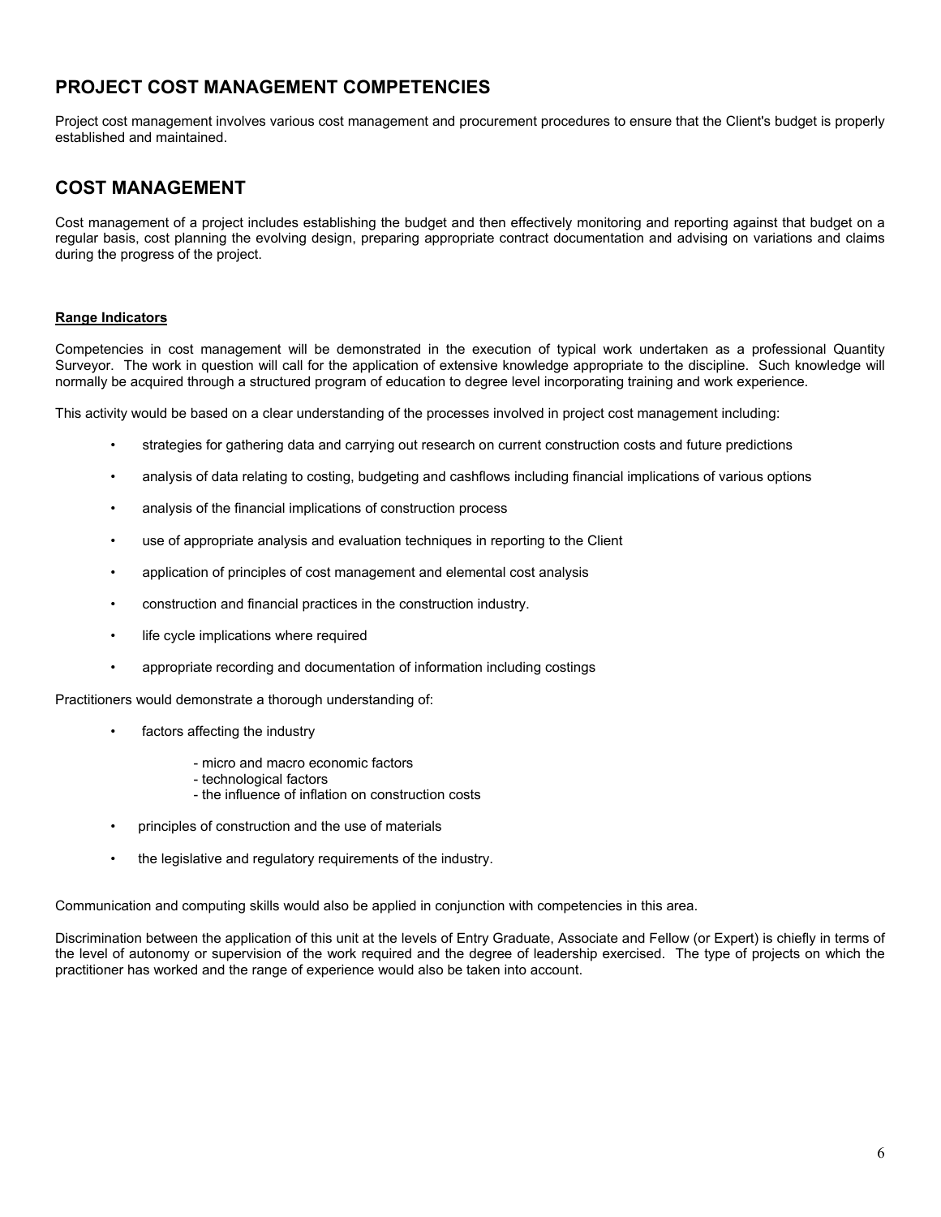## PROJECT COST MANAGEMENT COMPETENCIES

Project cost management involves various cost management and procurement procedures to ensure that the Client's budget is properly established and maintained.

## COST MANAGEMENT

Cost management of a project includes establishing the budget and then effectively monitoring and reporting against that budget on a regular basis, cost planning the evolving design, preparing appropriate contract documentation and advising on variations and claims during the progress of the project.

**Range Indicators**

Competencies in cost management will be demonstrated in the execution of typical work undertaken as a professional Quantity Surveyor. The work in question will call for the application of extensive knowledge appropriate to the discipline. Such knowledge will normally be acquired through a structured program of education to degree level incorporating training and work experience.

This activity would be based on a clear understanding of the processes involved in project cost management including:

- strategies for gathering data and carrying out research on current construction costs and future predictions
- analysis of data relating to costing, budgeting and cashflows including financial implications of various options
- analysis of the financial implications of construction process
- use of appropriate analysis and evaluation techniques in reporting to the Client
- application of principles of cost management and elemental cost analysis
- construction and financial practices in the construction industry.
- life cycle implications where required
- appropriate recording and documentation of information including costings

Practitioners would demonstrate a thorough understanding of:

- factors affecting the industry
  - micro and macro economic factors
  - technological factors
  - the influence of inflation on construction costs
- principles of construction and the use of materials
- the legislative and regulatory requirements of the industry.

Communication and computing skills would also be applied in conjunction with competencies in this area.

Discrimination between the application of this unit at the levels of Entry Graduate, Associate and Fellow (or Expert) is chiefly in terms of the level of autonomy or supervision of the work required and the degree of leadership exercised. The type of projects on which the practitioner has worked and the range of experience would also be taken into account.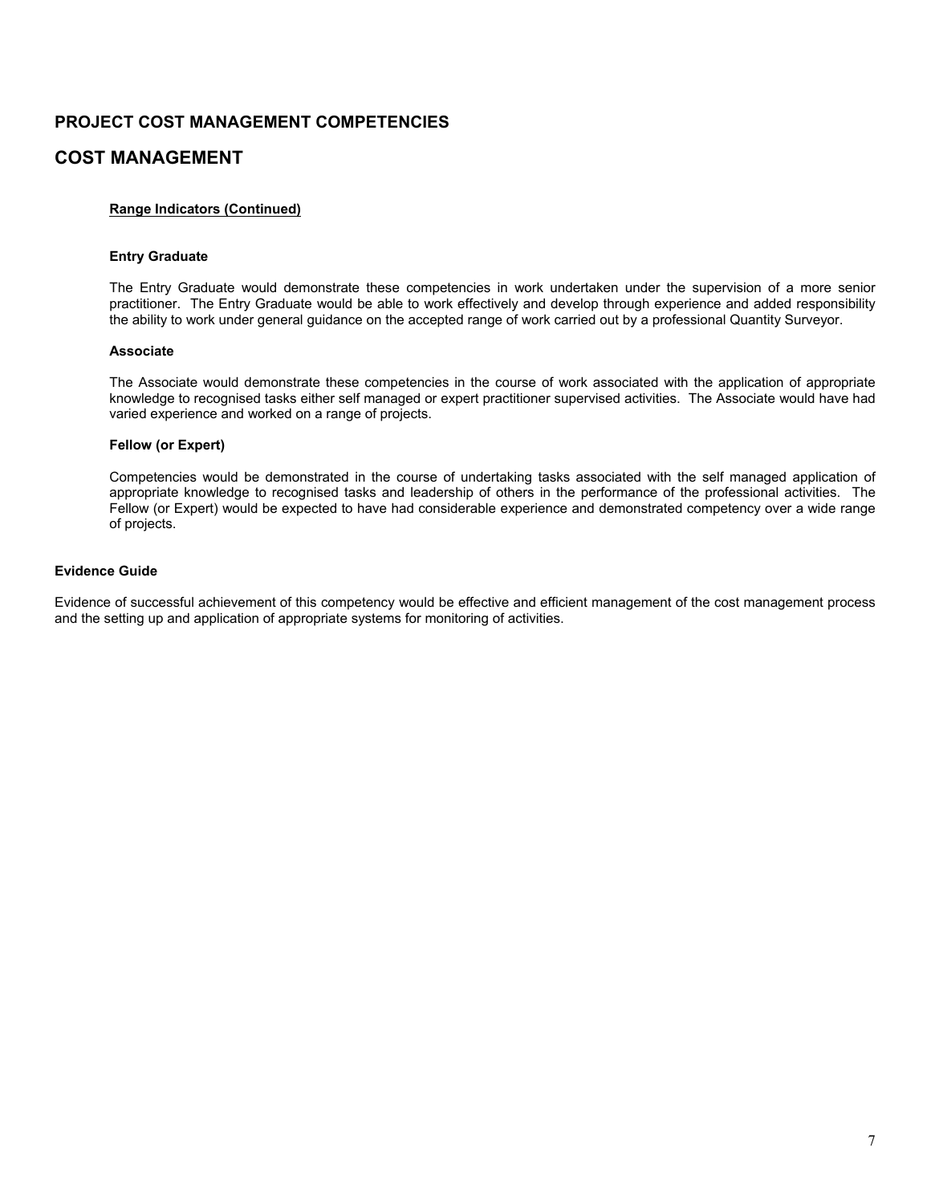## PROJECT COST MANAGEMENT COMPETENCIES

# COST MANAGEMENT

**Range Indicators (Continued)**

**Entry Graduate**

The Entry Graduate would demonstrate these competencies in work undertaken under the supervision of a more senior practitioner. The Entry Graduate would be able to work effectively and develop through experience and added responsibility the ability to work under general guidance on the accepted range of work carried out by a professional Quantity Surveyor.

**Associate**

The Associate would demonstrate these competencies in the course of work associated with the application of appropriate knowledge to recognised tasks either self managed or expert practitioner supervised activities. The Associate would have had varied experience and worked on a range of projects.

**Fellow (or Expert)**

Competencies would be demonstrated in the course of undertaking tasks associated with the self managed application of appropriate knowledge to recognised tasks and leadership of others in the performance of the professional activities. The Fellow (or Expert) would be expected to have had considerable experience and demonstrated competency over a wide range of projects.

**Evidence Guide**

Evidence of successful achievement of this competency would be effective and efficient management of the cost management process and the setting up and application of appropriate systems for monitoring of activities.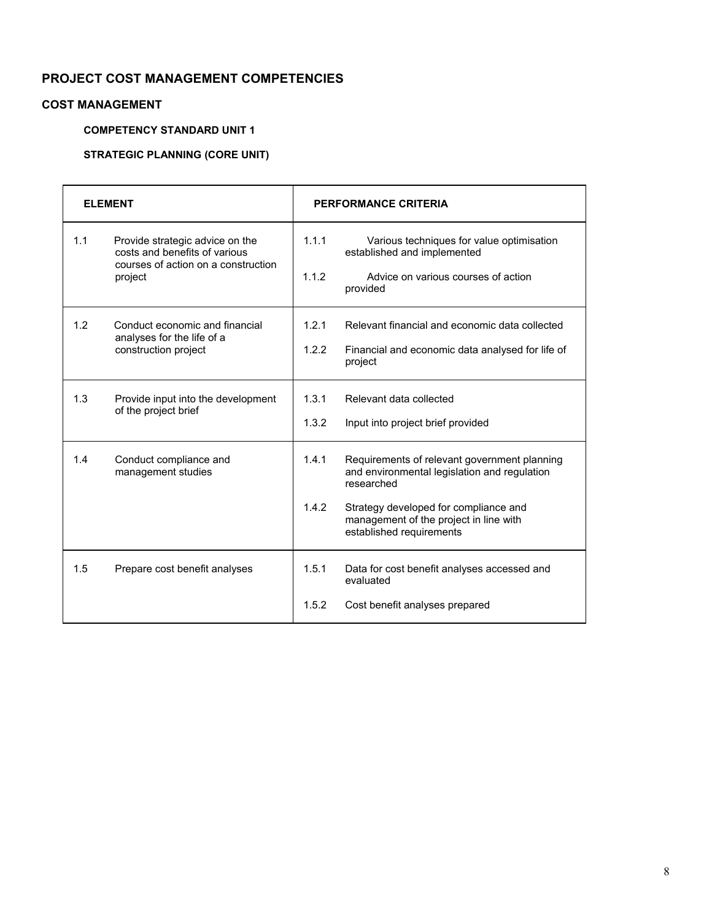## PROJECT COST MANAGEMENT COMPETENCIES

### COST MANAGEMENT

**COMPETENCY STANDARD UNIT 1**

**STRATEGIC PLANNING (CORE UNIT)**

| ELEMENT | PERFORMANCE CRITERIA |
|---|---|
| 1.1 Provide strategic advice on the costs and benefits of various courses of action on a construction project | 1.1.1 Various techniques for value optimisation established and implemented<br><br>1.1.2 Advice on various courses of action provided |
| 1.2 Conduct economic and financial analyses for the life of a construction project | 1.2.1 Relevant financial and economic data collected<br><br>1.2.2 Financial and economic data analysed for life of project |
| 1.3 Provide input into the development of the project brief | 1.3.1 Relevant data collected<br><br>1.3.2 Input into project brief provided |
| 1.4 Conduct compliance and management studies | 1.4.1 Requirements of relevant government planning and environmental legislation and regulation researched<br><br>1.4.2 Strategy developed for compliance and management of the project in line with established requirements |
| 1.5 Prepare cost benefit analyses | 1.5.1 Data for cost benefit analyses accessed and evaluated<br><br>1.5.2 Cost benefit analyses prepared |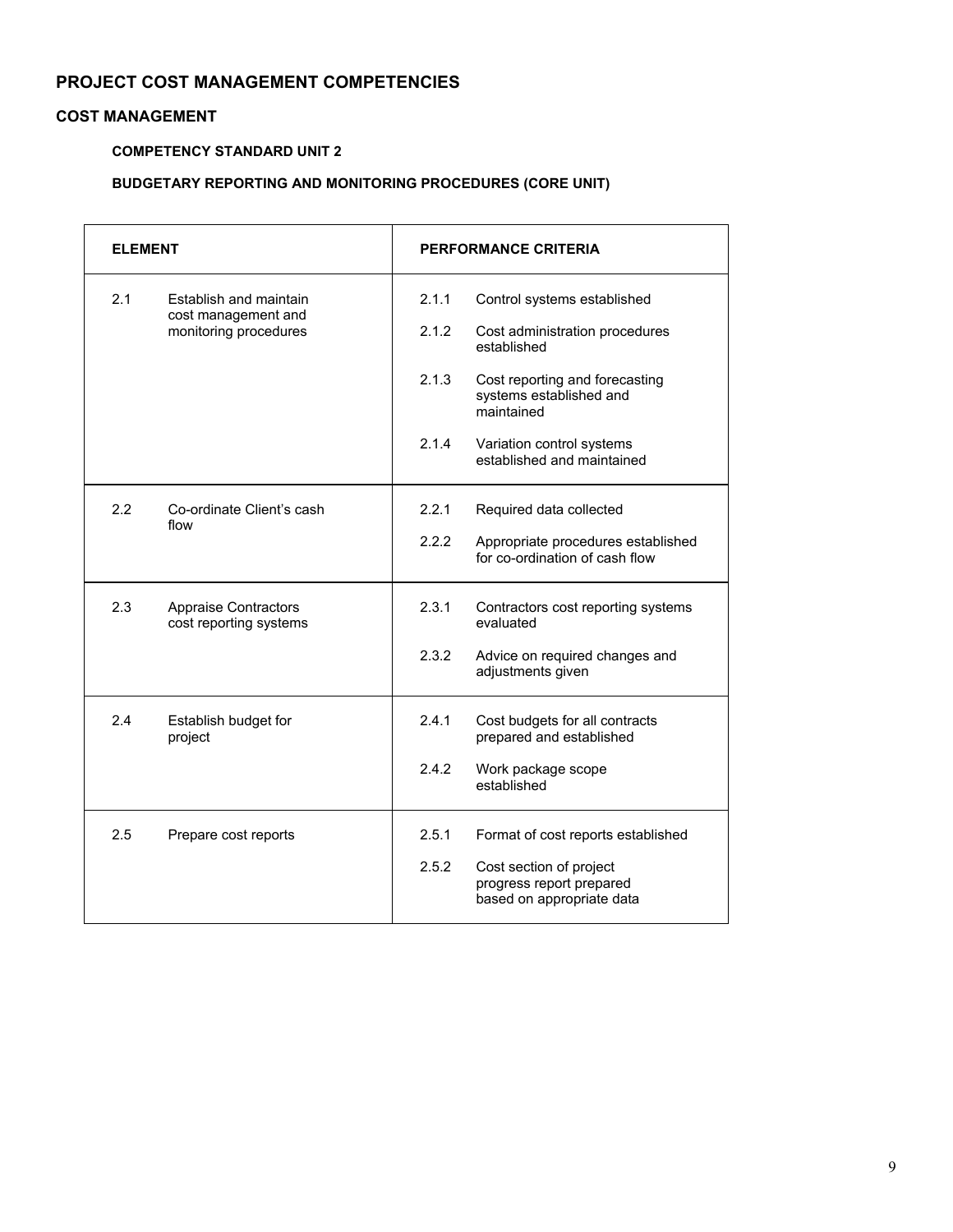## PROJECT COST MANAGEMENT COMPETENCIES

### COST MANAGEMENT

#### COMPETENCY STANDARD UNIT 2

#### BUDGETARY REPORTING AND MONITORING PROCEDURES (CORE UNIT)

| ELEMENT | PERFORMANCE CRITERIA |
|---|---|
| 2.1 Establish and maintain cost management and monitoring procedures | 2.1.1 Control systems established<br>2.1.2 Cost administration procedures established<br>2.1.3 Cost reporting and forecasting systems established and maintained<br>2.1.4 Variation control systems established and maintained |
| 2.2 Co-ordinate Client's cash flow | 2.2.1 Required data collected<br>2.2.2 Appropriate procedures established for co-ordination of cash flow |
| 2.3 Appraise Contractors cost reporting systems | 2.3.1 Contractors cost reporting systems evaluated<br>2.3.2 Advice on required changes and adjustments given |
| 2.4 Establish budget for project | 2.4.1 Cost budgets for all contracts prepared and established<br>2.4.2 Work package scope established |
| 2.5 Prepare cost reports | 2.5.1 Format of cost reports established<br>2.5.2 Cost section of project progress report prepared based on appropriate data |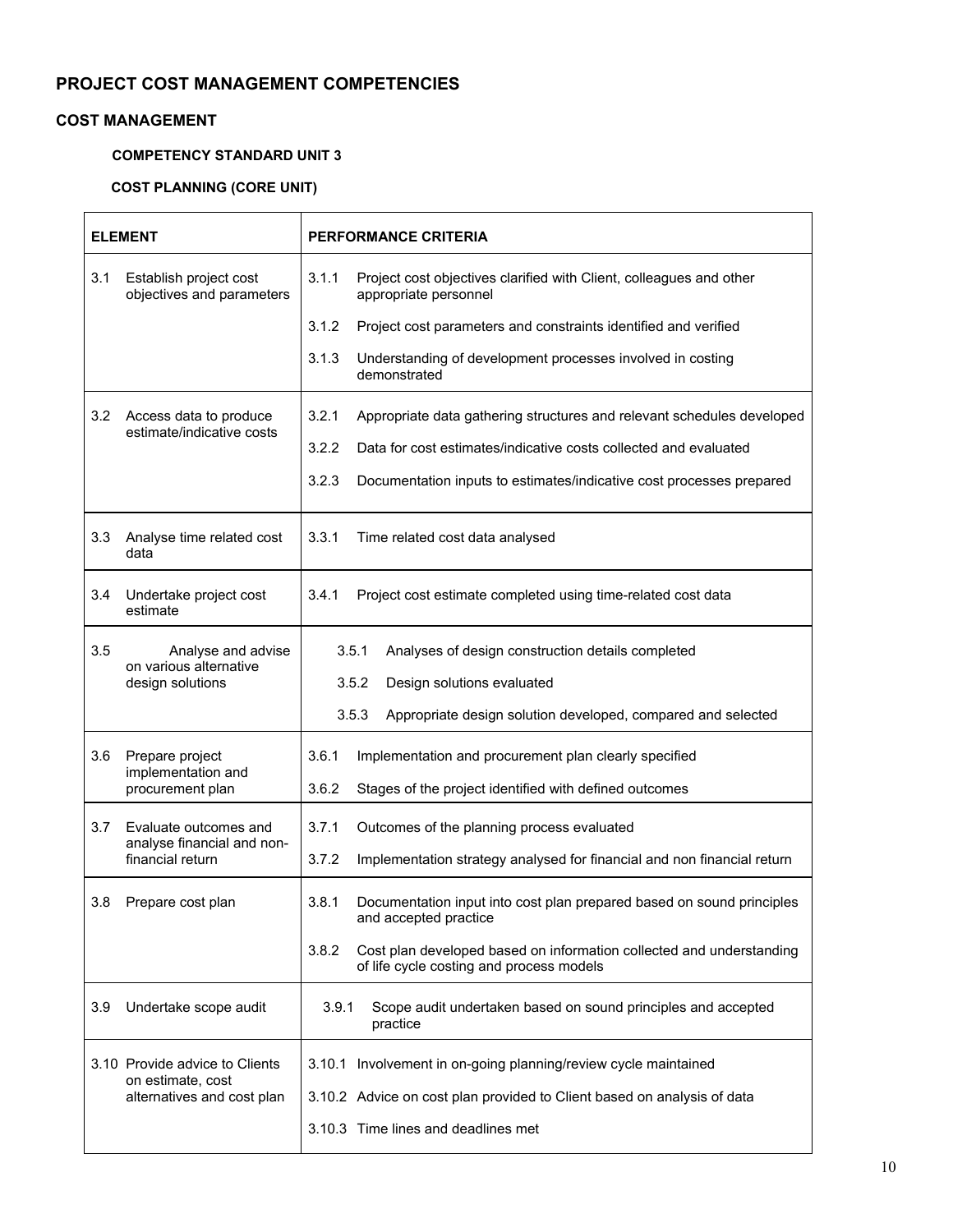## PROJECT COST MANAGEMENT COMPETENCIES

### COST MANAGEMENT

#### COMPETENCY STANDARD UNIT 3

#### COST PLANNING (CORE UNIT)

| ELEMENT | PERFORMANCE CRITERIA |
|---|---|
| 3.1 Establish project cost objectives and parameters | 3.1.1 Project cost objectives clarified with Client, colleagues and other appropriate personnel<br>3.1.2 Project cost parameters and constraints identified and verified<br>3.1.3 Understanding of development processes involved in costing demonstrated |
| 3.2 Access data to produce estimate/indicative costs | 3.2.1 Appropriate data gathering structures and relevant schedules developed<br>3.2.2 Data for cost estimates/indicative costs collected and evaluated<br>3.2.3 Documentation inputs to estimates/indicative cost processes prepared |
| 3.3 Analyse time related cost data | 3.3.1 Time related cost data analysed |
| 3.4 Undertake project cost estimate | 3.4.1 Project cost estimate completed using time-related cost data |
| 3.5 Analyse and advise on various alternative design solutions | 3.5.1 Analyses of design construction details completed<br>3.5.2 Design solutions evaluated<br>3.5.3 Appropriate design solution developed, compared and selected |
| 3.6 Prepare project implementation and procurement plan | 3.6.1 Implementation and procurement plan clearly specified<br>3.6.2 Stages of the project identified with defined outcomes |
| 3.7 Evaluate outcomes and analyse financial and non-financial return | 3.7.1 Outcomes of the planning process evaluated<br>3.7.2 Implementation strategy analysed for financial and non financial return |
| 3.8 Prepare cost plan | 3.8.1 Documentation input into cost plan prepared based on sound principles and accepted practice<br>3.8.2 Cost plan developed based on information collected and understanding of life cycle costing and process models |
| 3.9 Undertake scope audit | 3.9.1 Scope audit undertaken based on sound principles and accepted practice |
| 3.10 Provide advice to Clients on estimate, cost alternatives and cost plan | 3.10.1 Involvement in on-going planning/review cycle maintained<br>3.10.2 Advice on cost plan provided to Client based on analysis of data<br>3.10.3 Time lines and deadlines met |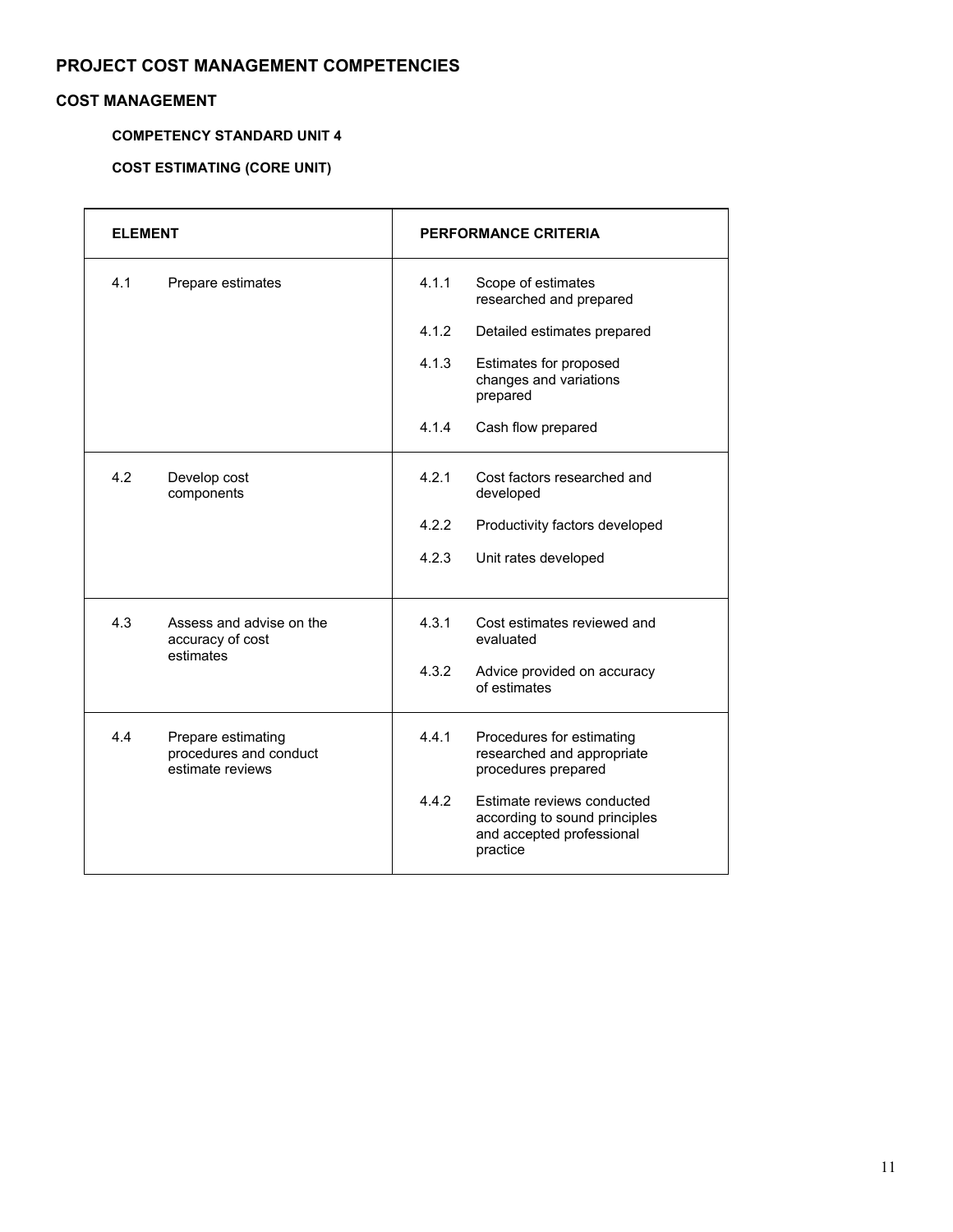# PROJECT COST MANAGEMENT COMPETENCIES

## COST MANAGEMENT

### COMPETENCY STANDARD UNIT 4

### COST ESTIMATING (CORE UNIT)

| ELEMENT | PERFORMANCE CRITERIA |
|---|---|
| 4.1 Prepare estimates | 4.1.1 Scope of estimates researched and prepared<br>4.1.2 Detailed estimates prepared<br>4.1.3 Estimates for proposed changes and variations prepared<br>4.1.4 Cash flow prepared |
| 4.2 Develop cost components | 4.2.1 Cost factors researched and developed<br>4.2.2 Productivity factors developed<br>4.2.3 Unit rates developed |
| 4.3 Assess and advise on the accuracy of cost estimates | 4.3.1 Cost estimates reviewed and evaluated<br>4.3.2 Advice provided on accuracy of estimates |
| 4.4 Prepare estimating procedures and conduct estimate reviews | 4.4.1 Procedures for estimating researched and appropriate procedures prepared<br>4.4.2 Estimate reviews conducted according to sound principles and accepted professional practice |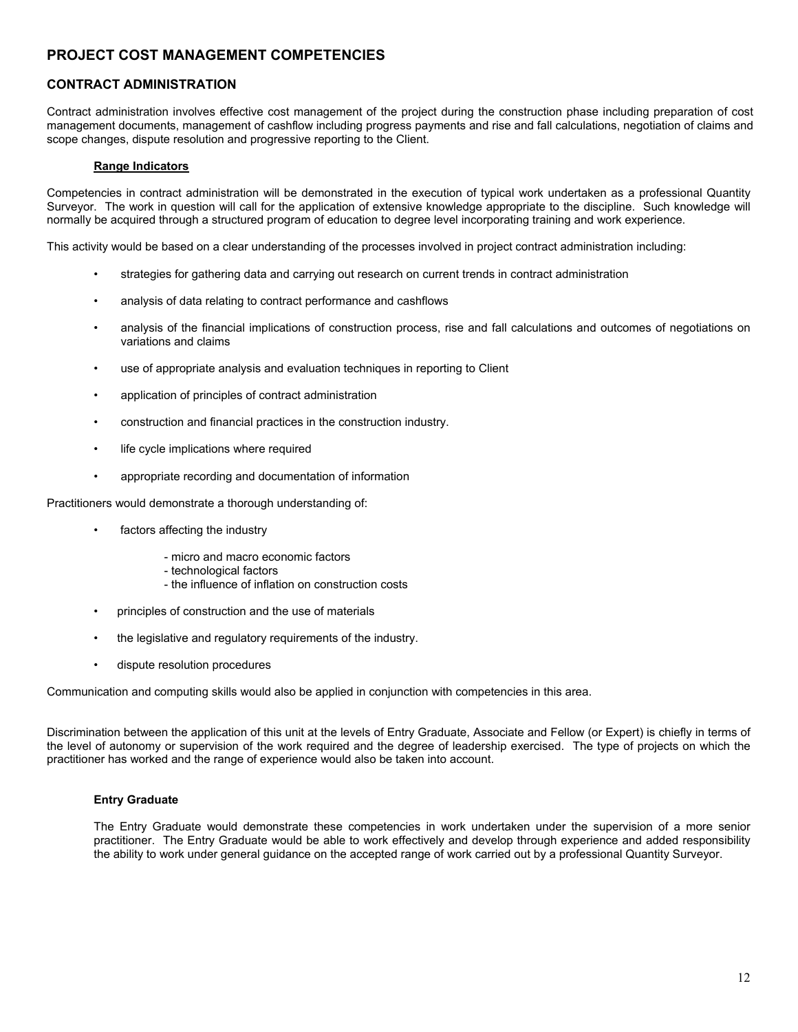## PROJECT COST MANAGEMENT COMPETENCIES

## CONTRACT ADMINISTRATION

Contract administration involves effective cost management of the project during the construction phase including preparation of cost management documents, management of cashflow including progress payments and rise and fall calculations, negotiation of claims and scope changes, dispute resolution and progressive reporting to the Client.

**Range Indicators**

Competencies in contract administration will be demonstrated in the execution of typical work undertaken as a professional Quantity Surveyor. The work in question will call for the application of extensive knowledge appropriate to the discipline. Such knowledge will normally be acquired through a structured program of education to degree level incorporating training and work experience.

This activity would be based on a clear understanding of the processes involved in project contract administration including:

- strategies for gathering data and carrying out research on current trends in contract administration
- analysis of data relating to contract performance and cashflows
- analysis of the financial implications of construction process, rise and fall calculations and outcomes of negotiations on variations and claims
- use of appropriate analysis and evaluation techniques in reporting to Client
- application of principles of contract administration
- construction and financial practices in the construction industry.
- life cycle implications where required
- appropriate recording and documentation of information

Practitioners would demonstrate a thorough understanding of:

- factors affecting the industry
  - micro and macro economic factors
  - technological factors
  - the influence of inflation on construction costs
- principles of construction and the use of materials
- the legislative and regulatory requirements of the industry.
- dispute resolution procedures

Communication and computing skills would also be applied in conjunction with competencies in this area.

Discrimination between the application of this unit at the levels of Entry Graduate, Associate and Fellow (or Expert) is chiefly in terms of the level of autonomy or supervision of the work required and the degree of leadership exercised. The type of projects on which the practitioner has worked and the range of experience would also be taken into account.

**Entry Graduate**

The Entry Graduate would demonstrate these competencies in work undertaken under the supervision of a more senior practitioner. The Entry Graduate would be able to work effectively and develop through experience and added responsibility the ability to work under general guidance on the accepted range of work carried out by a professional Quantity Surveyor.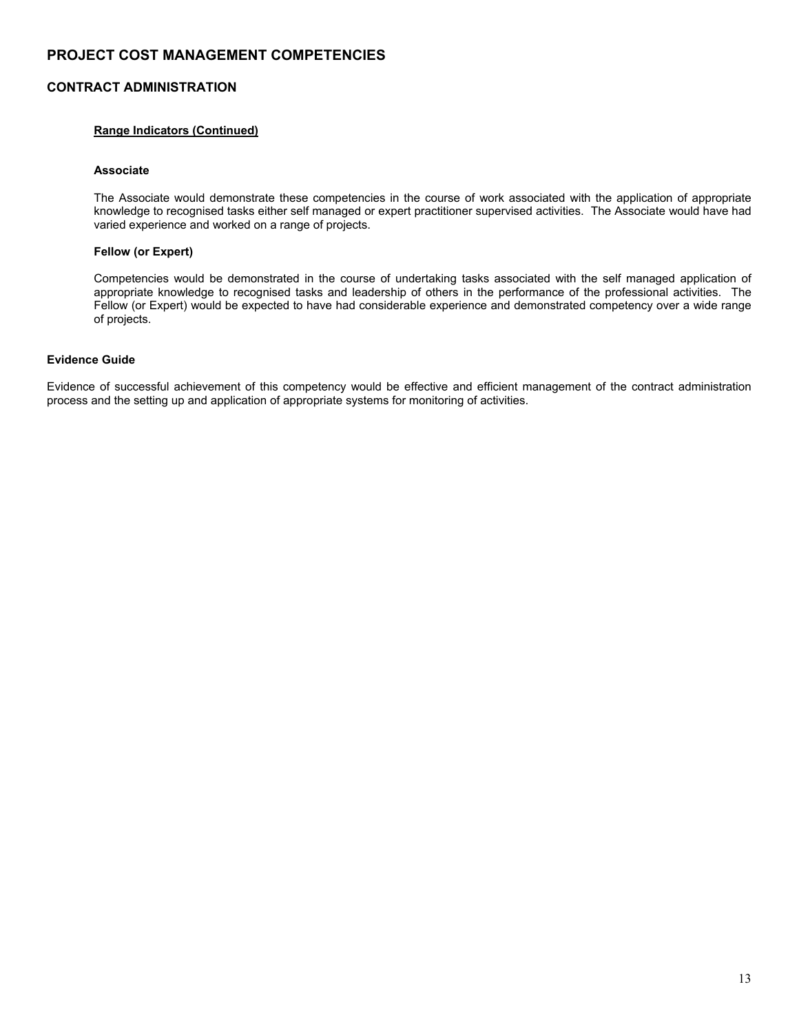## PROJECT COST MANAGEMENT COMPETENCIES

### CONTRACT ADMINISTRATION

**Range Indicators (Continued)**

**Associate**

The Associate would demonstrate these competencies in the course of work associated with the application of appropriate knowledge to recognised tasks either self managed or expert practitioner supervised activities. The Associate would have had varied experience and worked on a range of projects.

**Fellow (or Expert)**

Competencies would be demonstrated in the course of undertaking tasks associated with the self managed application of appropriate knowledge to recognised tasks and leadership of others in the performance of the professional activities. The Fellow (or Expert) would be expected to have had considerable experience and demonstrated competency over a wide range of projects.

**Evidence Guide**

Evidence of successful achievement of this competency would be effective and efficient management of the contract administration process and the setting up and application of appropriate systems for monitoring of activities.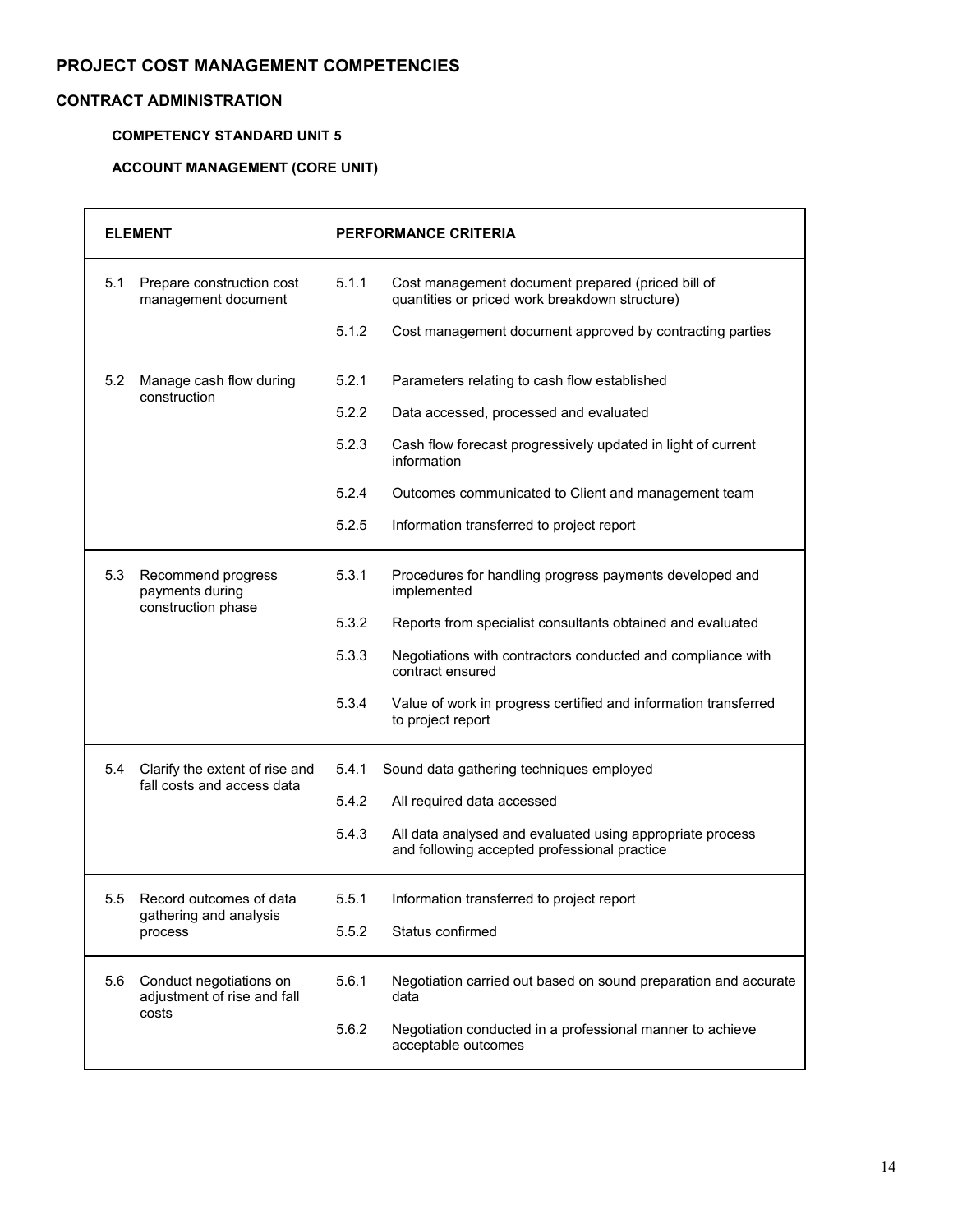## PROJECT COST MANAGEMENT COMPETENCIES

### CONTRACT ADMINISTRATION

#### COMPETENCY STANDARD UNIT 5

#### ACCOUNT MANAGEMENT (CORE UNIT)

| ELEMENT | PERFORMANCE CRITERIA |
|---|---|
| 5.1 Prepare construction cost management document | 5.1.1 Cost management document prepared (priced bill of quantities or priced work breakdown structure)<br>5.1.2 Cost management document approved by contracting parties |
| 5.2 Manage cash flow during construction | 5.2.1 Parameters relating to cash flow established<br>5.2.2 Data accessed, processed and evaluated<br>5.2.3 Cash flow forecast progressively updated in light of current information<br>5.2.4 Outcomes communicated to Client and management team<br>5.2.5 Information transferred to project report |
| 5.3 Recommend progress payments during construction phase | 5.3.1 Procedures for handling progress payments developed and implemented<br>5.3.2 Reports from specialist consultants obtained and evaluated<br>5.3.3 Negotiations with contractors conducted and compliance with contract ensured<br>5.3.4 Value of work in progress certified and information transferred to project report |
| 5.4 Clarify the extent of rise and fall costs and access data | 5.4.1 Sound data gathering techniques employed<br>5.4.2 All required data accessed<br>5.4.3 All data analysed and evaluated using appropriate process and following accepted professional practice |
| 5.5 Record outcomes of data gathering and analysis process | 5.5.1 Information transferred to project report<br>5.5.2 Status confirmed |
| 5.6 Conduct negotiations on adjustment of rise and fall costs | 5.6.1 Negotiation carried out based on sound preparation and accurate data<br>5.6.2 Negotiation conducted in a professional manner to achieve acceptable outcomes |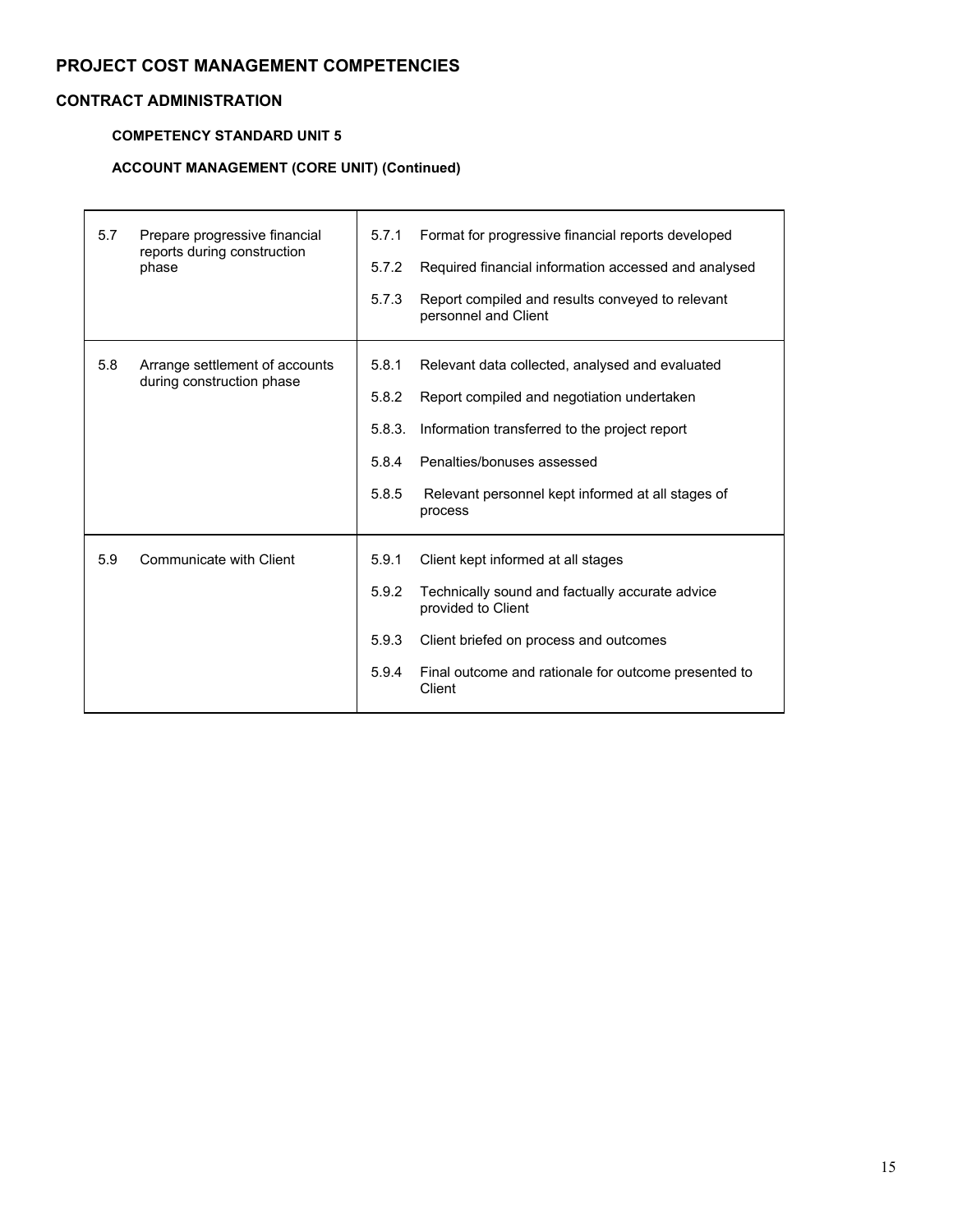## PROJECT COST MANAGEMENT COMPETENCIES

### CONTRACT ADMINISTRATION

#### COMPETENCY STANDARD UNIT 5

#### ACCOUNT MANAGEMENT (CORE UNIT) (Continued)

| Element | | Performance Criteria | |
|---|---|---|---|
| 5.7 | Prepare progressive financial reports during construction phase | 5.7.1 | Format for progressive financial reports developed |
| | | 5.7.2 | Required financial information accessed and analysed |
| | | 5.7.3 | Report compiled and results conveyed to relevant personnel and Client |
| 5.8 | Arrange settlement of accounts during construction phase | 5.8.1 | Relevant data collected, analysed and evaluated |
| | | 5.8.2 | Report compiled and negotiation undertaken |
| | | 5.8.3. | Information transferred to the project report |
| | | 5.8.4 | Penalties/bonuses assessed |
| | | 5.8.5 | Relevant personnel kept informed at all stages of process |
| 5.9 | Communicate with Client | 5.9.1 | Client kept informed at all stages |
| | | 5.9.2 | Technically sound and factually accurate advice provided to Client |
| | | 5.9.3 | Client briefed on process and outcomes |
| | | 5.9.4 | Final outcome and rationale for outcome presented to Client |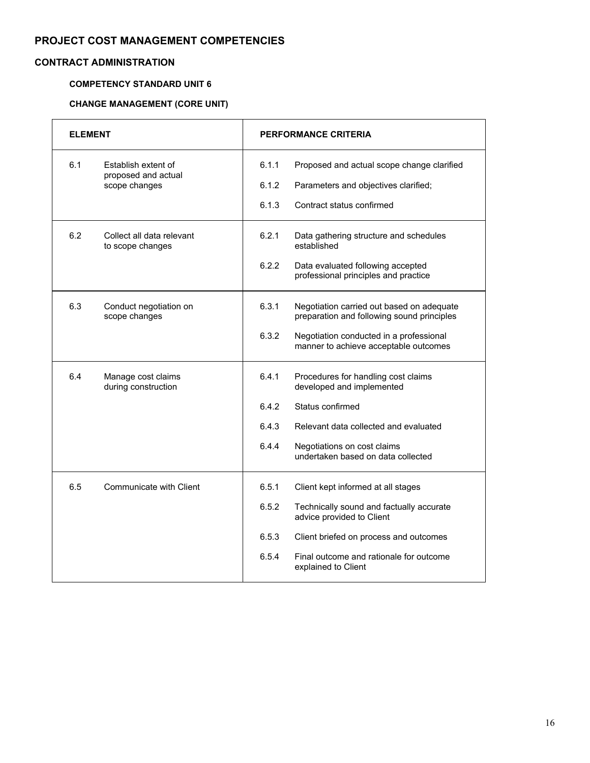## PROJECT COST MANAGEMENT COMPETENCIES

### CONTRACT ADMINISTRATION

#### COMPETENCY STANDARD UNIT 6

#### CHANGE MANAGEMENT (CORE UNIT)

| ELEMENT | | PERFORMANCE CRITERIA | |
|---|---|---|---|
| 6.1 | Establish extent of proposed and actual scope changes | 6.1.1 | Proposed and actual scope change clarified |
| | | 6.1.2 | Parameters and objectives clarified; |
| | | 6.1.3 | Contract status confirmed |
| 6.2 | Collect all data relevant to scope changes | 6.2.1 | Data gathering structure and schedules established |
| | | 6.2.2 | Data evaluated following accepted professional principles and practice |
| 6.3 | Conduct negotiation on scope changes | 6.3.1 | Negotiation carried out based on adequate preparation and following sound principles |
| | | 6.3.2 | Negotiation conducted in a professional manner to achieve acceptable outcomes |
| 6.4 | Manage cost claims during construction | 6.4.1 | Procedures for handling cost claims developed and implemented |
| | | 6.4.2 | Status confirmed |
| | | 6.4.3 | Relevant data collected and evaluated |
| | | 6.4.4 | Negotiations on cost claims undertaken based on data collected |
| 6.5 | Communicate with Client | 6.5.1 | Client kept informed at all stages |
| | | 6.5.2 | Technically sound and factually accurate advice provided to Client |
| | | 6.5.3 | Client briefed on process and outcomes |
| | | 6.5.4 | Final outcome and rationale for outcome explained to Client |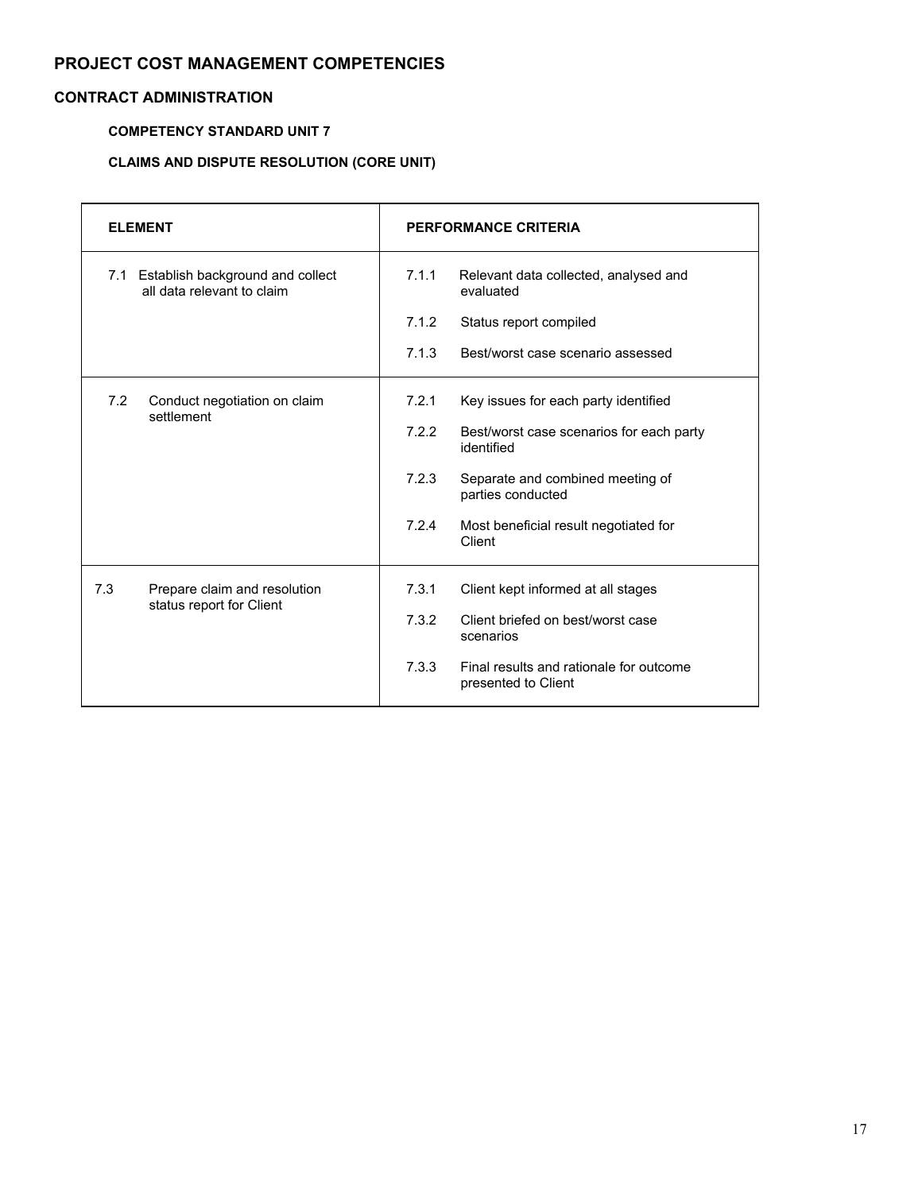## PROJECT COST MANAGEMENT COMPETENCIES

### CONTRACT ADMINISTRATION

#### COMPETENCY STANDARD UNIT 7

#### CLAIMS AND DISPUTE RESOLUTION (CORE UNIT)

| ELEMENT | PERFORMANCE CRITERIA |
|---|---|
| 7.1 Establish background and collect all data relevant to claim | 7.1.1 Relevant data collected, analysed and evaluated<br>7.1.2 Status report compiled<br>7.1.3 Best/worst case scenario assessed |
| 7.2 Conduct negotiation on claim settlement | 7.2.1 Key issues for each party identified<br>7.2.2 Best/worst case scenarios for each party identified<br>7.2.3 Separate and combined meeting of parties conducted<br>7.2.4 Most beneficial result negotiated for Client |
| 7.3 Prepare claim and resolution status report for Client | 7.3.1 Client kept informed at all stages<br>7.3.2 Client briefed on best/worst case scenarios<br>7.3.3 Final results and rationale for outcome presented to Client |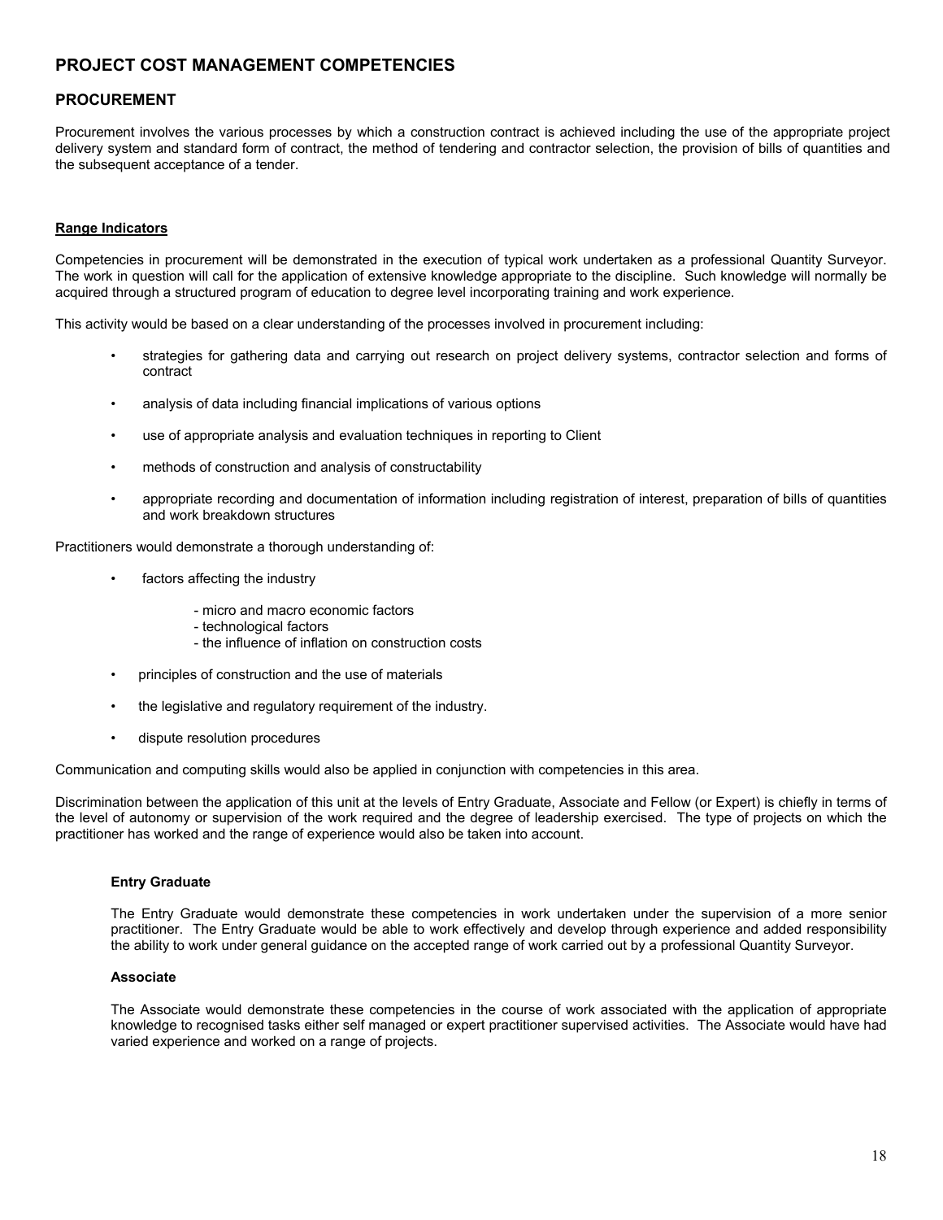# PROJECT COST MANAGEMENT COMPETENCIES

## PROCUREMENT

Procurement involves the various processes by which a construction contract is achieved including the use of the appropriate project delivery system and standard form of contract, the method of tendering and contractor selection, the provision of bills of quantities and the subsequent acceptance of a tender.

### Range Indicators

Competencies in procurement will be demonstrated in the execution of typical work undertaken as a professional Quantity Surveyor. The work in question will call for the application of extensive knowledge appropriate to the discipline. Such knowledge will normally be acquired through a structured program of education to degree level incorporating training and work experience.

This activity would be based on a clear understanding of the processes involved in procurement including:

- strategies for gathering data and carrying out research on project delivery systems, contractor selection and forms of contract
- analysis of data including financial implications of various options
- use of appropriate analysis and evaluation techniques in reporting to Client
- methods of construction and analysis of constructability
- appropriate recording and documentation of information including registration of interest, preparation of bills of quantities and work breakdown structures

Practitioners would demonstrate a thorough understanding of:

- factors affecting the industry
  - micro and macro economic factors
  - technological factors
  - the influence of inflation on construction costs
- principles of construction and the use of materials
- the legislative and regulatory requirement of the industry.
- dispute resolution procedures

Communication and computing skills would also be applied in conjunction with competencies in this area.

Discrimination between the application of this unit at the levels of Entry Graduate, Associate and Fellow (or Expert) is chiefly in terms of the level of autonomy or supervision of the work required and the degree of leadership exercised. The type of projects on which the practitioner has worked and the range of experience would also be taken into account.

**Entry Graduate**

The Entry Graduate would demonstrate these competencies in work undertaken under the supervision of a more senior practitioner. The Entry Graduate would be able to work effectively and develop through experience and added responsibility the ability to work under general guidance on the accepted range of work carried out by a professional Quantity Surveyor.

**Associate**

The Associate would demonstrate these competencies in the course of work associated with the application of appropriate knowledge to recognised tasks either self managed or expert practitioner supervised activities. The Associate would have had varied experience and worked on a range of projects.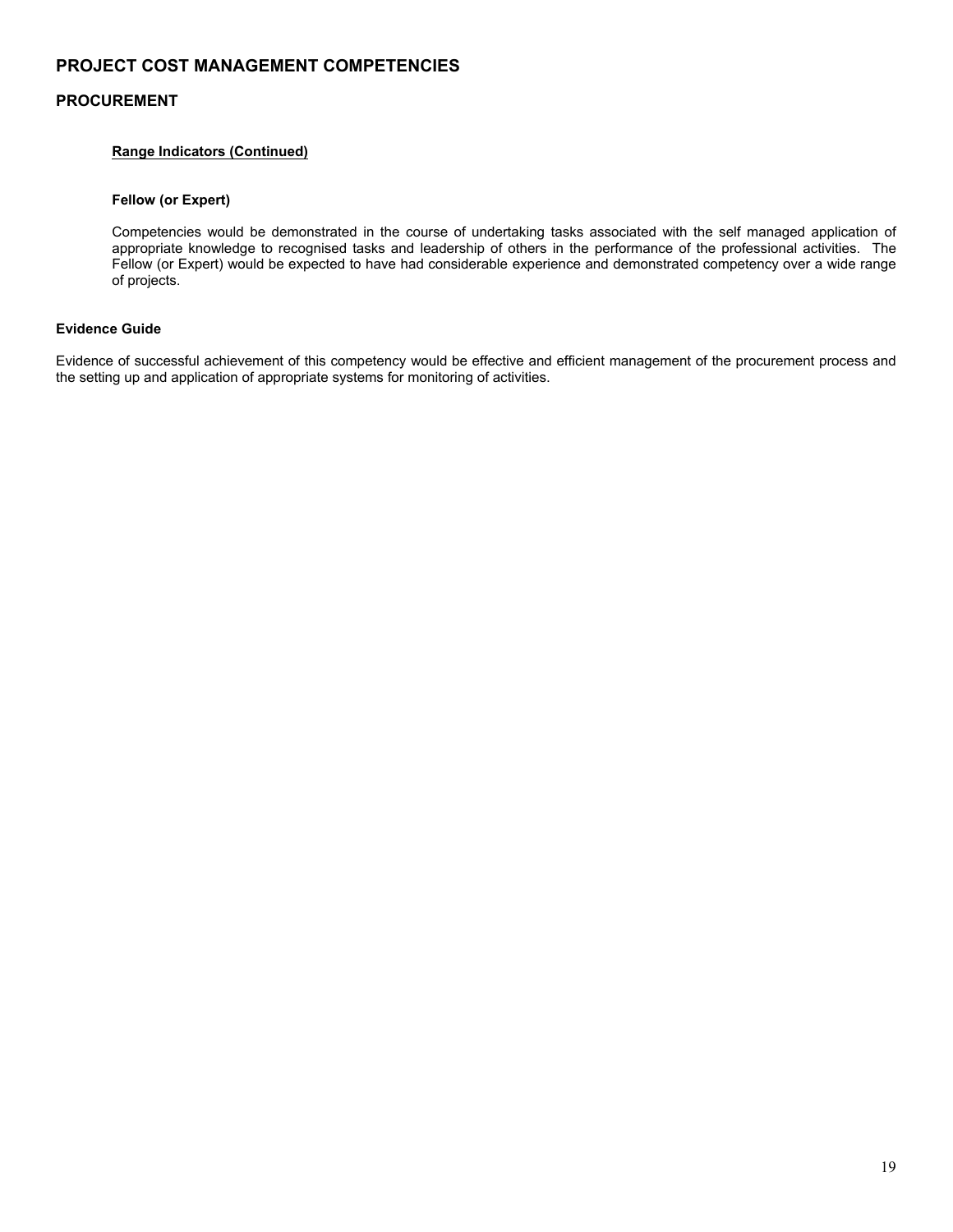## PROJECT COST MANAGEMENT COMPETENCIES

## PROCUREMENT

**Range Indicators (Continued)**

**Fellow (or Expert)**

Competencies would be demonstrated in the course of undertaking tasks associated with the self managed application of appropriate knowledge to recognised tasks and leadership of others in the performance of the professional activities. The Fellow (or Expert) would be expected to have had considerable experience and demonstrated competency over a wide range of projects.

**Evidence Guide**

Evidence of successful achievement of this competency would be effective and efficient management of the procurement process and the setting up and application of appropriate systems for monitoring of activities.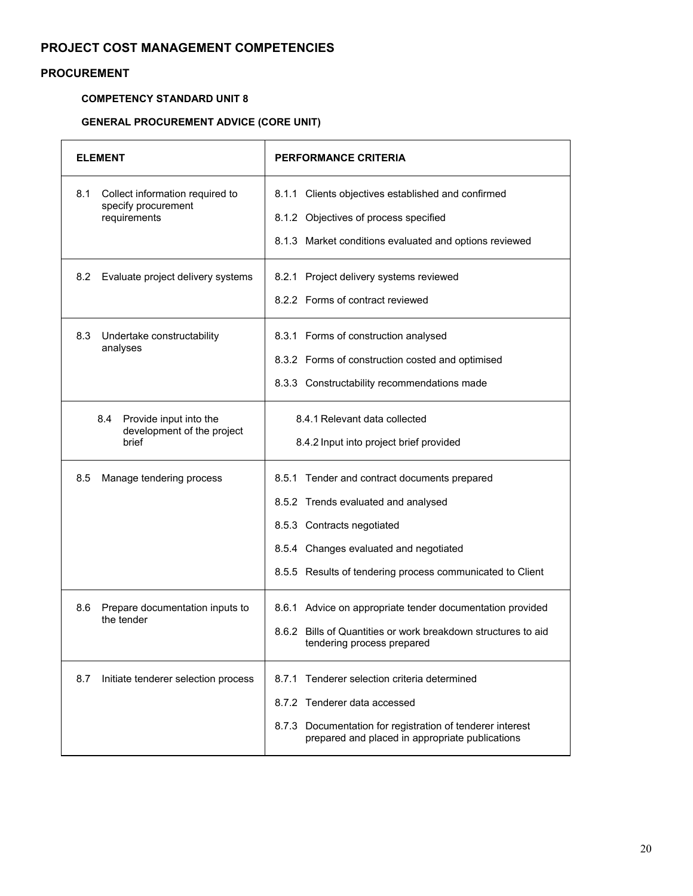## PROJECT COST MANAGEMENT COMPETENCIES

### PROCUREMENT

#### COMPETENCY STANDARD UNIT 8

#### GENERAL PROCUREMENT ADVICE (CORE UNIT)

| ELEMENT | PERFORMANCE CRITERIA |
|---|---|
| 8.1 Collect information required to specify procurement requirements | 8.1.1 Clients objectives established and confirmed<br>8.1.2 Objectives of process specified<br>8.1.3 Market conditions evaluated and options reviewed |
| 8.2 Evaluate project delivery systems | 8.2.1 Project delivery systems reviewed<br>8.2.2 Forms of contract reviewed |
| 8.3 Undertake constructability analyses | 8.3.1 Forms of construction analysed<br>8.3.2 Forms of construction costed and optimised<br>8.3.3 Constructability recommendations made |
| 8.4 Provide input into the development of the project brief | 8.4.1 Relevant data collected<br>8.4.2 Input into project brief provided |
| 8.5 Manage tendering process | 8.5.1 Tender and contract documents prepared<br>8.5.2 Trends evaluated and analysed<br>8.5.3 Contracts negotiated<br>8.5.4 Changes evaluated and negotiated<br>8.5.5 Results of tendering process communicated to Client |
| 8.6 Prepare documentation inputs to the tender | 8.6.1 Advice on appropriate tender documentation provided<br>8.6.2 Bills of Quantities or work breakdown structures to aid tendering process prepared |
| 8.7 Initiate tenderer selection process | 8.7.1 Tenderer selection criteria determined<br>8.7.2 Tenderer data accessed<br>8.7.3 Documentation for registration of tenderer interest prepared and placed in appropriate publications |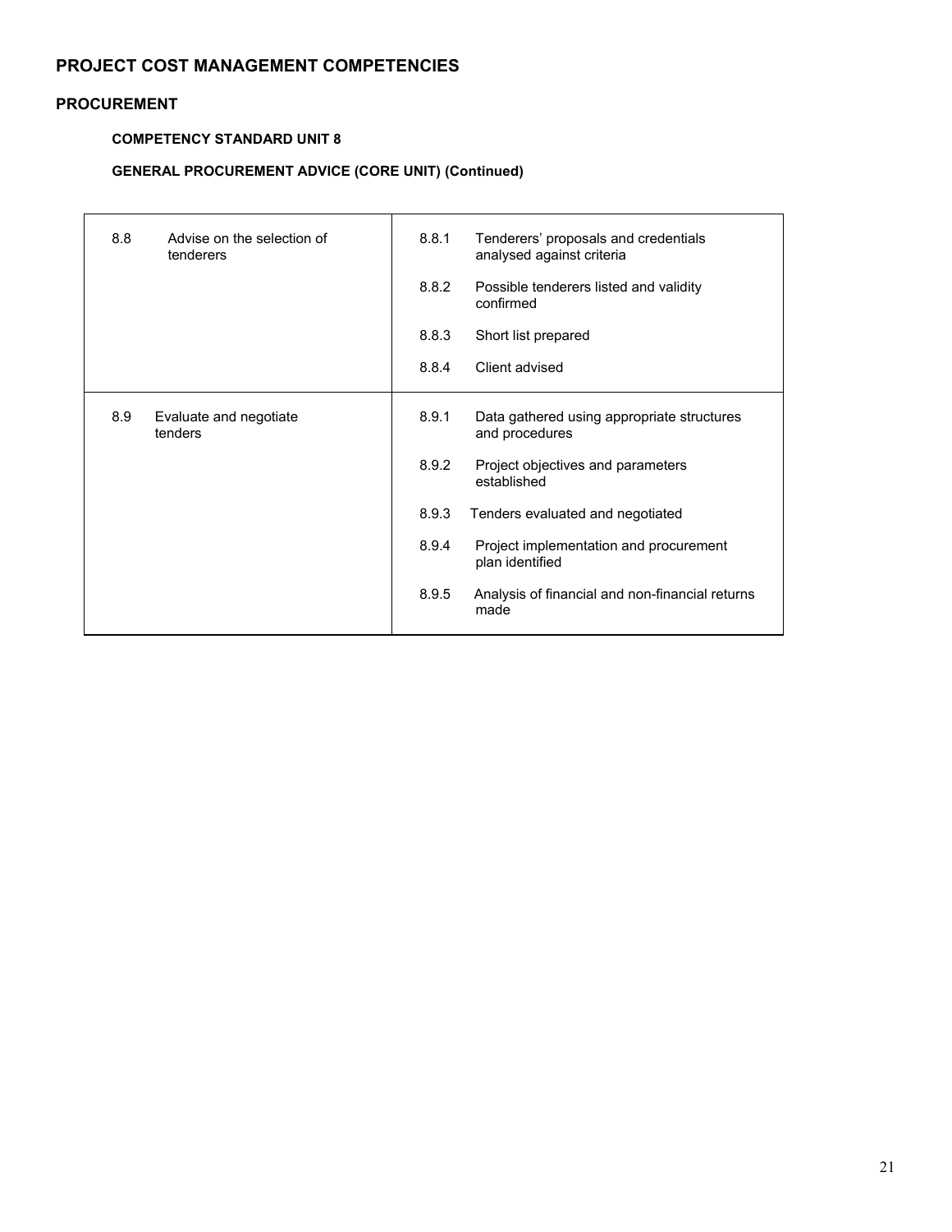## PROJECT COST MANAGEMENT COMPETENCIES

### PROCUREMENT

#### COMPETENCY STANDARD UNIT 8

#### GENERAL PROCUREMENT ADVICE (CORE UNIT) (Continued)

| | |
|---|---|
| 8.8 Advise on the selection of tenderers | 8.8.1 Tenderers' proposals and credentials analysed against criteria<br>8.8.2 Possible tenderers listed and validity confirmed<br>8.8.3 Short list prepared<br>8.8.4 Client advised |
| 8.9 Evaluate and negotiate tenders | 8.9.1 Data gathered using appropriate structures and procedures<br>8.9.2 Project objectives and parameters established<br>8.9.3 Tenders evaluated and negotiated<br>8.9.4 Project implementation and procurement plan identified<br>8.9.5 Analysis of financial and non-financial returns made |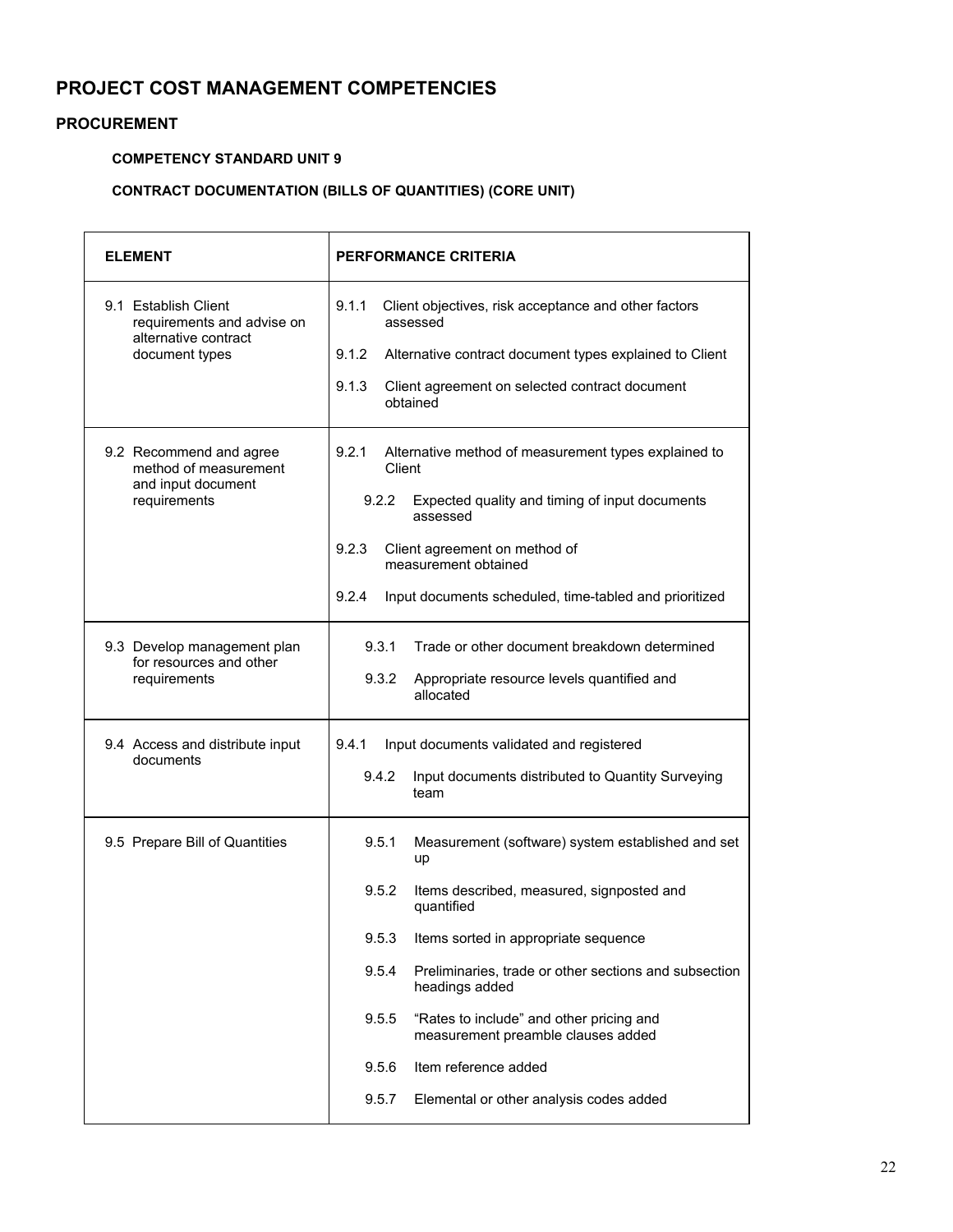# PROJECT COST MANAGEMENT COMPETENCIES

## PROCUREMENT

### COMPETENCY STANDARD UNIT 9

### CONTRACT DOCUMENTATION (BILLS OF QUANTITIES) (CORE UNIT)

| ELEMENT | PERFORMANCE CRITERIA |
|---|---|
| 9.1 Establish Client requirements and advise on alternative contract document types | 9.1.1 Client objectives, risk acceptance and other factors assessed<br>9.1.2 Alternative contract document types explained to Client<br>9.1.3 Client agreement on selected contract document obtained |
| 9.2 Recommend and agree method of measurement and input document requirements | 9.2.1 Alternative method of measurement types explained to Client<br>9.2.2 Expected quality and timing of input documents assessed<br>9.2.3 Client agreement on method of measurement obtained<br>9.2.4 Input documents scheduled, time-tabled and prioritized |
| 9.3 Develop management plan for resources and other requirements | 9.3.1 Trade or other document breakdown determined<br>9.3.2 Appropriate resource levels quantified and allocated |
| 9.4 Access and distribute input documents | 9.4.1 Input documents validated and registered<br>9.4.2 Input documents distributed to Quantity Surveying team |
| 9.5 Prepare Bill of Quantities | 9.5.1 Measurement (software) system established and set up<br>9.5.2 Items described, measured, signposted and quantified<br>9.5.3 Items sorted in appropriate sequence<br>9.5.4 Preliminaries, trade or other sections and subsection headings added<br>9.5.5 "Rates to include" and other pricing and measurement preamble clauses added<br>9.5.6 Item reference added<br>9.5.7 Elemental or other analysis codes added |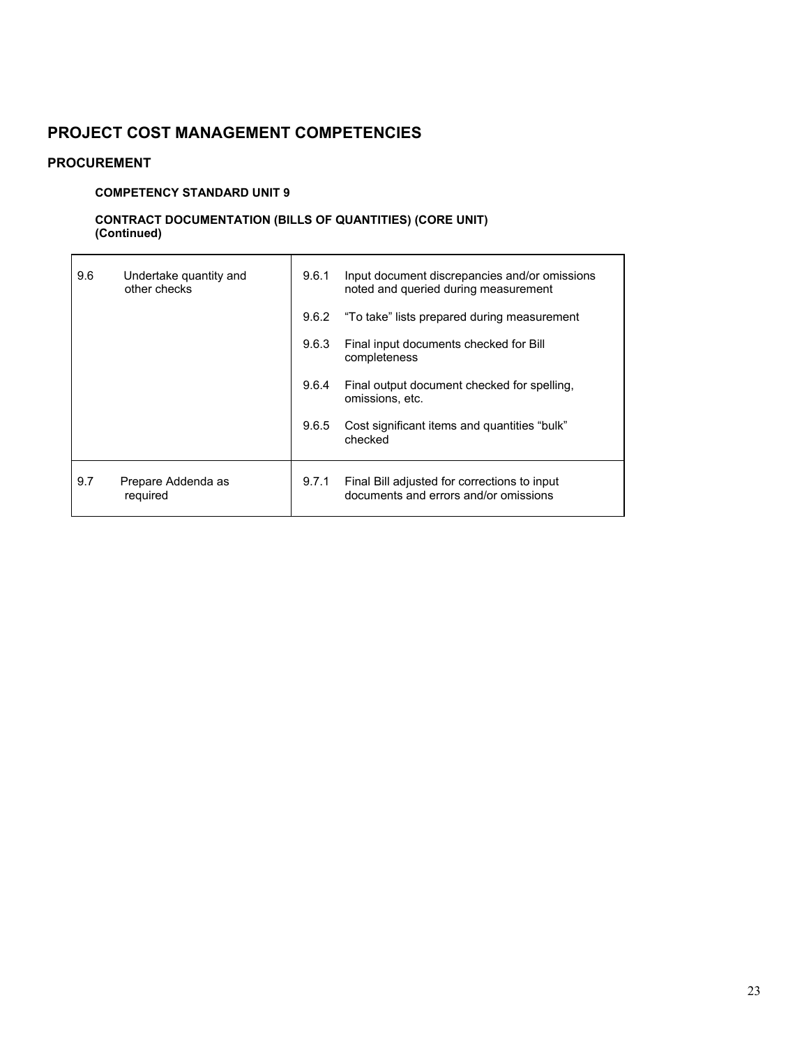## PROJECT COST MANAGEMENT COMPETENCIES

### PROCUREMENT

#### COMPETENCY STANDARD UNIT 9

#### CONTRACT DOCUMENTATION (BILLS OF QUANTITIES) (CORE UNIT) (Continued)

| | |
|---|---|
| 9.6 Undertake quantity and other checks | 9.6.1 Input document discrepancies and/or omissions noted and queried during measurement<br><br>9.6.2 "To take" lists prepared during measurement<br><br>9.6.3 Final input documents checked for Bill completeness<br><br>9.6.4 Final output document checked for spelling, omissions, etc.<br><br>9.6.5 Cost significant items and quantities "bulk" checked |
| 9.7 Prepare Addenda as required | 9.7.1 Final Bill adjusted for corrections to input documents and errors and/or omissions |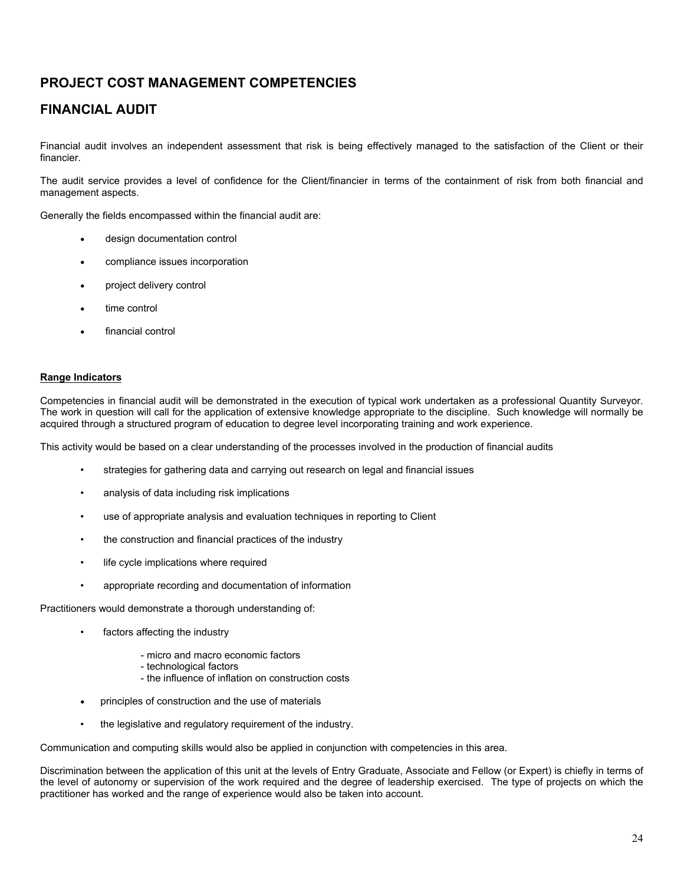## PROJECT COST MANAGEMENT COMPETENCIES

## FINANCIAL AUDIT

Financial audit involves an independent assessment that risk is being effectively managed to the satisfaction of the Client or their financier.

The audit service provides a level of confidence for the Client/financier in terms of the containment of risk from both financial and management aspects.

Generally the fields encompassed within the financial audit are:

- design documentation control
- compliance issues incorporation
- project delivery control
- time control
- financial control

**Range Indicators**

Competencies in financial audit will be demonstrated in the execution of typical work undertaken as a professional Quantity Surveyor. The work in question will call for the application of extensive knowledge appropriate to the discipline. Such knowledge will normally be acquired through a structured program of education to degree level incorporating training and work experience.

This activity would be based on a clear understanding of the processes involved in the production of financial audits

- strategies for gathering data and carrying out research on legal and financial issues
- analysis of data including risk implications
- use of appropriate analysis and evaluation techniques in reporting to Client
- the construction and financial practices of the industry
- life cycle implications where required
- appropriate recording and documentation of information

Practitioners would demonstrate a thorough understanding of:

- factors affecting the industry
  - micro and macro economic factors
  - technological factors
  - the influence of inflation on construction costs
- principles of construction and the use of materials
- the legislative and regulatory requirement of the industry.

Communication and computing skills would also be applied in conjunction with competencies in this area.

Discrimination between the application of this unit at the levels of Entry Graduate, Associate and Fellow (or Expert) is chiefly in terms of the level of autonomy or supervision of the work required and the degree of leadership exercised. The type of projects on which the practitioner has worked and the range of experience would also be taken into account.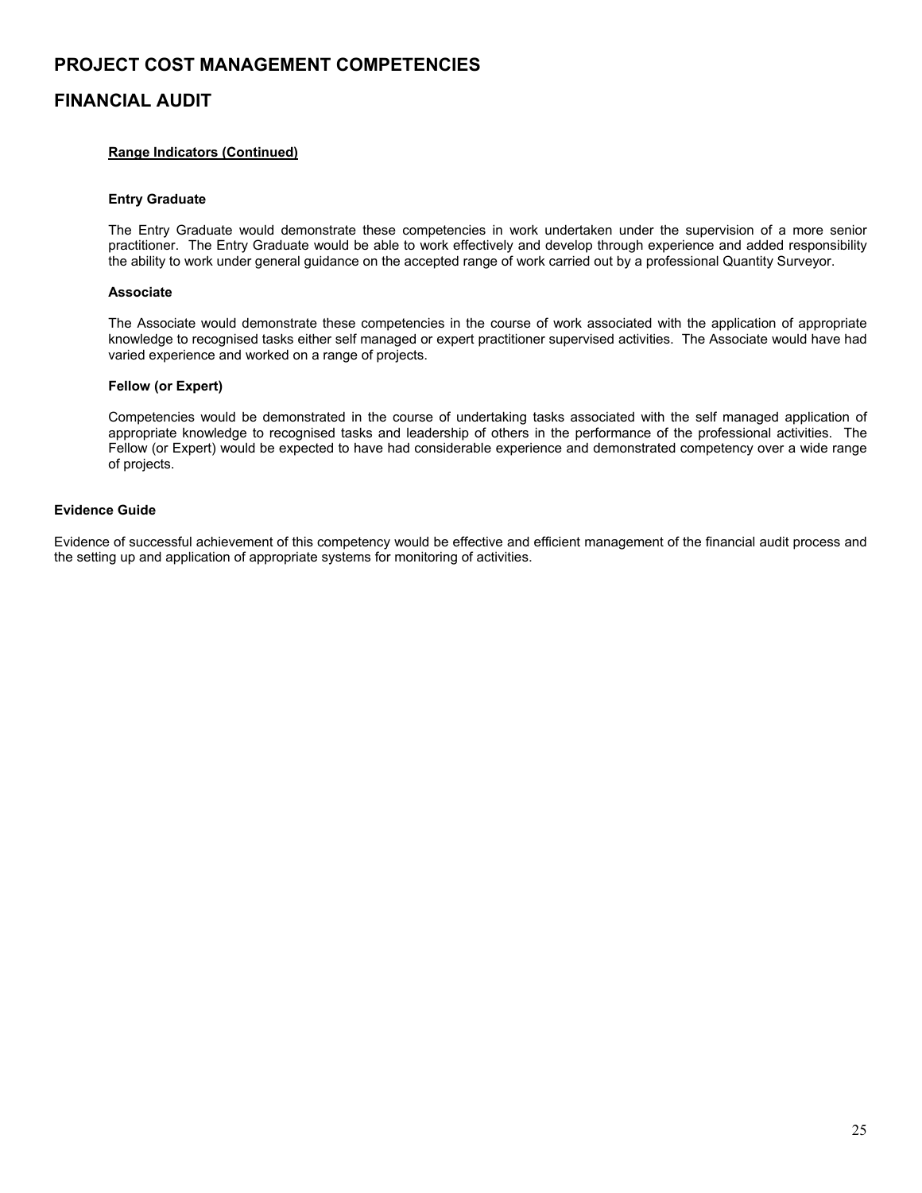# PROJECT COST MANAGEMENT COMPETENCIES

## FINANCIAL AUDIT

**Range Indicators (Continued)**

**Entry Graduate**

The Entry Graduate would demonstrate these competencies in work undertaken under the supervision of a more senior practitioner. The Entry Graduate would be able to work effectively and develop through experience and added responsibility the ability to work under general guidance on the accepted range of work carried out by a professional Quantity Surveyor.

**Associate**

The Associate would demonstrate these competencies in the course of work associated with the application of appropriate knowledge to recognised tasks either self managed or expert practitioner supervised activities. The Associate would have had varied experience and worked on a range of projects.

**Fellow (or Expert)**

Competencies would be demonstrated in the course of undertaking tasks associated with the self managed application of appropriate knowledge to recognised tasks and leadership of others in the performance of the professional activities. The Fellow (or Expert) would be expected to have had considerable experience and demonstrated competency over a wide range of projects.

**Evidence Guide**

Evidence of successful achievement of this competency would be effective and efficient management of the financial audit process and the setting up and application of appropriate systems for monitoring of activities.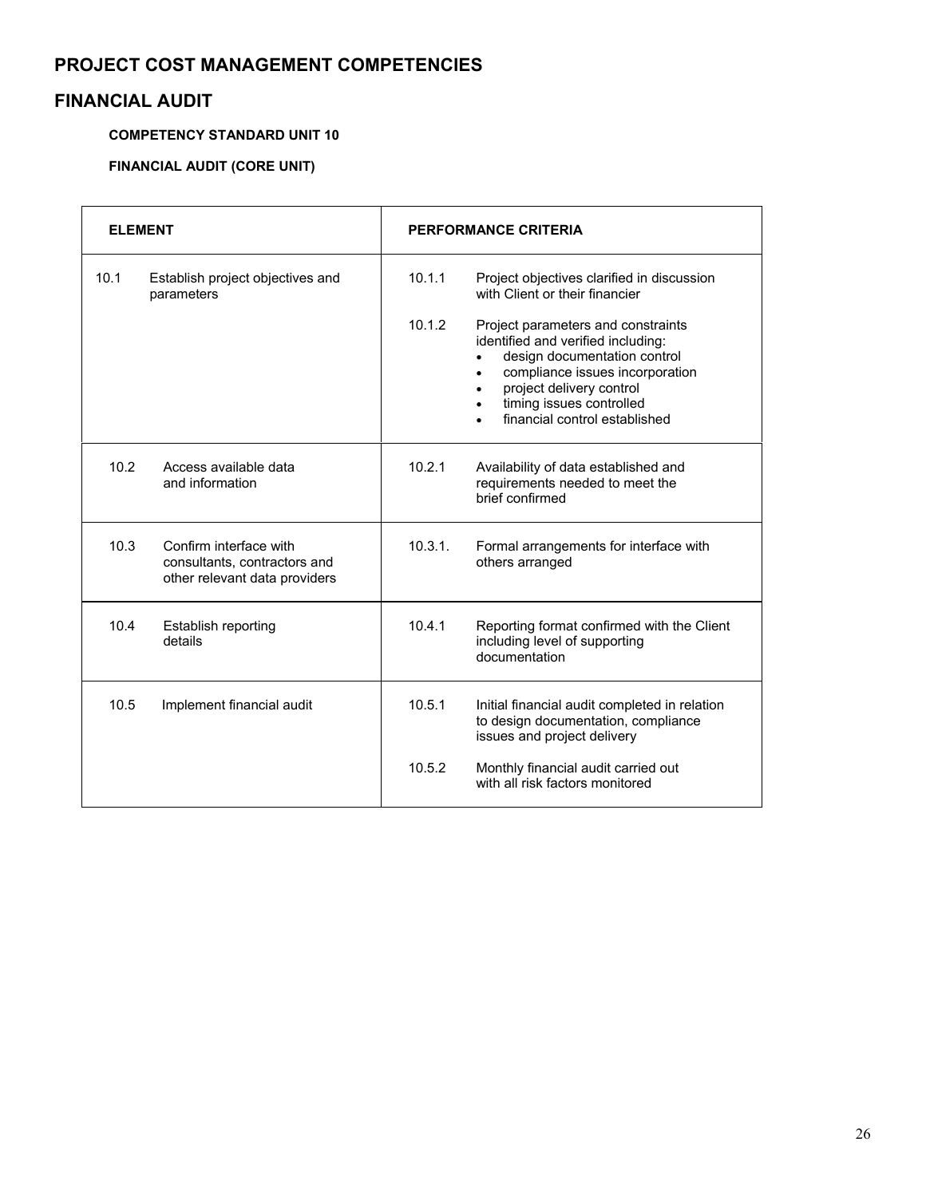# PROJECT COST MANAGEMENT COMPETENCIES

## FINANCIAL AUDIT

### COMPETENCY STANDARD UNIT 10

### FINANCIAL AUDIT (CORE UNIT)

| ELEMENT | | PERFORMANCE CRITERIA | |
|---|---|---|---|
| 10.1 | Establish project objectives and parameters | 10.1.1 | Project objectives clarified in discussion with Client or their financier |
| | | 10.1.2 | Project parameters and constraints identified and verified including: <br>• design documentation control <br>• compliance issues incorporation <br>• project delivery control <br>• timing issues controlled <br>• financial control established |
| 10.2 | Access available data and information | 10.2.1 | Availability of data established and requirements needed to meet the brief confirmed |
| 10.3 | Confirm interface with consultants, contractors and other relevant data providers | 10.3.1. | Formal arrangements for interface with others arranged |
| 10.4 | Establish reporting details | 10.4.1 | Reporting format confirmed with the Client including level of supporting documentation |
| 10.5 | Implement financial audit | 10.5.1 | Initial financial audit completed in relation to design documentation, compliance issues and project delivery |
| | | 10.5.2 | Monthly financial audit carried out with all risk factors monitored |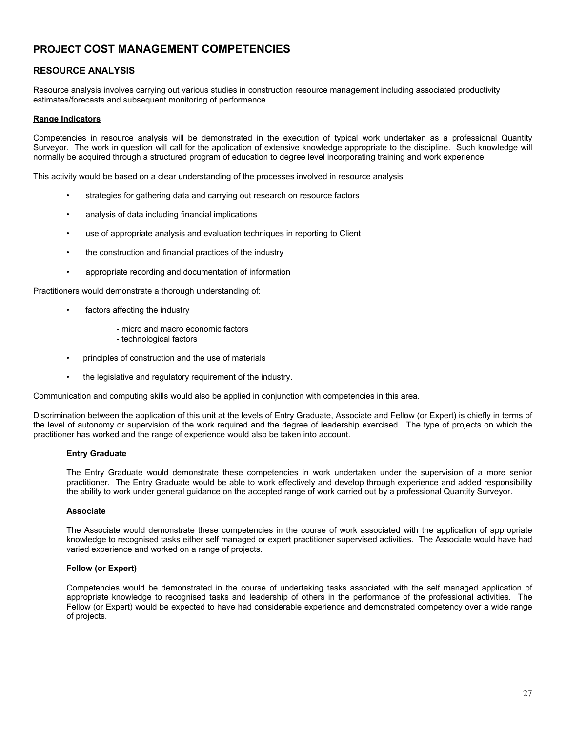# PROJECT COST MANAGEMENT COMPETENCIES

## RESOURCE ANALYSIS

Resource analysis involves carrying out various studies in construction resource management including associated productivity estimates/forecasts and subsequent monitoring of performance.

**Range Indicators**

Competencies in resource analysis will be demonstrated in the execution of typical work undertaken as a professional Quantity Surveyor. The work in question will call for the application of extensive knowledge appropriate to the discipline. Such knowledge will normally be acquired through a structured program of education to degree level incorporating training and work experience.

This activity would be based on a clear understanding of the processes involved in resource analysis

- strategies for gathering data and carrying out research on resource factors
- analysis of data including financial implications
- use of appropriate analysis and evaluation techniques in reporting to Client
- the construction and financial practices of the industry
- appropriate recording and documentation of information

Practitioners would demonstrate a thorough understanding of:

- factors affecting the industry
  - micro and macro economic factors
  - technological factors
- principles of construction and the use of materials
- the legislative and regulatory requirement of the industry.

Communication and computing skills would also be applied in conjunction with competencies in this area.

Discrimination between the application of this unit at the levels of Entry Graduate, Associate and Fellow (or Expert) is chiefly in terms of the level of autonomy or supervision of the work required and the degree of leadership exercised. The type of projects on which the practitioner has worked and the range of experience would also be taken into account.

**Entry Graduate**

The Entry Graduate would demonstrate these competencies in work undertaken under the supervision of a more senior practitioner. The Entry Graduate would be able to work effectively and develop through experience and added responsibility the ability to work under general guidance on the accepted range of work carried out by a professional Quantity Surveyor.

**Associate**

The Associate would demonstrate these competencies in the course of work associated with the application of appropriate knowledge to recognised tasks either self managed or expert practitioner supervised activities. The Associate would have had varied experience and worked on a range of projects.

**Fellow (or Expert)**

Competencies would be demonstrated in the course of undertaking tasks associated with the self managed application of appropriate knowledge to recognised tasks and leadership of others in the performance of the professional activities. The Fellow (or Expert) would be expected to have had considerable experience and demonstrated competency over a wide range of projects.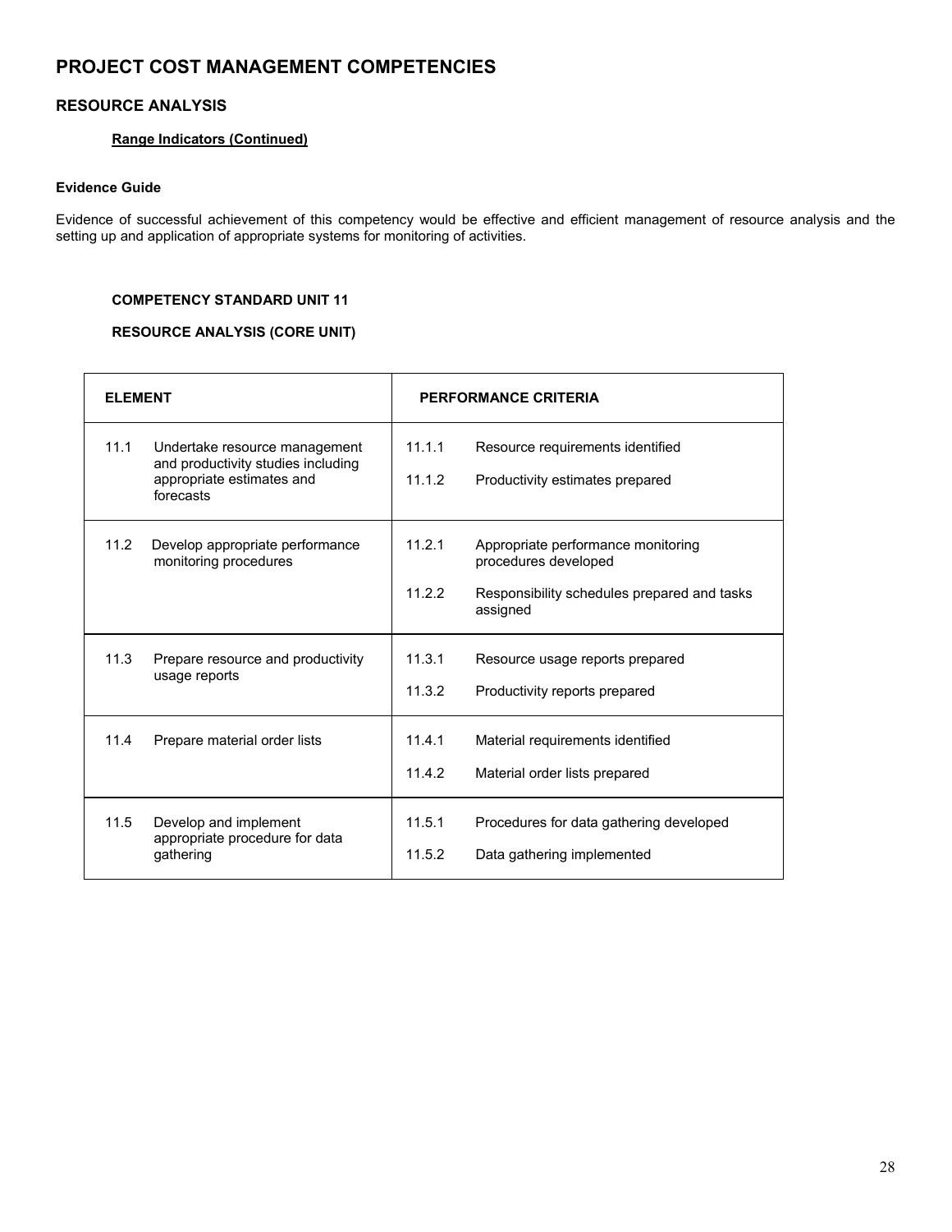# PROJECT COST MANAGEMENT COMPETENCIES

## RESOURCE ANALYSIS

**Range Indicators (Continued)**

**Evidence Guide**

Evidence of successful achievement of this competency would be effective and efficient management of resource analysis and the setting up and application of appropriate systems for monitoring of activities.

**COMPETENCY STANDARD UNIT 11**

**RESOURCE ANALYSIS (CORE UNIT)**

| ELEMENT | PERFORMANCE CRITERIA |
|---|---|
| 11.1 Undertake resource management and productivity studies including appropriate estimates and forecasts | 11.1.1 Resource requirements identified<br>11.1.2 Productivity estimates prepared |
| 11.2 Develop appropriate performance monitoring procedures | 11.2.1 Appropriate performance monitoring procedures developed<br>11.2.2 Responsibility schedules prepared and tasks assigned |
| 11.3 Prepare resource and productivity usage reports | 11.3.1 Resource usage reports prepared<br>11.3.2 Productivity reports prepared |
| 11.4 Prepare material order lists | 11.4.1 Material requirements identified<br>11.4.2 Material order lists prepared |
| 11.5 Develop and implement appropriate procedure for data gathering | 11.5.1 Procedures for data gathering developed<br>11.5.2 Data gathering implemented |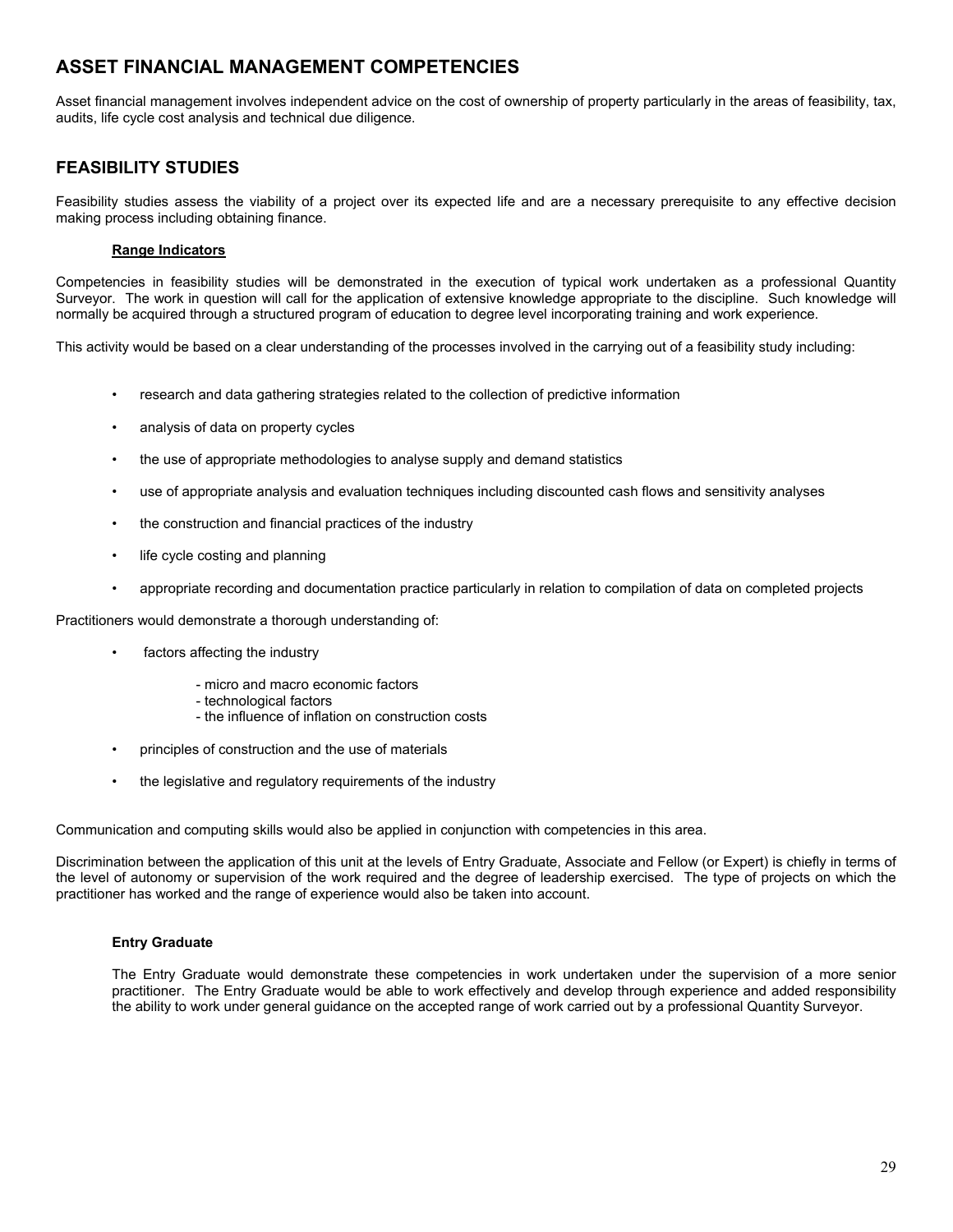## ASSET FINANCIAL MANAGEMENT COMPETENCIES

Asset financial management involves independent advice on the cost of ownership of property particularly in the areas of feasibility, tax, audits, life cycle cost analysis and technical due diligence.

## FEASIBILITY STUDIES

Feasibility studies assess the viability of a project over its expected life and are a necessary prerequisite to any effective decision making process including obtaining finance.

**Range Indicators**

Competencies in feasibility studies will be demonstrated in the execution of typical work undertaken as a professional Quantity Surveyor. The work in question will call for the application of extensive knowledge appropriate to the discipline. Such knowledge will normally be acquired through a structured program of education to degree level incorporating training and work experience.

This activity would be based on a clear understanding of the processes involved in the carrying out of a feasibility study including:

- research and data gathering strategies related to the collection of predictive information
- analysis of data on property cycles
- the use of appropriate methodologies to analyse supply and demand statistics
- use of appropriate analysis and evaluation techniques including discounted cash flows and sensitivity analyses
- the construction and financial practices of the industry
- life cycle costing and planning
- appropriate recording and documentation practice particularly in relation to compilation of data on completed projects

Practitioners would demonstrate a thorough understanding of:

- factors affecting the industry
  - micro and macro economic factors
  - technological factors
  - the influence of inflation on construction costs
- principles of construction and the use of materials
- the legislative and regulatory requirements of the industry

Communication and computing skills would also be applied in conjunction with competencies in this area.

Discrimination between the application of this unit at the levels of Entry Graduate, Associate and Fellow (or Expert) is chiefly in terms of the level of autonomy or supervision of the work required and the degree of leadership exercised. The type of projects on which the practitioner has worked and the range of experience would also be taken into account.

**Entry Graduate**

The Entry Graduate would demonstrate these competencies in work undertaken under the supervision of a more senior practitioner. The Entry Graduate would be able to work effectively and develop through experience and added responsibility the ability to work under general guidance on the accepted range of work carried out by a professional Quantity Surveyor.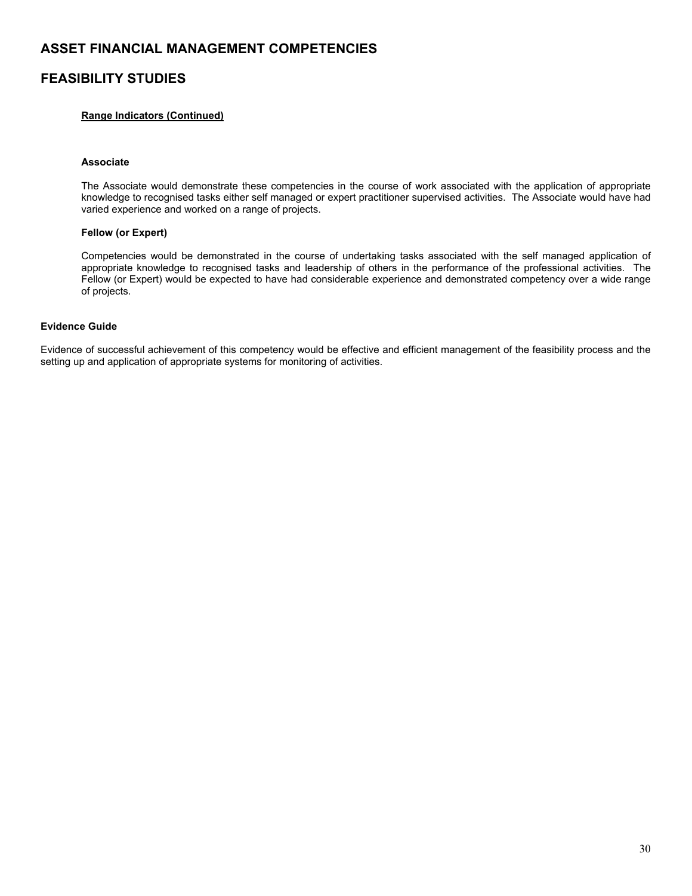# ASSET FINANCIAL MANAGEMENT COMPETENCIES

# FEASIBILITY STUDIES

**Range Indicators (Continued)**

**Associate**

The Associate would demonstrate these competencies in the course of work associated with the application of appropriate knowledge to recognised tasks either self managed or expert practitioner supervised activities. The Associate would have had varied experience and worked on a range of projects.

**Fellow (or Expert)**

Competencies would be demonstrated in the course of undertaking tasks associated with the self managed application of appropriate knowledge to recognised tasks and leadership of others in the performance of the professional activities. The Fellow (or Expert) would be expected to have had considerable experience and demonstrated competency over a wide range of projects.

**Evidence Guide**

Evidence of successful achievement of this competency would be effective and efficient management of the feasibility process and the setting up and application of appropriate systems for monitoring of activities.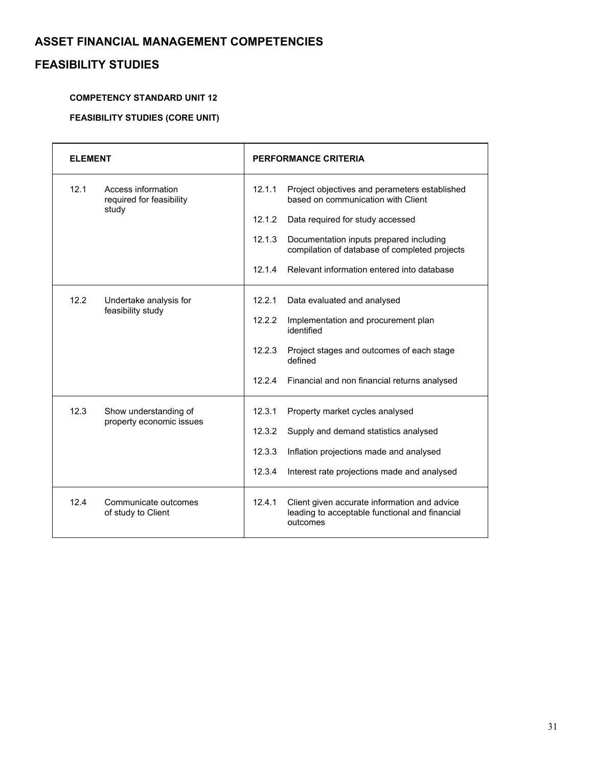# ASSET FINANCIAL MANAGEMENT COMPETENCIES

## FEASIBILITY STUDIES

**COMPETENCY STANDARD UNIT 12**

**FEASIBILITY STUDIES (CORE UNIT)**

| ELEMENT | | PERFORMANCE CRITERIA | |
|---|---|---|---|
| 12.1 | Access information required for feasibility study | 12.1.1 | Project objectives and perameters established based on communication with Client |
| | | 12.1.2 | Data required for study accessed |
| | | 12.1.3 | Documentation inputs prepared including compilation of database of completed projects |
| | | 12.1.4 | Relevant information entered into database |
| 12.2 | Undertake analysis for feasibility study | 12.2.1 | Data evaluated and analysed |
| | | 12.2.2 | Implementation and procurement plan identified |
| | | 12.2.3 | Project stages and outcomes of each stage defined |
| | | 12.2.4 | Financial and non financial returns analysed |
| 12.3 | Show understanding of property economic issues | 12.3.1 | Property market cycles analysed |
| | | 12.3.2 | Supply and demand statistics analysed |
| | | 12.3.3 | Inflation projections made and analysed |
| | | 12.3.4 | Interest rate projections made and analysed |
| 12.4 | Communicate outcomes of study to Client | 12.4.1 | Client given accurate information and advice leading to acceptable functional and financial outcomes |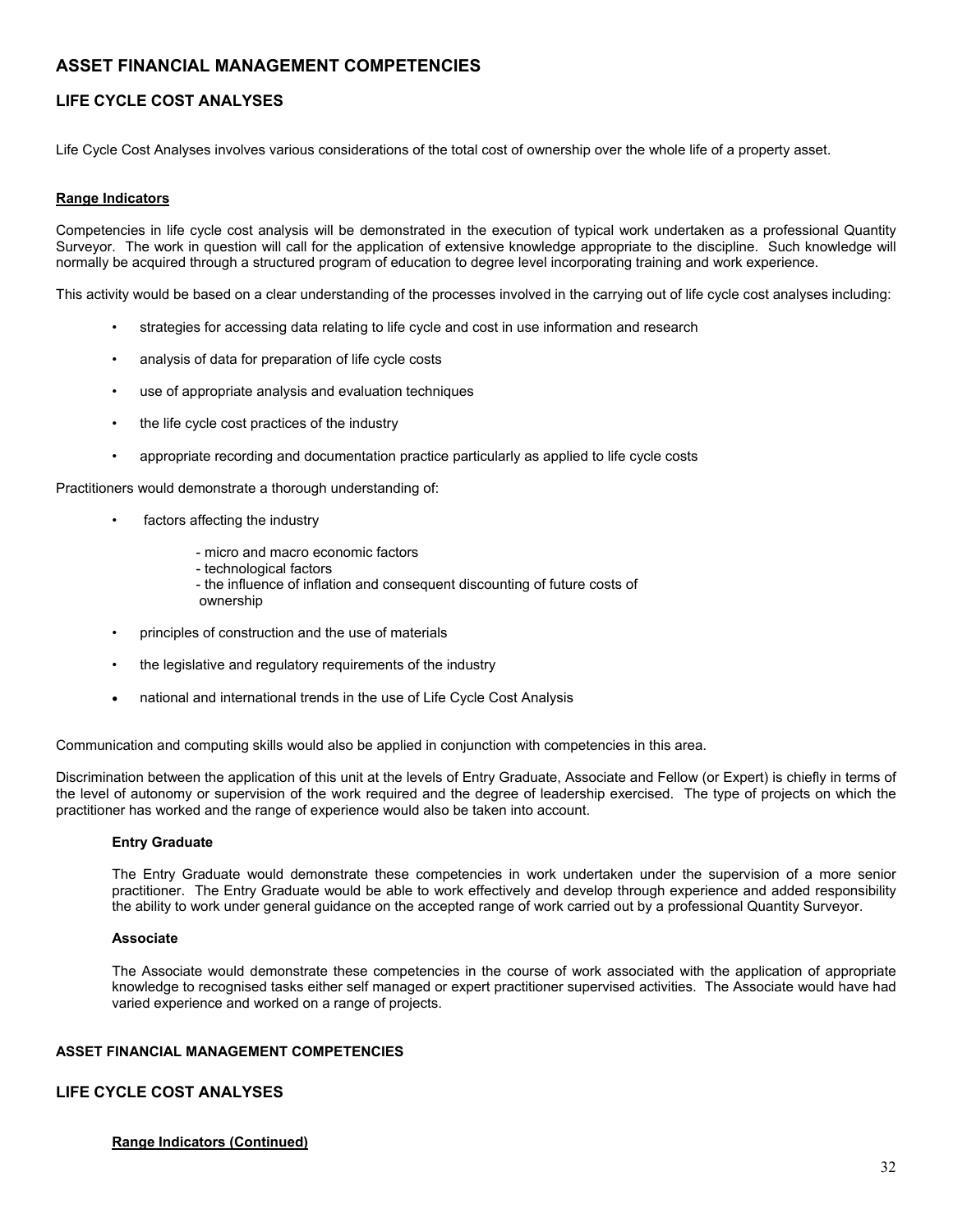## ASSET FINANCIAL MANAGEMENT COMPETENCIES

## LIFE CYCLE COST ANALYSES

Life Cycle Cost Analyses involves various considerations of the total cost of ownership over the whole life of a property asset.

**Range Indicators**

Competencies in life cycle cost analysis will be demonstrated in the execution of typical work undertaken as a professional Quantity Surveyor. The work in question will call for the application of extensive knowledge appropriate to the discipline. Such knowledge will normally be acquired through a structured program of education to degree level incorporating training and work experience.

This activity would be based on a clear understanding of the processes involved in the carrying out of life cycle cost analyses including:

- strategies for accessing data relating to life cycle and cost in use information and research
- analysis of data for preparation of life cycle costs
- use of appropriate analysis and evaluation techniques
- the life cycle cost practices of the industry
- appropriate recording and documentation practice particularly as applied to life cycle costs

Practitioners would demonstrate a thorough understanding of:

- factors affecting the industry
    - micro and macro economic factors
    - technological factors
    - the influence of inflation and consequent discounting of future costs of ownership
- principles of construction and the use of materials
- the legislative and regulatory requirements of the industry
- national and international trends in the use of Life Cycle Cost Analysis

Communication and computing skills would also be applied in conjunction with competencies in this area.

Discrimination between the application of this unit at the levels of Entry Graduate, Associate and Fellow (or Expert) is chiefly in terms of the level of autonomy or supervision of the work required and the degree of leadership exercised. The type of projects on which the practitioner has worked and the range of experience would also be taken into account.

**Entry Graduate**

The Entry Graduate would demonstrate these competencies in work undertaken under the supervision of a more senior practitioner. The Entry Graduate would be able to work effectively and develop through experience and added responsibility the ability to work under general guidance on the accepted range of work carried out by a professional Quantity Surveyor.

**Associate**

The Associate would demonstrate these competencies in the course of work associated with the application of appropriate knowledge to recognised tasks either self managed or expert practitioner supervised activities. The Associate would have had varied experience and worked on a range of projects.

**ASSET FINANCIAL MANAGEMENT COMPETENCIES**

## LIFE CYCLE COST ANALYSES

**Range Indicators (Continued)**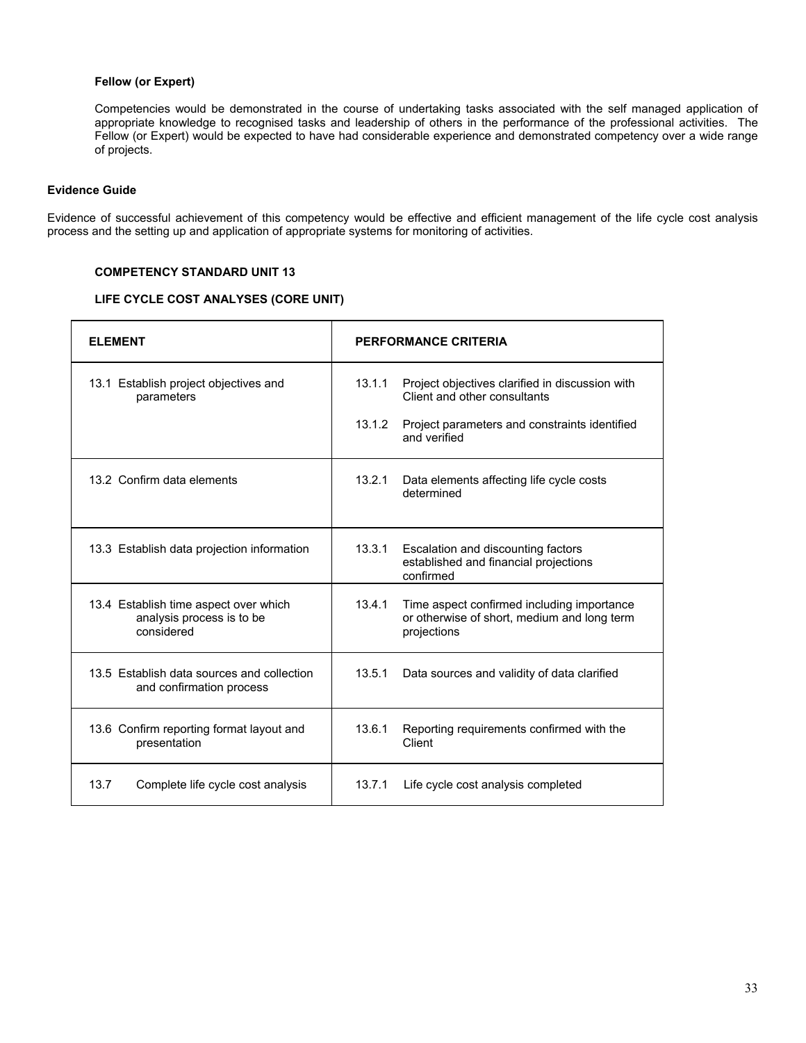**Fellow (or Expert)**

Competencies would be demonstrated in the course of undertaking tasks associated with the self managed application of appropriate knowledge to recognised tasks and leadership of others in the performance of the professional activities. The Fellow (or Expert) would be expected to have had considerable experience and demonstrated competency over a wide range of projects.

**Evidence Guide**

Evidence of successful achievement of this competency would be effective and efficient management of the life cycle cost analysis process and the setting up and application of appropriate systems for monitoring of activities.

**COMPETENCY STANDARD UNIT 13**

**LIFE CYCLE COST ANALYSES (CORE UNIT)**

| ELEMENT | PERFORMANCE CRITERIA |
|---|---|
| 13.1 Establish project objectives and parameters | 13.1.1 Project objectives clarified in discussion with Client and other consultants<br><br>13.1.2 Project parameters and constraints identified and verified |
| 13.2 Confirm data elements | 13.2.1 Data elements affecting life cycle costs determined |
| 13.3 Establish data projection information | 13.3.1 Escalation and discounting factors established and financial projections confirmed |
| 13.4 Establish time aspect over which analysis process is to be considered | 13.4.1 Time aspect confirmed including importance or otherwise of short, medium and long term projections |
| 13.5 Establish data sources and collection and confirmation process | 13.5.1 Data sources and validity of data clarified |
| 13.6 Confirm reporting format layout and presentation | 13.6.1 Reporting requirements confirmed with the Client |
| 13.7 Complete life cycle cost analysis | 13.7.1 Life cycle cost analysis completed |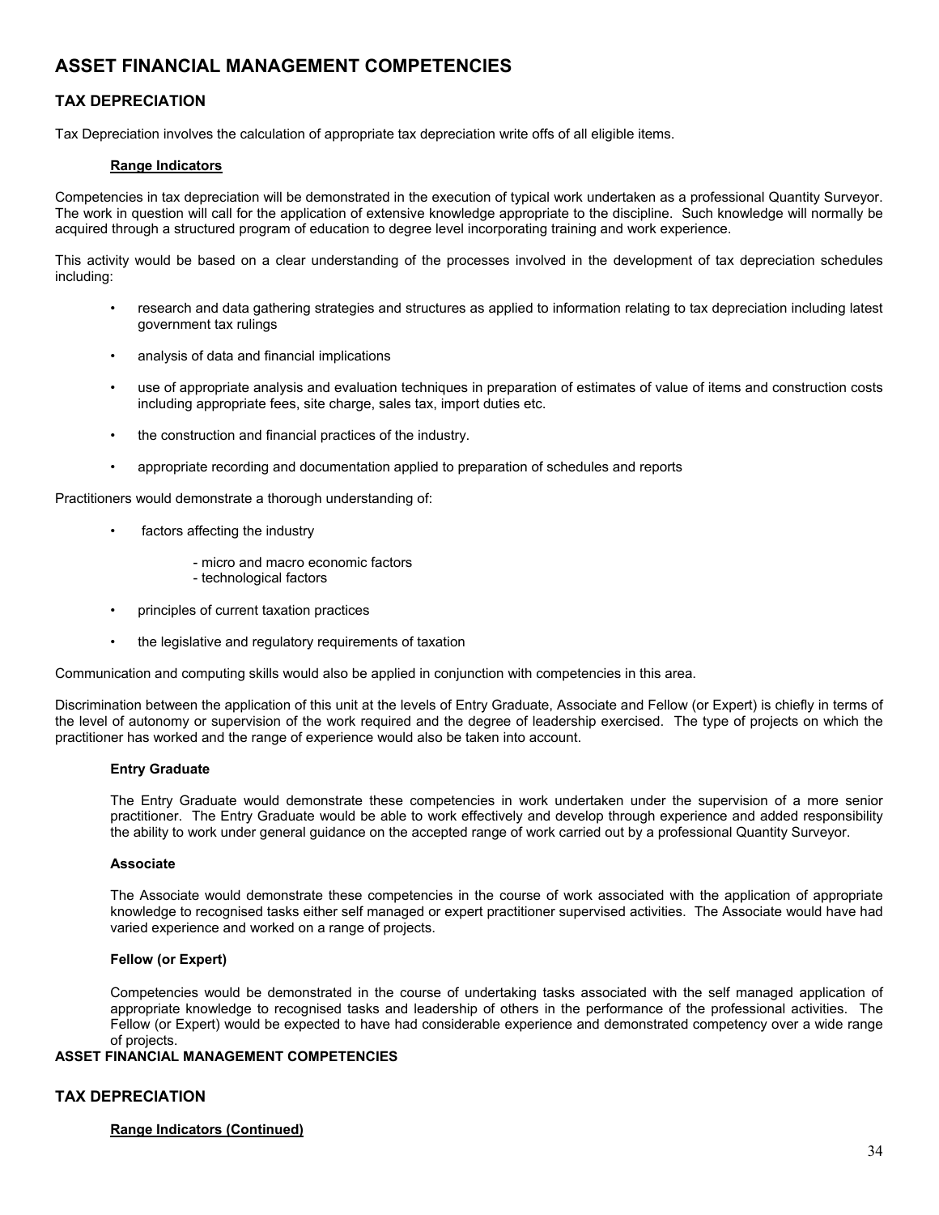# ASSET FINANCIAL MANAGEMENT COMPETENCIES

## TAX DEPRECIATION

Tax Depreciation involves the calculation of appropriate tax depreciation write offs of all eligible items.

### Range Indicators

Competencies in tax depreciation will be demonstrated in the execution of typical work undertaken as a professional Quantity Surveyor. The work in question will call for the application of extensive knowledge appropriate to the discipline. Such knowledge will normally be acquired through a structured program of education to degree level incorporating training and work experience.

This activity would be based on a clear understanding of the processes involved in the development of tax depreciation schedules including:

- research and data gathering strategies and structures as applied to information relating to tax depreciation including latest government tax rulings
- analysis of data and financial implications
- use of appropriate analysis and evaluation techniques in preparation of estimates of value of items and construction costs including appropriate fees, site charge, sales tax, import duties etc.
- the construction and financial practices of the industry.
- appropriate recording and documentation applied to preparation of schedules and reports

Practitioners would demonstrate a thorough understanding of:

- factors affecting the industry
    - micro and macro economic factors
    - technological factors
- principles of current taxation practices
- the legislative and regulatory requirements of taxation

Communication and computing skills would also be applied in conjunction with competencies in this area.

Discrimination between the application of this unit at the levels of Entry Graduate, Associate and Fellow (or Expert) is chiefly in terms of the level of autonomy or supervision of the work required and the degree of leadership exercised. The type of projects on which the practitioner has worked and the range of experience would also be taken into account.

**Entry Graduate**

The Entry Graduate would demonstrate these competencies in work undertaken under the supervision of a more senior practitioner. The Entry Graduate would be able to work effectively and develop through experience and added responsibility the ability to work under general guidance on the accepted range of work carried out by a professional Quantity Surveyor.

**Associate**

The Associate would demonstrate these competencies in the course of work associated with the application of appropriate knowledge to recognised tasks either self managed or expert practitioner supervised activities. The Associate would have had varied experience and worked on a range of projects.

**Fellow (or Expert)**

Competencies would be demonstrated in the course of undertaking tasks associated with the self managed application of appropriate knowledge to recognised tasks and leadership of others in the performance of the professional activities. The Fellow (or Expert) would be expected to have had considerable experience and demonstrated competency over a wide range of projects.

# ASSET FINANCIAL MANAGEMENT COMPETENCIES

## TAX DEPRECIATION

### Range Indicators (Continued)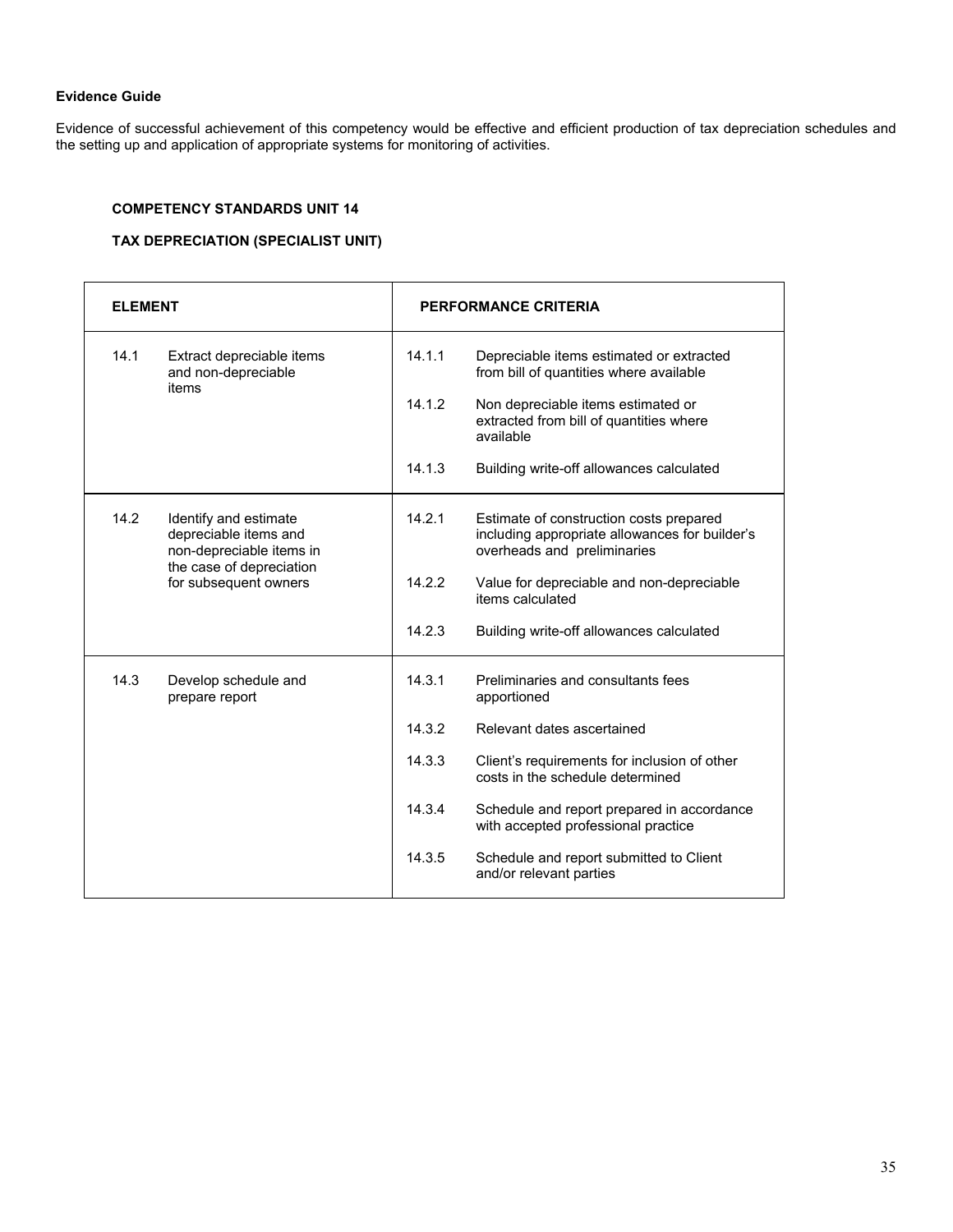**Evidence Guide**

Evidence of successful achievement of this competency would be effective and efficient production of tax depreciation schedules and the setting up and application of appropriate systems for monitoring of activities.

**COMPETENCY STANDARDS UNIT 14**

**TAX DEPRECIATION (SPECIALIST UNIT)**

| ELEMENT | | PERFORMANCE CRITERIA | |
|---|---|---|---|
| 14.1 | Extract depreciable items and non-depreciable items | 14.1.1 | Depreciable items estimated or extracted from bill of quantities where available |
| | | 14.1.2 | Non depreciable items estimated or extracted from bill of quantities where available |
| | | 14.1.3 | Building write-off allowances calculated |
| 14.2 | Identify and estimate depreciable items and non-depreciable items in the case of depreciation for subsequent owners | 14.2.1 | Estimate of construction costs prepared including appropriate allowances for builder's overheads and preliminaries |
| | | 14.2.2 | Value for depreciable and non-depreciable items calculated |
| | | 14.2.3 | Building write-off allowances calculated |
| 14.3 | Develop schedule and prepare report | 14.3.1 | Preliminaries and consultants fees apportioned |
| | | 14.3.2 | Relevant dates ascertained |
| | | 14.3.3 | Client's requirements for inclusion of other costs in the schedule determined |
| | | 14.3.4 | Schedule and report prepared in accordance with accepted professional practice |
| | | 14.3.5 | Schedule and report submitted to Client and/or relevant parties |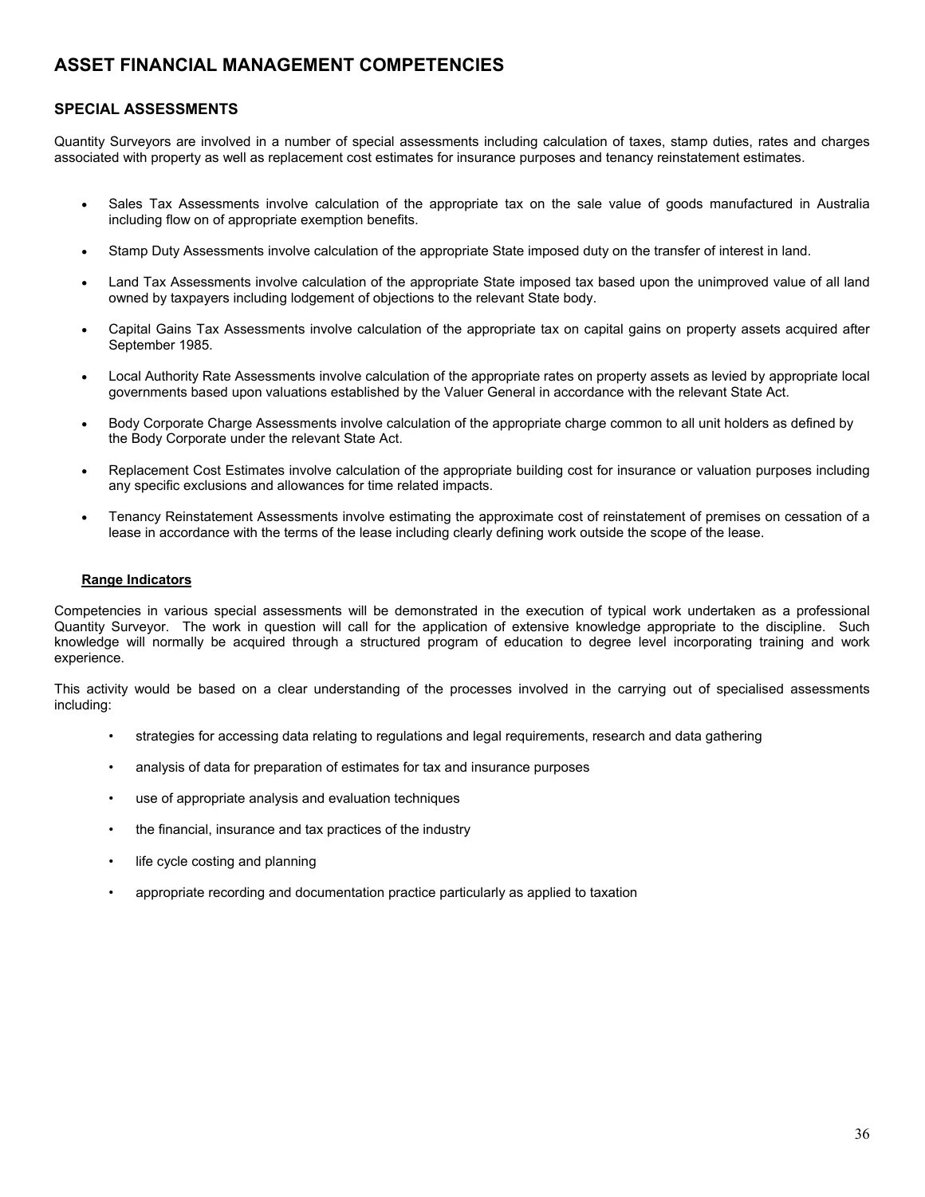# ASSET FINANCIAL MANAGEMENT COMPETENCIES

## SPECIAL ASSESSMENTS

Quantity Surveyors are involved in a number of special assessments including calculation of taxes, stamp duties, rates and charges associated with property as well as replacement cost estimates for insurance purposes and tenancy reinstatement estimates.

- Sales Tax Assessments involve calculation of the appropriate tax on the sale value of goods manufactured in Australia including flow on of appropriate exemption benefits.
- Stamp Duty Assessments involve calculation of the appropriate State imposed duty on the transfer of interest in land.
- Land Tax Assessments involve calculation of the appropriate State imposed tax based upon the unimproved value of all land owned by taxpayers including lodgement of objections to the relevant State body.
- Capital Gains Tax Assessments involve calculation of the appropriate tax on capital gains on property assets acquired after September 1985.
- Local Authority Rate Assessments involve calculation of the appropriate rates on property assets as levied by appropriate local governments based upon valuations established by the Valuer General in accordance with the relevant State Act.
- Body Corporate Charge Assessments involve calculation of the appropriate charge common to all unit holders as defined by the Body Corporate under the relevant State Act.
- Replacement Cost Estimates involve calculation of the appropriate building cost for insurance or valuation purposes including any specific exclusions and allowances for time related impacts.
- Tenancy Reinstatement Assessments involve estimating the approximate cost of reinstatement of premises on cessation of a lease in accordance with the terms of the lease including clearly defining work outside the scope of the lease.

### Range Indicators

Competencies in various special assessments will be demonstrated in the execution of typical work undertaken as a professional Quantity Surveyor. The work in question will call for the application of extensive knowledge appropriate to the discipline. Such knowledge will normally be acquired through a structured program of education to degree level incorporating training and work experience.

This activity would be based on a clear understanding of the processes involved in the carrying out of specialised assessments including:

- strategies for accessing data relating to regulations and legal requirements, research and data gathering
- analysis of data for preparation of estimates for tax and insurance purposes
- use of appropriate analysis and evaluation techniques
- the financial, insurance and tax practices of the industry
- life cycle costing and planning
- appropriate recording and documentation practice particularly as applied to taxation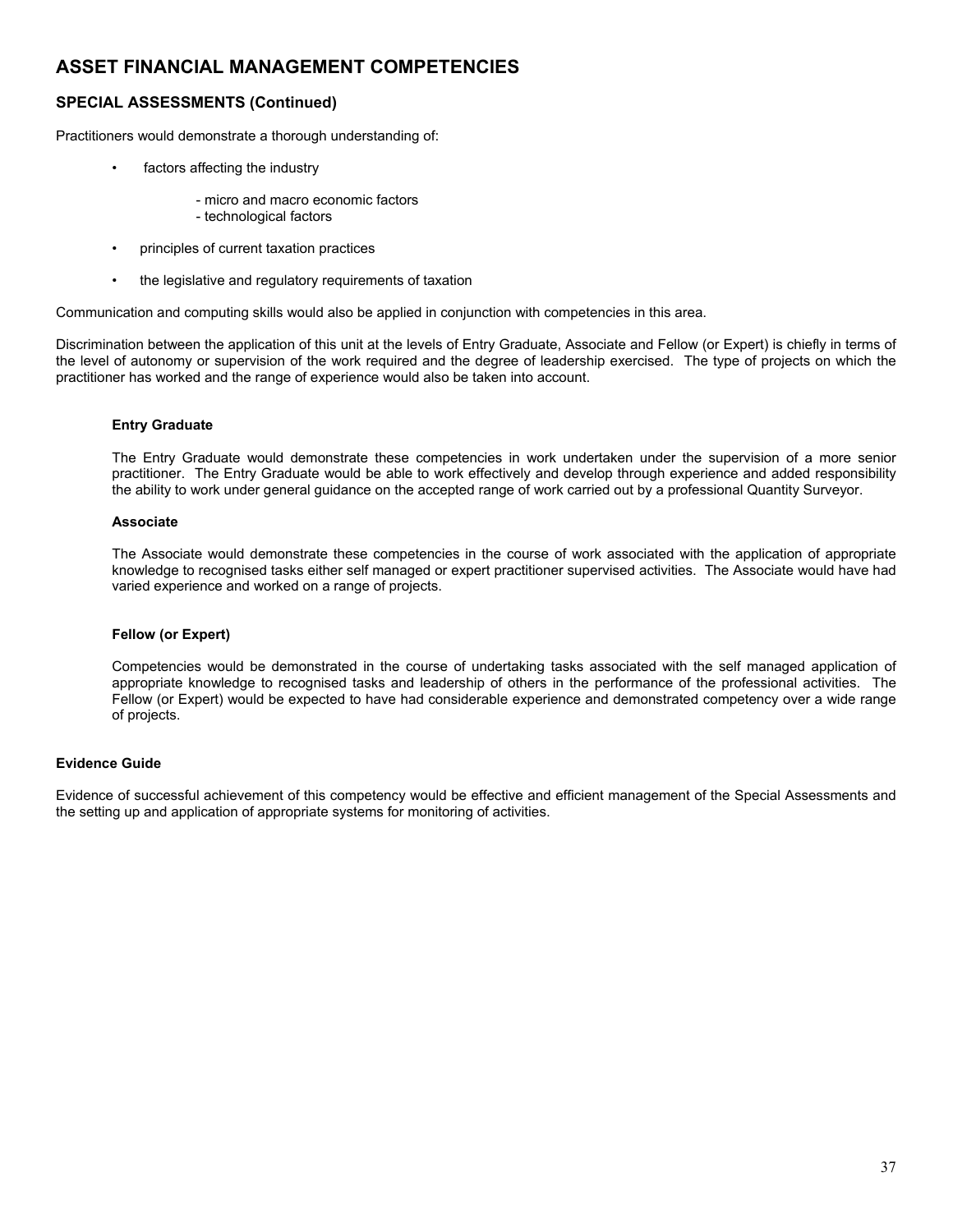# ASSET FINANCIAL MANAGEMENT COMPETENCIES

## SPECIAL ASSESSMENTS (Continued)

Practitioners would demonstrate a thorough understanding of:

- factors affecting the industry
  - micro and macro economic factors
  - technological factors
- principles of current taxation practices
- the legislative and regulatory requirements of taxation

Communication and computing skills would also be applied in conjunction with competencies in this area.

Discrimination between the application of this unit at the levels of Entry Graduate, Associate and Fellow (or Expert) is chiefly in terms of the level of autonomy or supervision of the work required and the degree of leadership exercised. The type of projects on which the practitioner has worked and the range of experience would also be taken into account.

**Entry Graduate**

The Entry Graduate would demonstrate these competencies in work undertaken under the supervision of a more senior practitioner. The Entry Graduate would be able to work effectively and develop through experience and added responsibility the ability to work under general guidance on the accepted range of work carried out by a professional Quantity Surveyor.

**Associate**

The Associate would demonstrate these competencies in the course of work associated with the application of appropriate knowledge to recognised tasks either self managed or expert practitioner supervised activities. The Associate would have had varied experience and worked on a range of projects.

**Fellow (or Expert)**

Competencies would be demonstrated in the course of undertaking tasks associated with the self managed application of appropriate knowledge to recognised tasks and leadership of others in the performance of the professional activities. The Fellow (or Expert) would be expected to have had considerable experience and demonstrated competency over a wide range of projects.

**Evidence Guide**

Evidence of successful achievement of this competency would be effective and efficient management of the Special Assessments and the setting up and application of appropriate systems for monitoring of activities.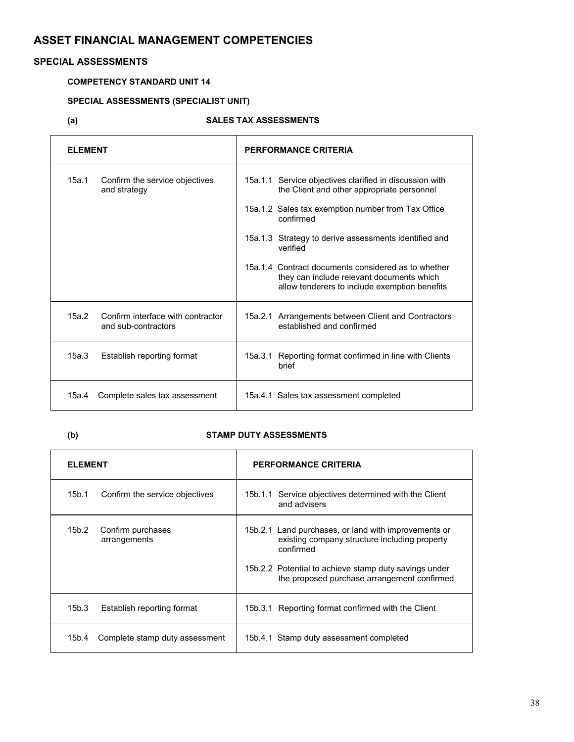# ASSET FINANCIAL MANAGEMENT COMPETENCIES

## SPECIAL ASSESSMENTS

**COMPETENCY STANDARD UNIT 14**

**SPECIAL ASSESSMENTS (SPECIALIST UNIT)**

**(a) SALES TAX ASSESSMENTS**

| ELEMENT | PERFORMANCE CRITERIA |
|---|---|
| 15a.1 Confirm the service objectives and strategy | 15a.1.1 Service objectives clarified in discussion with the Client and other appropriate personnel<br><br>15a.1.2 Sales tax exemption number from Tax Office confirmed<br><br>15a.1.3 Strategy to derive assessments identified and verified<br><br>15a.1.4 Contract documents considered as to whether they can include relevant documents which allow tenderers to include exemption benefits |
| 15a.2 Confirm interface with contractor and sub-contractors | 15a.2.1 Arrangements between Client and Contractors established and confirmed |
| 15a.3 Establish reporting format | 15a.3.1 Reporting format confirmed in line with Clients brief |
| 15a.4 Complete sales tax assessment | 15a.4.1 Sales tax assessment completed |

**(b) STAMP DUTY ASSESSMENTS**

| ELEMENT | PERFORMANCE CRITERIA |
|---|---|
| 15b.1 Confirm the service objectives | 15b.1.1 Service objectives determined with the Client and advisers |
| 15b.2 Confirm purchases arrangements | 15b.2.1 Land purchases, or land with improvements or existing company structure including property confirmed<br><br>15b.2.2 Potential to achieve stamp duty savings under the proposed purchase arrangement confirmed |
| 15b.3 Establish reporting format | 15b.3.1 Reporting format confirmed with the Client |
| 15b.4 Complete stamp duty assessment | 15b.4.1 Stamp duty assessment completed |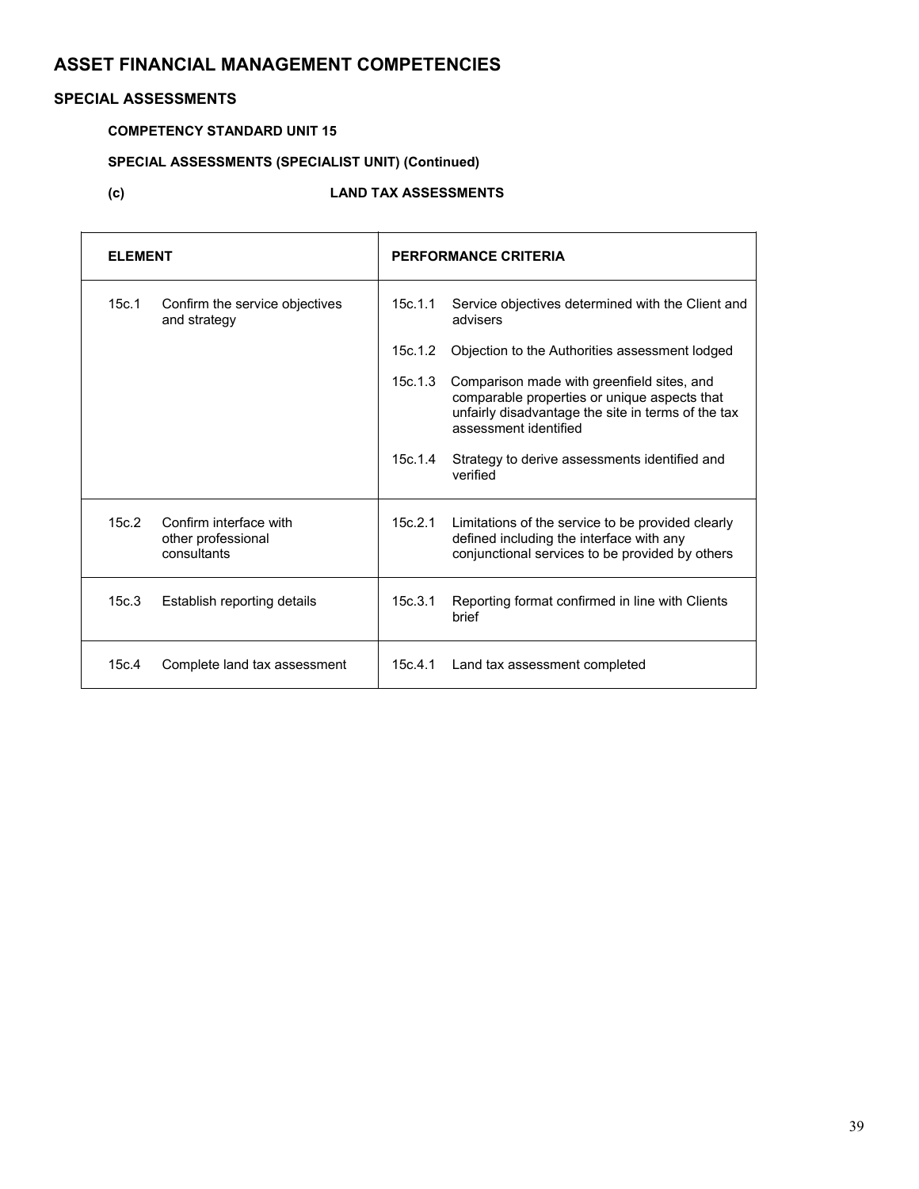# ASSET FINANCIAL MANAGEMENT COMPETENCIES

## SPECIAL ASSESSMENTS

**COMPETENCY STANDARD UNIT 15**

**SPECIAL ASSESSMENTS (SPECIALIST UNIT) (Continued)**

**(c) LAND TAX ASSESSMENTS**

| ELEMENT | PERFORMANCE CRITERIA |
|---|---|
| 15c.1 Confirm the service objectives and strategy | 15c.1.1 Service objectives determined with the Client and advisers<br>15c.1.2 Objection to the Authorities assessment lodged<br>15c.1.3 Comparison made with greenfield sites, and comparable properties or unique aspects that unfairly disadvantage the site in terms of the tax assessment identified<br>15c.1.4 Strategy to derive assessments identified and verified |
| 15c.2 Confirm interface with other professional consultants | 15c.2.1 Limitations of the service to be provided clearly defined including the interface with any conjunctional services to be provided by others |
| 15c.3 Establish reporting details | 15c.3.1 Reporting format confirmed in line with Clients brief |
| 15c.4 Complete land tax assessment | 15c.4.1 Land tax assessment completed |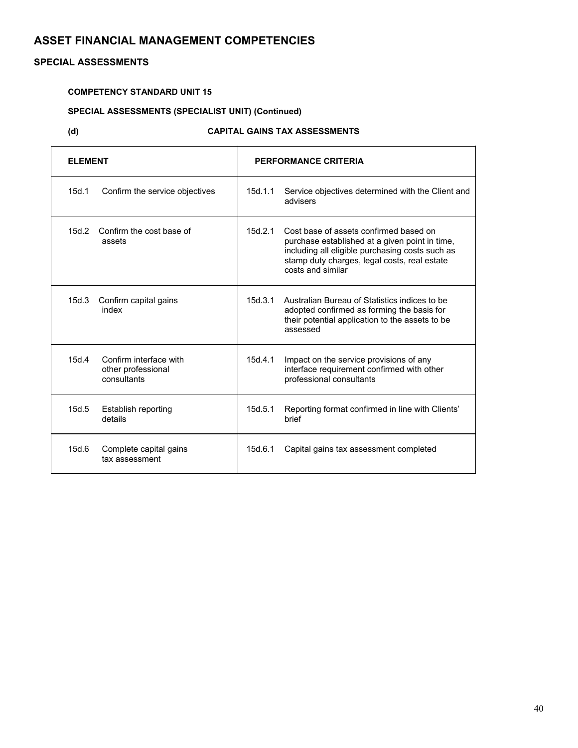# ASSET FINANCIAL MANAGEMENT COMPETENCIES

## SPECIAL ASSESSMENTS

**COMPETENCY STANDARD UNIT 15**

**SPECIAL ASSESSMENTS (SPECIALIST UNIT) (Continued)**

**(d) CAPITAL GAINS TAX ASSESSMENTS**

| ELEMENT | PERFORMANCE CRITERIA |
|---|---|
| 15d.1 Confirm the service objectives | 15d.1.1 Service objectives determined with the Client and advisers |
| 15d.2 Confirm the cost base of assets | 15d.2.1 Cost base of assets confirmed based on purchase established at a given point in time, including all eligible purchasing costs such as stamp duty charges, legal costs, real estate costs and similar |
| 15d.3 Confirm capital gains index | 15d.3.1 Australian Bureau of Statistics indices to be adopted confirmed as forming the basis for their potential application to the assets to be assessed |
| 15d.4 Confirm interface with other professional consultants | 15d.4.1 Impact on the service provisions of any interface requirement confirmed with other professional consultants |
| 15d.5 Establish reporting details | 15d.5.1 Reporting format confirmed in line with Clients' brief |
| 15d.6 Complete capital gains tax assessment | 15d.6.1 Capital gains tax assessment completed |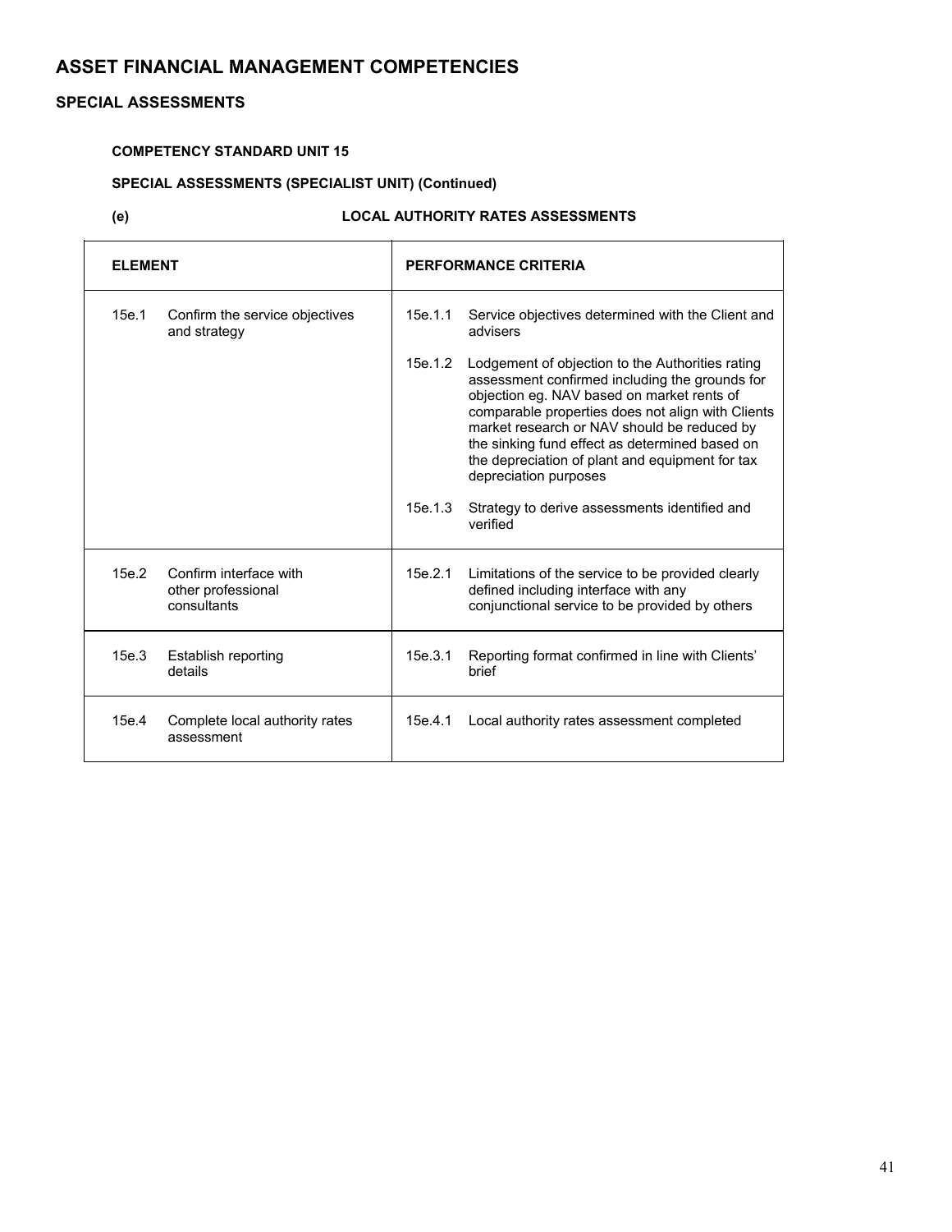# ASSET FINANCIAL MANAGEMENT COMPETENCIES

## SPECIAL ASSESSMENTS

### COMPETENCY STANDARD UNIT 15

### SPECIAL ASSESSMENTS (SPECIALIST UNIT) (Continued)

### (e) LOCAL AUTHORITY RATES ASSESSMENTS

| ELEMENT | PERFORMANCE CRITERIA |
|---|---|
| 15e.1 Confirm the service objectives and strategy | 15e.1.1 Service objectives determined with the Client and advisers<br><br>15e.1.2 Lodgement of objection to the Authorities rating assessment confirmed including the grounds for objection eg. NAV based on market rents of comparable properties does not align with Clients market research or NAV should be reduced by the sinking fund effect as determined based on the depreciation of plant and equipment for tax depreciation purposes<br><br>15e.1.3 Strategy to derive assessments identified and verified |
| 15e.2 Confirm interface with other professional consultants | 15e.2.1 Limitations of the service to be provided clearly defined including interface with any conjunctional service to be provided by others |
| 15e.3 Establish reporting details | 15e.3.1 Reporting format confirmed in line with Clients' brief |
| 15e.4 Complete local authority rates assessment | 15e.4.1 Local authority rates assessment completed |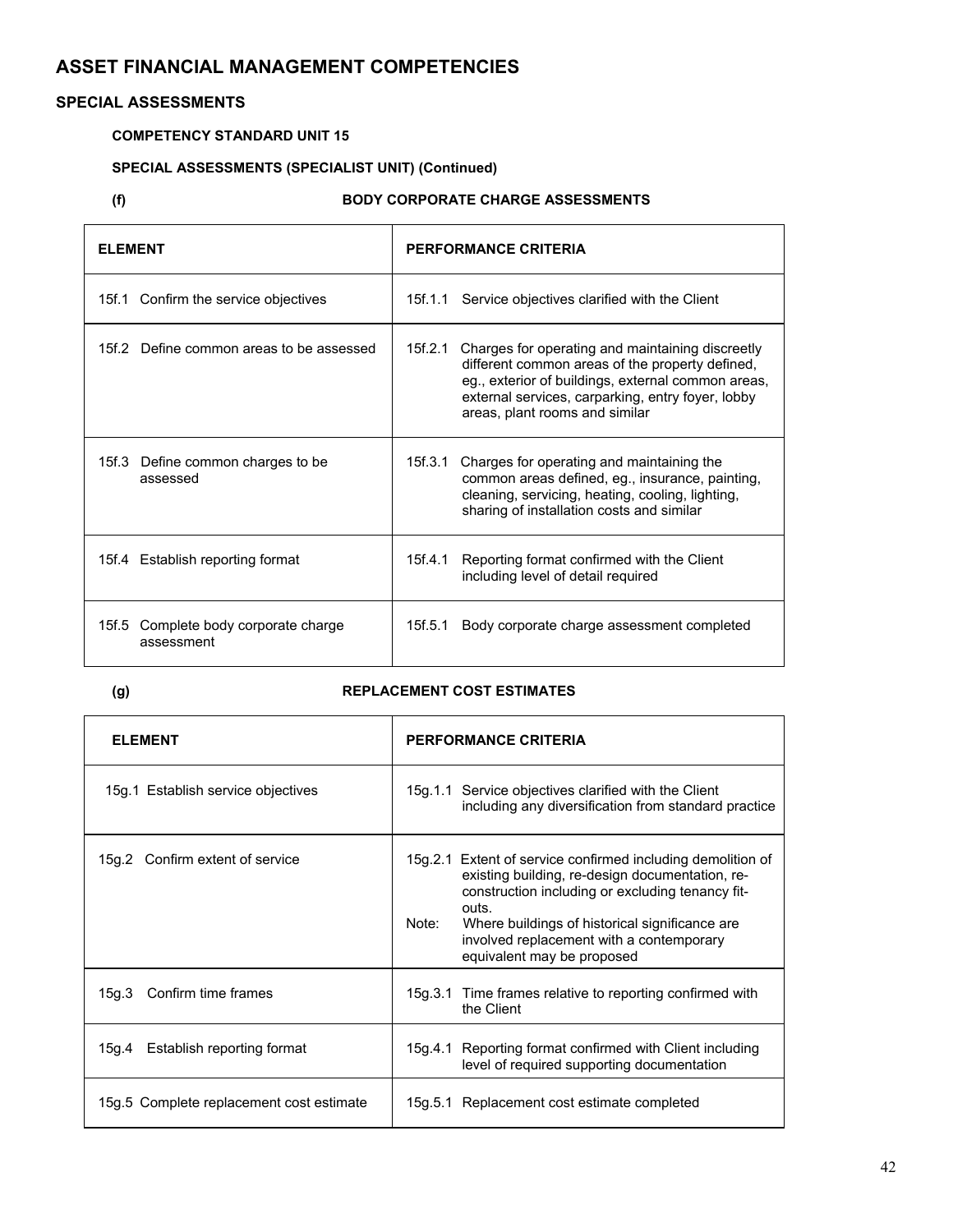# ASSET FINANCIAL MANAGEMENT COMPETENCIES

## SPECIAL ASSESSMENTS

### COMPETENCY STANDARD UNIT 15

### SPECIAL ASSESSMENTS (SPECIALIST UNIT) (Continued)

**(f) BODY CORPORATE CHARGE ASSESSMENTS**

| ELEMENT | PERFORMANCE CRITERIA |
|---|---|
| 15f.1 Confirm the service objectives | 15f.1.1 Service objectives clarified with the Client |
| 15f.2 Define common areas to be assessed | 15f.2.1 Charges for operating and maintaining discreetly different common areas of the property defined, eg., exterior of buildings, external common areas, external services, carparking, entry foyer, lobby areas, plant rooms and similar |
| 15f.3 Define common charges to be assessed | 15f.3.1 Charges for operating and maintaining the common areas defined, eg., insurance, painting, cleaning, servicing, heating, cooling, lighting, sharing of installation costs and similar |
| 15f.4 Establish reporting format | 15f.4.1 Reporting format confirmed with the Client including level of detail required |
| 15f.5 Complete body corporate charge assessment | 15f.5.1 Body corporate charge assessment completed |

**(g) REPLACEMENT COST ESTIMATES**

| ELEMENT | PERFORMANCE CRITERIA |
|---|---|
| 15g.1 Establish service objectives | 15g.1.1 Service objectives clarified with the Client including any diversification from standard practice |
| 15g.2 Confirm extent of service | 15g.2.1 Extent of service confirmed including demolition of existing building, re-design documentation, re-construction including or excluding tenancy fit-outs.<br>Note: Where buildings of historical significance are involved replacement with a contemporary equivalent may be proposed |
| 15g.3 Confirm time frames | 15g.3.1 Time frames relative to reporting confirmed with the Client |
| 15g.4 Establish reporting format | 15g.4.1 Reporting format confirmed with Client including level of required supporting documentation |
| 15g.5 Complete replacement cost estimate | 15g.5.1 Replacement cost estimate completed |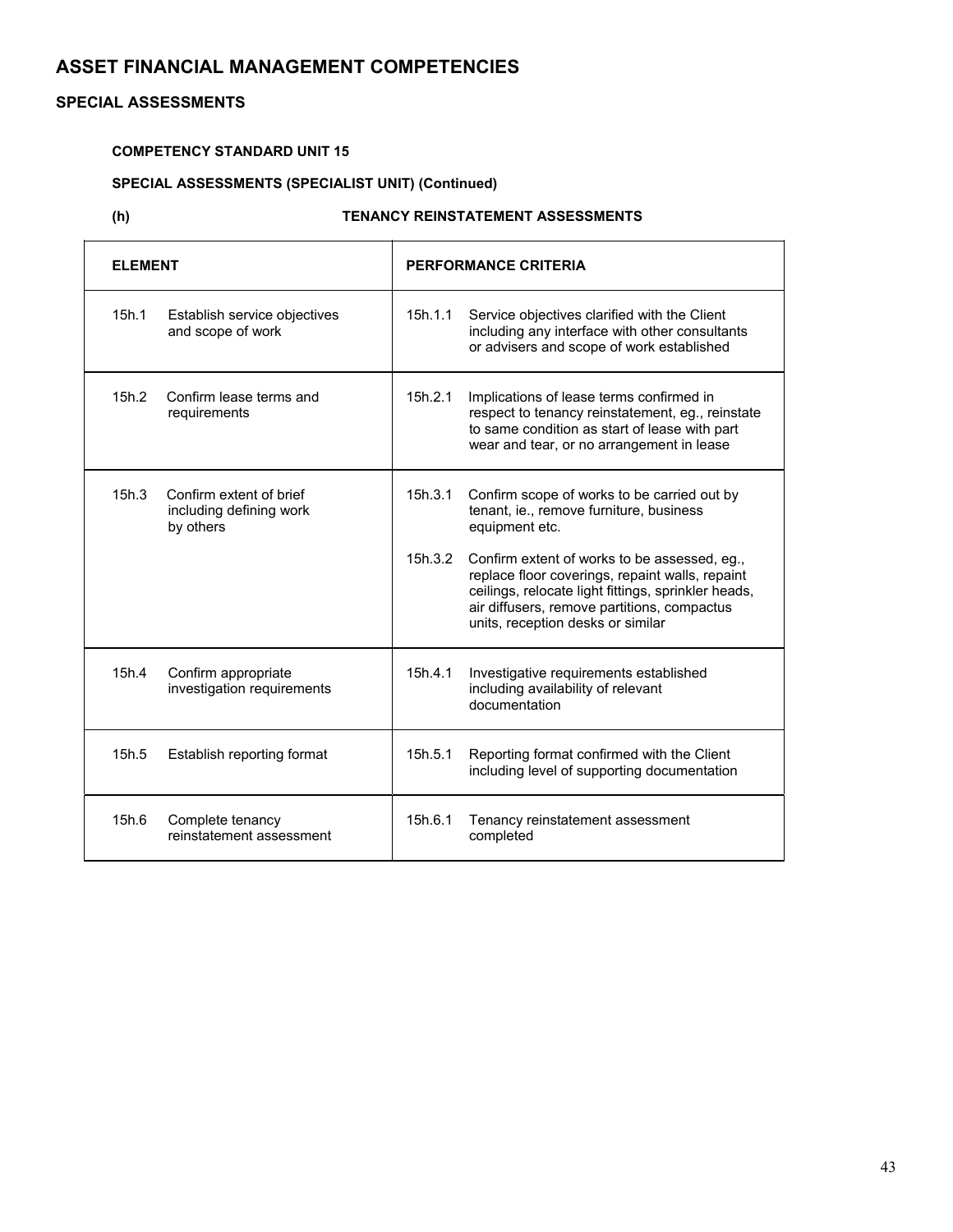# ASSET FINANCIAL MANAGEMENT COMPETENCIES

## SPECIAL ASSESSMENTS

### COMPETENCY STANDARD UNIT 15

### SPECIAL ASSESSMENTS (SPECIALIST UNIT) (Continued)

### (h) TENANCY REINSTATEMENT ASSESSMENTS

| ELEMENT | PERFORMANCE CRITERIA |
|---|---|
| 15h.1 Establish service objectives and scope of work | 15h.1.1 Service objectives clarified with the Client including any interface with other consultants or advisers and scope of work established |
| 15h.2 Confirm lease terms and requirements | 15h.2.1 Implications of lease terms confirmed in respect to tenancy reinstatement, eg., reinstate to same condition as start of lease with part wear and tear, or no arrangement in lease |
| 15h.3 Confirm extent of brief including defining work by others | 15h.3.1 Confirm scope of works to be carried out by tenant, ie., remove furniture, business equipment etc.<br><br>15h.3.2 Confirm extent of works to be assessed, eg., replace floor coverings, repaint walls, repaint ceilings, relocate light fittings, sprinkler heads, air diffusers, remove partitions, compactus units, reception desks or similar |
| 15h.4 Confirm appropriate investigation requirements | 15h.4.1 Investigative requirements established including availability of relevant documentation |
| 15h.5 Establish reporting format | 15h.5.1 Reporting format confirmed with the Client including level of supporting documentation |
| 15h.6 Complete tenancy reinstatement assessment | 15h.6.1 Tenancy reinstatement assessment completed |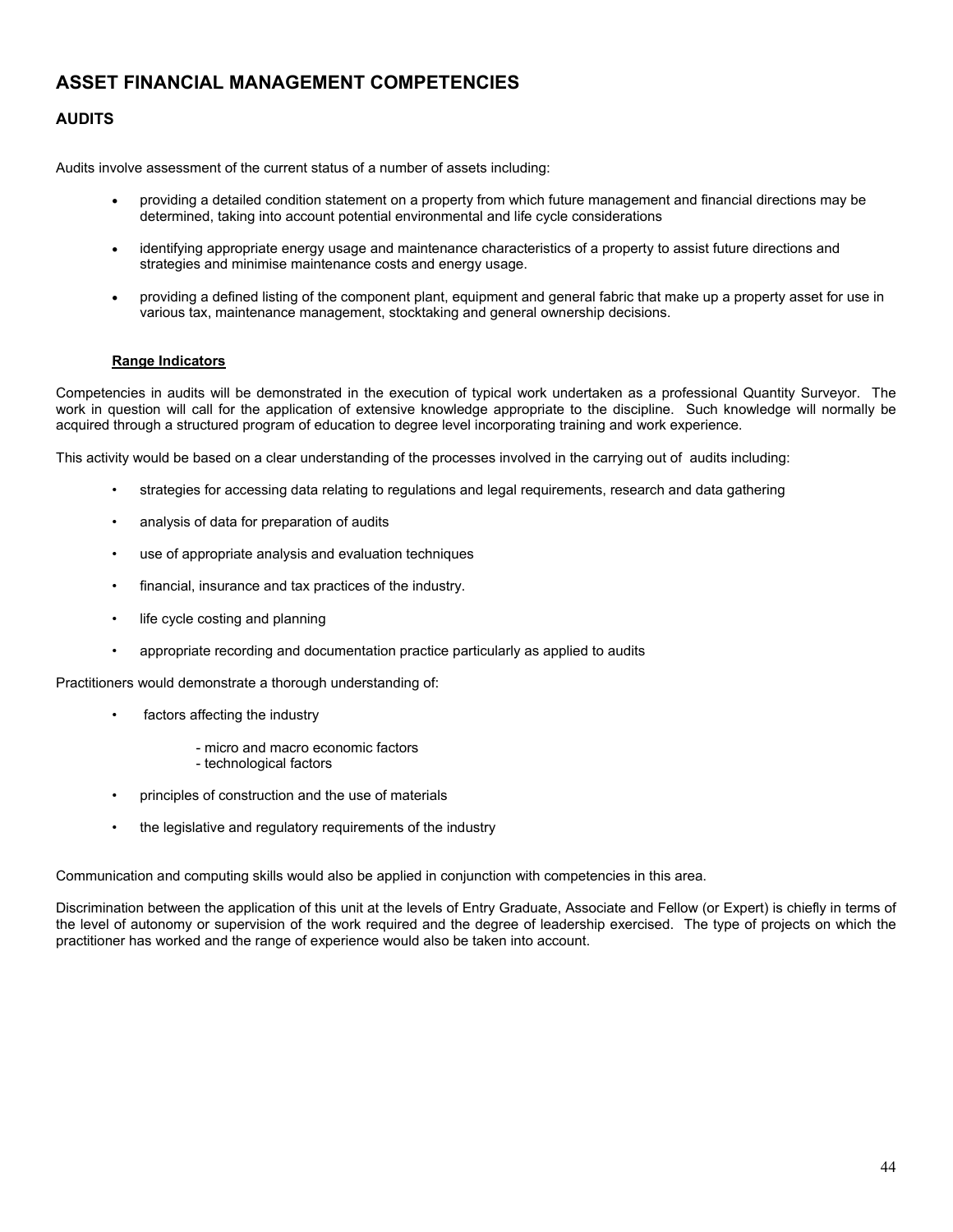# ASSET FINANCIAL MANAGEMENT COMPETENCIES

## AUDITS

Audits involve assessment of the current status of a number of assets including:

- providing a detailed condition statement on a property from which future management and financial directions may be determined, taking into account potential environmental and life cycle considerations
- identifying appropriate energy usage and maintenance characteristics of a property to assist future directions and strategies and minimise maintenance costs and energy usage.
- providing a defined listing of the component plant, equipment and general fabric that make up a property asset for use in various tax, maintenance management, stocktaking and general ownership decisions.

### Range Indicators

Competencies in audits will be demonstrated in the execution of typical work undertaken as a professional Quantity Surveyor. The work in question will call for the application of extensive knowledge appropriate to the discipline. Such knowledge will normally be acquired through a structured program of education to degree level incorporating training and work experience.

This activity would be based on a clear understanding of the processes involved in the carrying out of audits including:

- strategies for accessing data relating to regulations and legal requirements, research and data gathering
- analysis of data for preparation of audits
- use of appropriate analysis and evaluation techniques
- financial, insurance and tax practices of the industry.
- life cycle costing and planning
- appropriate recording and documentation practice particularly as applied to audits

Practitioners would demonstrate a thorough understanding of:

- factors affecting the industry
  - micro and macro economic factors
  - technological factors
- principles of construction and the use of materials
- the legislative and regulatory requirements of the industry

Communication and computing skills would also be applied in conjunction with competencies in this area.

Discrimination between the application of this unit at the levels of Entry Graduate, Associate and Fellow (or Expert) is chiefly in terms of the level of autonomy or supervision of the work required and the degree of leadership exercised. The type of projects on which the practitioner has worked and the range of experience would also be taken into account.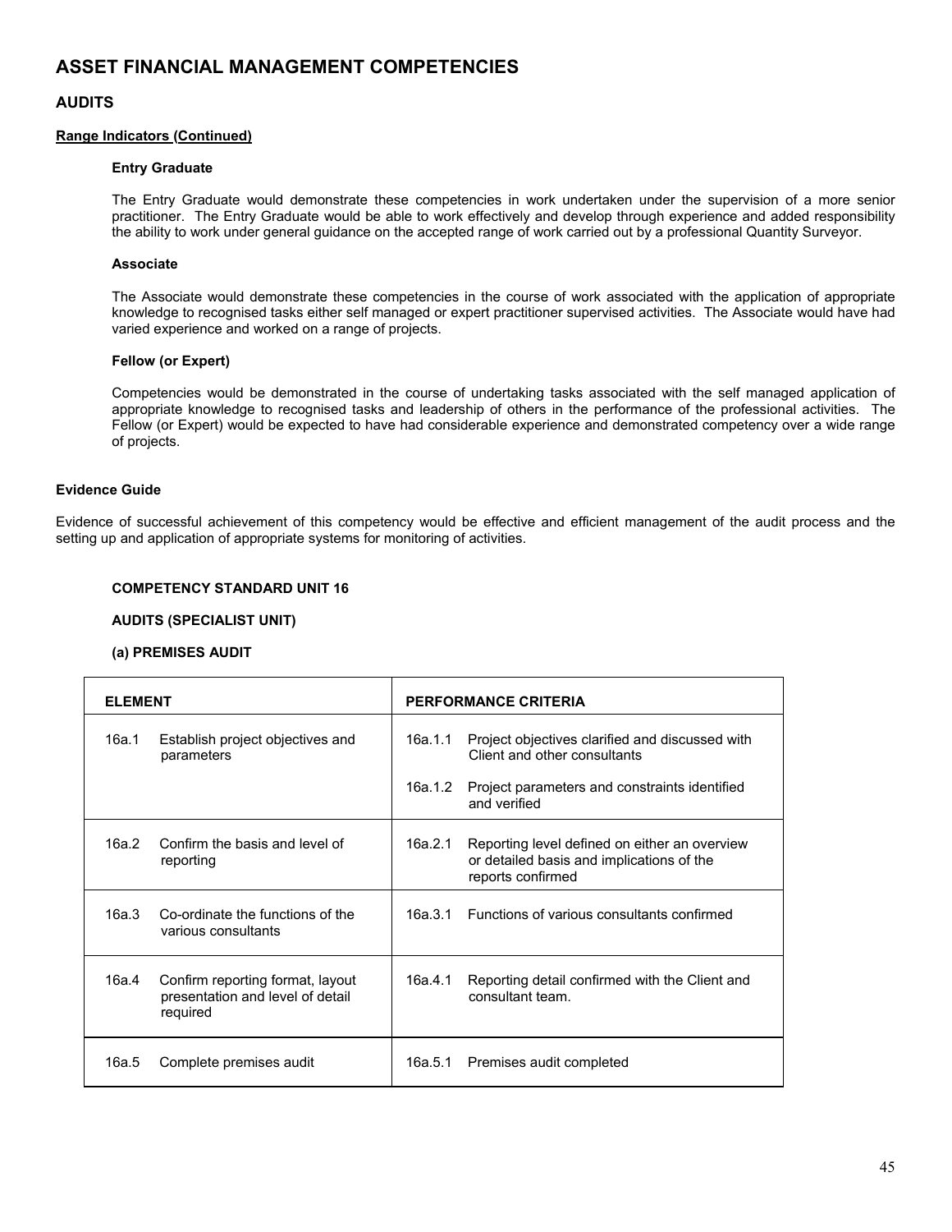# ASSET FINANCIAL MANAGEMENT COMPETENCIES

## AUDITS

**Range Indicators (Continued)**

**Entry Graduate**

The Entry Graduate would demonstrate these competencies in work undertaken under the supervision of a more senior practitioner. The Entry Graduate would be able to work effectively and develop through experience and added responsibility the ability to work under general guidance on the accepted range of work carried out by a professional Quantity Surveyor.

**Associate**

The Associate would demonstrate these competencies in the course of work associated with the application of appropriate knowledge to recognised tasks either self managed or expert practitioner supervised activities. The Associate would have had varied experience and worked on a range of projects.

**Fellow (or Expert)**

Competencies would be demonstrated in the course of undertaking tasks associated with the self managed application of appropriate knowledge to recognised tasks and leadership of others in the performance of the professional activities. The Fellow (or Expert) would be expected to have had considerable experience and demonstrated competency over a wide range of projects.

**Evidence Guide**

Evidence of successful achievement of this competency would be effective and efficient management of the audit process and the setting up and application of appropriate systems for monitoring of activities.

**COMPETENCY STANDARD UNIT 16**

**AUDITS (SPECIALIST UNIT)**

**(a) PREMISES AUDIT**

| ELEMENT | PERFORMANCE CRITERIA |
|---|---|
| 16a.1 Establish project objectives and parameters | 16a.1.1 Project objectives clarified and discussed with Client and other consultants<br>16a.1.2 Project parameters and constraints identified and verified |
| 16a.2 Confirm the basis and level of reporting | 16a.2.1 Reporting level defined on either an overview or detailed basis and implications of the reports confirmed |
| 16a.3 Co-ordinate the functions of the various consultants | 16a.3.1 Functions of various consultants confirmed |
| 16a.4 Confirm reporting format, layout presentation and level of detail required | 16a.4.1 Reporting detail confirmed with the Client and consultant team. |
| 16a.5 Complete premises audit | 16a.5.1 Premises audit completed |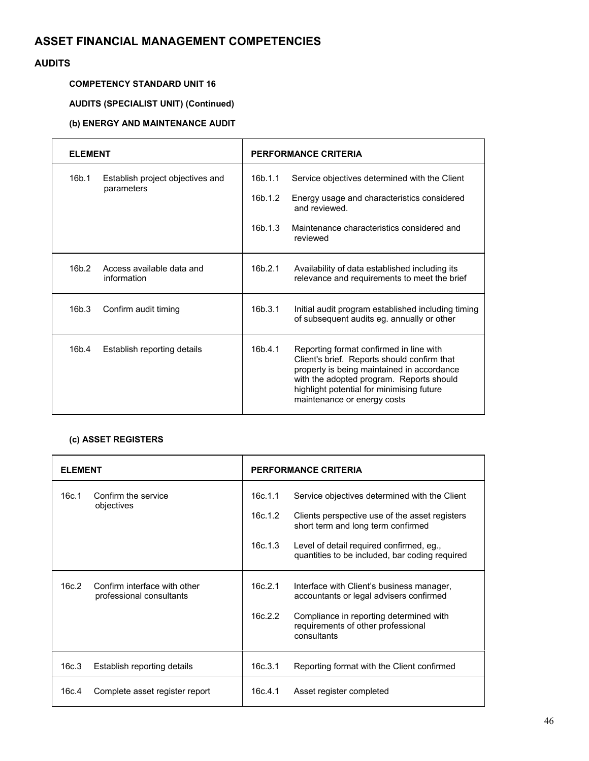# ASSET FINANCIAL MANAGEMENT COMPETENCIES

## AUDITS

### COMPETENCY STANDARD UNIT 16

### AUDITS (SPECIALIST UNIT) (Continued)

### (b) ENERGY AND MAINTENANCE AUDIT

| ELEMENT | PERFORMANCE CRITERIA |
|---|---|
| 16b.1 Establish project objectives and parameters | 16b.1.1 Service objectives determined with the Client<br>16b.1.2 Energy usage and characteristics considered and reviewed.<br>16b.1.3 Maintenance characteristics considered and reviewed |
| 16b.2 Access available data and information | 16b.2.1 Availability of data established including its relevance and requirements to meet the brief |
| 16b.3 Confirm audit timing | 16b.3.1 Initial audit program established including timing of subsequent audits eg. annually or other |
| 16b.4 Establish reporting details | 16b.4.1 Reporting format confirmed in line with Client's brief. Reports should confirm that property is being maintained in accordance with the adopted program. Reports should highlight potential for minimising future maintenance or energy costs |

### (c) ASSET REGISTERS

| ELEMENT | PERFORMANCE CRITERIA |
|---|---|
| 16c.1 Confirm the service objectives | 16c.1.1 Service objectives determined with the Client<br>16c.1.2 Clients perspective use of the asset registers short term and long term confirmed<br>16c.1.3 Level of detail required confirmed, eg., quantities to be included, bar coding required |
| 16c.2 Confirm interface with other professional consultants | 16c.2.1 Interface with Client's business manager, accountants or legal advisers confirmed<br>16c.2.2 Compliance in reporting determined with requirements of other professional consultants |
| 16c.3 Establish reporting details | 16c.3.1 Reporting format with the Client confirmed |
| 16c.4 Complete asset register report | 16c.4.1 Asset register completed |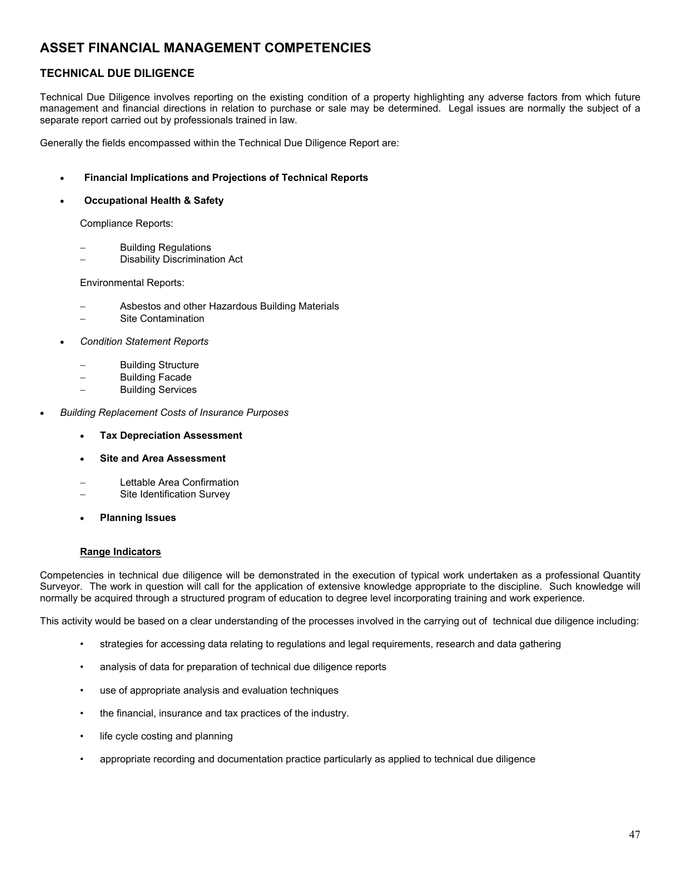# ASSET FINANCIAL MANAGEMENT COMPETENCIES

## TECHNICAL DUE DILIGENCE

Technical Due Diligence involves reporting on the existing condition of a property highlighting any adverse factors from which future management and financial directions in relation to purchase or sale may be determined. Legal issues are normally the subject of a separate report carried out by professionals trained in law.

Generally the fields encompassed within the Technical Due Diligence Report are:

- **Financial Implications and Projections of Technical Reports**
- **Occupational Health & Safety**

  Compliance Reports:

  - Building Regulations
  - Disability Discrimination Act

  Environmental Reports:

  - Asbestos and other Hazardous Building Materials
  - Site Contamination

- *Condition Statement Reports*
  - Building Structure
  - Building Facade
  - Building Services
- *Building Replacement Costs of Insurance Purposes*
  - **Tax Depreciation Assessment**
  - **Site and Area Assessment**
    - Lettable Area Confirmation
    - Site Identification Survey
  - **Planning Issues**

**Range Indicators**

Competencies in technical due diligence will be demonstrated in the execution of typical work undertaken as a professional Quantity Surveyor. The work in question will call for the application of extensive knowledge appropriate to the discipline. Such knowledge will normally be acquired through a structured program of education to degree level incorporating training and work experience.

This activity would be based on a clear understanding of the processes involved in the carrying out of technical due diligence including:

- strategies for accessing data relating to regulations and legal requirements, research and data gathering
- analysis of data for preparation of technical due diligence reports
- use of appropriate analysis and evaluation techniques
- the financial, insurance and tax practices of the industry.
- life cycle costing and planning
- appropriate recording and documentation practice particularly as applied to technical due diligence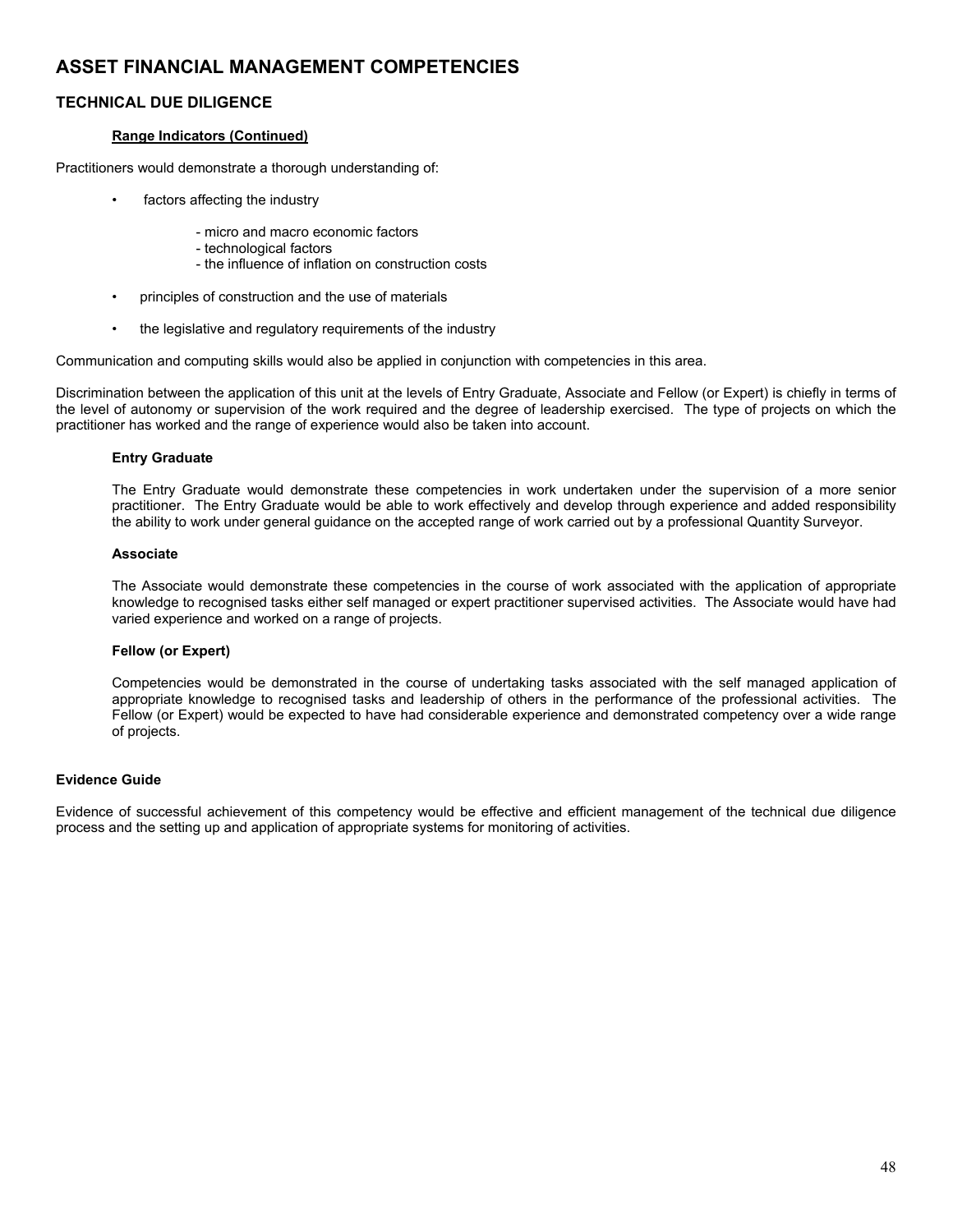# ASSET FINANCIAL MANAGEMENT COMPETENCIES

## TECHNICAL DUE DILIGENCE

**Range Indicators (Continued)**

Practitioners would demonstrate a thorough understanding of:

- factors affecting the industry
  - micro and macro economic factors
  - technological factors
  - the influence of inflation on construction costs
- principles of construction and the use of materials
- the legislative and regulatory requirements of the industry

Communication and computing skills would also be applied in conjunction with competencies in this area.

Discrimination between the application of this unit at the levels of Entry Graduate, Associate and Fellow (or Expert) is chiefly in terms of the level of autonomy or supervision of the work required and the degree of leadership exercised. The type of projects on which the practitioner has worked and the range of experience would also be taken into account.

**Entry Graduate**

The Entry Graduate would demonstrate these competencies in work undertaken under the supervision of a more senior practitioner. The Entry Graduate would be able to work effectively and develop through experience and added responsibility the ability to work under general guidance on the accepted range of work carried out by a professional Quantity Surveyor.

**Associate**

The Associate would demonstrate these competencies in the course of work associated with the application of appropriate knowledge to recognised tasks either self managed or expert practitioner supervised activities. The Associate would have had varied experience and worked on a range of projects.

**Fellow (or Expert)**

Competencies would be demonstrated in the course of undertaking tasks associated with the self managed application of appropriate knowledge to recognised tasks and leadership of others in the performance of the professional activities. The Fellow (or Expert) would be expected to have had considerable experience and demonstrated competency over a wide range of projects.

**Evidence Guide**

Evidence of successful achievement of this competency would be effective and efficient management of the technical due diligence process and the setting up and application of appropriate systems for monitoring of activities.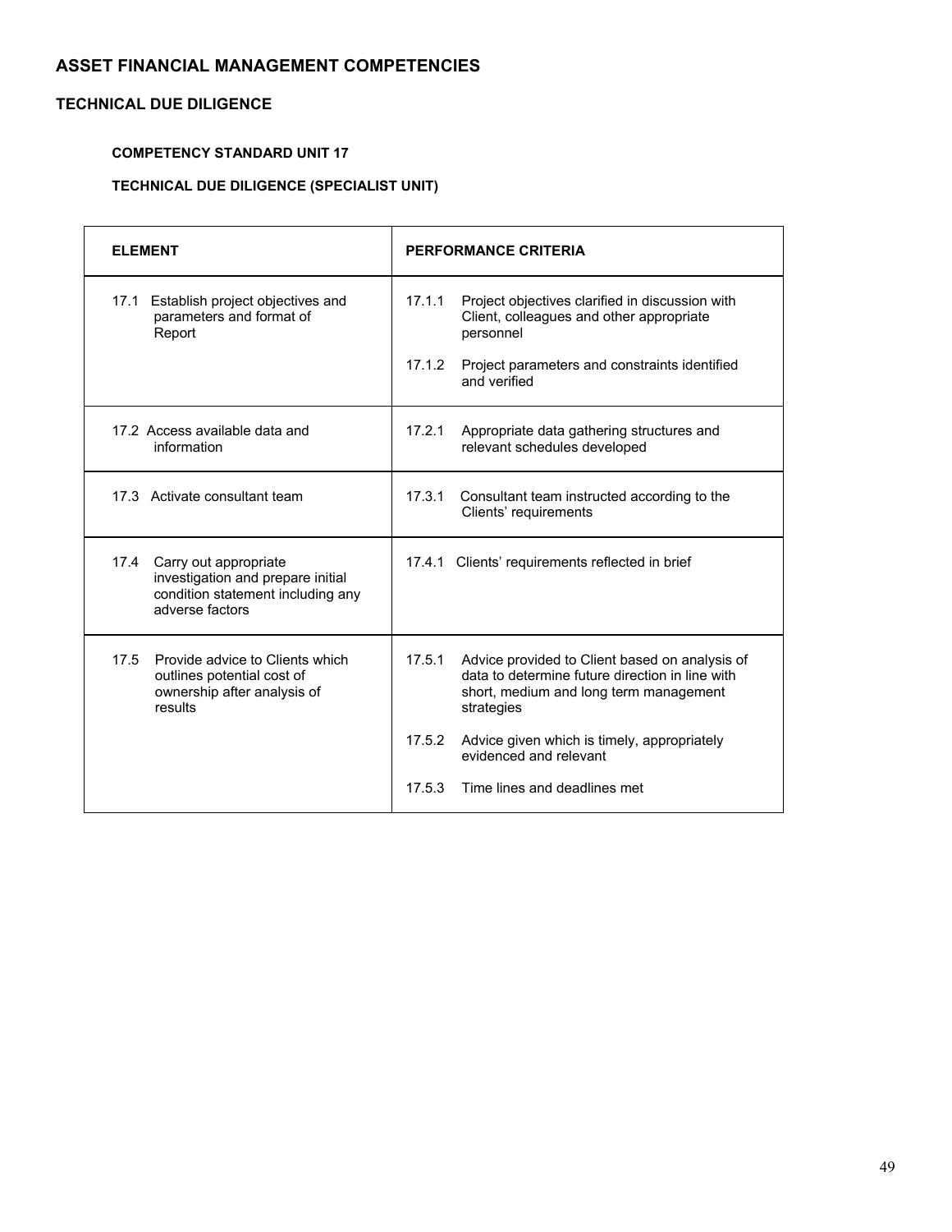## ASSET FINANCIAL MANAGEMENT COMPETENCIES

### TECHNICAL DUE DILIGENCE

**COMPETENCY STANDARD UNIT 17**

**TECHNICAL DUE DILIGENCE (SPECIALIST UNIT)**

| ELEMENT | PERFORMANCE CRITERIA |
|---|---|
| 17.1 Establish project objectives and parameters and format of Report | 17.1.1 Project objectives clarified in discussion with Client, colleagues and other appropriate personnel<br><br>17.1.2 Project parameters and constraints identified and verified |
| 17.2 Access available data and information | 17.2.1 Appropriate data gathering structures and relevant schedules developed |
| 17.3 Activate consultant team | 17.3.1 Consultant team instructed according to the Clients' requirements |
| 17.4 Carry out appropriate investigation and prepare initial condition statement including any adverse factors | 17.4.1 Clients' requirements reflected in brief |
| 17.5 Provide advice to Clients which outlines potential cost of ownership after analysis of results | 17.5.1 Advice provided to Client based on analysis of data to determine future direction in line with short, medium and long term management strategies<br><br>17.5.2 Advice given which is timely, appropriately evidenced and relevant<br><br>17.5.3 Time lines and deadlines met |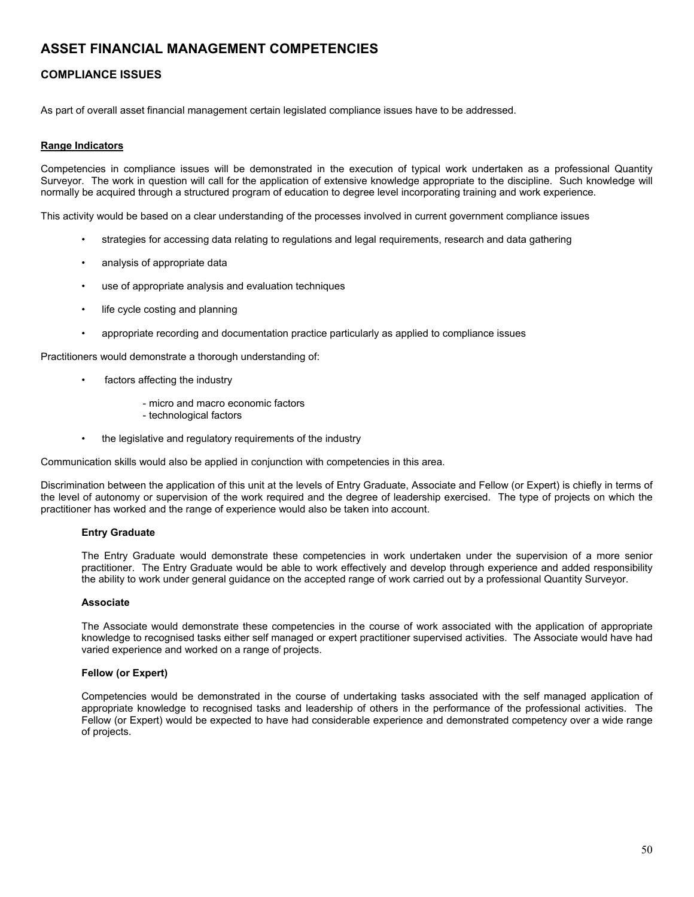# ASSET FINANCIAL MANAGEMENT COMPETENCIES

## COMPLIANCE ISSUES

As part of overall asset financial management certain legislated compliance issues have to be addressed.

**Range Indicators**

Competencies in compliance issues will be demonstrated in the execution of typical work undertaken as a professional Quantity Surveyor. The work in question will call for the application of extensive knowledge appropriate to the discipline. Such knowledge will normally be acquired through a structured program of education to degree level incorporating training and work experience.

This activity would be based on a clear understanding of the processes involved in current government compliance issues

- strategies for accessing data relating to regulations and legal requirements, research and data gathering
- analysis of appropriate data
- use of appropriate analysis and evaluation techniques
- life cycle costing and planning
- appropriate recording and documentation practice particularly as applied to compliance issues

Practitioners would demonstrate a thorough understanding of:

- factors affecting the industry
  - micro and macro economic factors
  - technological factors
- the legislative and regulatory requirements of the industry

Communication skills would also be applied in conjunction with competencies in this area.

Discrimination between the application of this unit at the levels of Entry Graduate, Associate and Fellow (or Expert) is chiefly in terms of the level of autonomy or supervision of the work required and the degree of leadership exercised. The type of projects on which the practitioner has worked and the range of experience would also be taken into account.

**Entry Graduate**

The Entry Graduate would demonstrate these competencies in work undertaken under the supervision of a more senior practitioner. The Entry Graduate would be able to work effectively and develop through experience and added responsibility the ability to work under general guidance on the accepted range of work carried out by a professional Quantity Surveyor.

**Associate**

The Associate would demonstrate these competencies in the course of work associated with the application of appropriate knowledge to recognised tasks either self managed or expert practitioner supervised activities. The Associate would have had varied experience and worked on a range of projects.

**Fellow (or Expert)**

Competencies would be demonstrated in the course of undertaking tasks associated with the self managed application of appropriate knowledge to recognised tasks and leadership of others in the performance of the professional activities. The Fellow (or Expert) would be expected to have had considerable experience and demonstrated competency over a wide range of projects.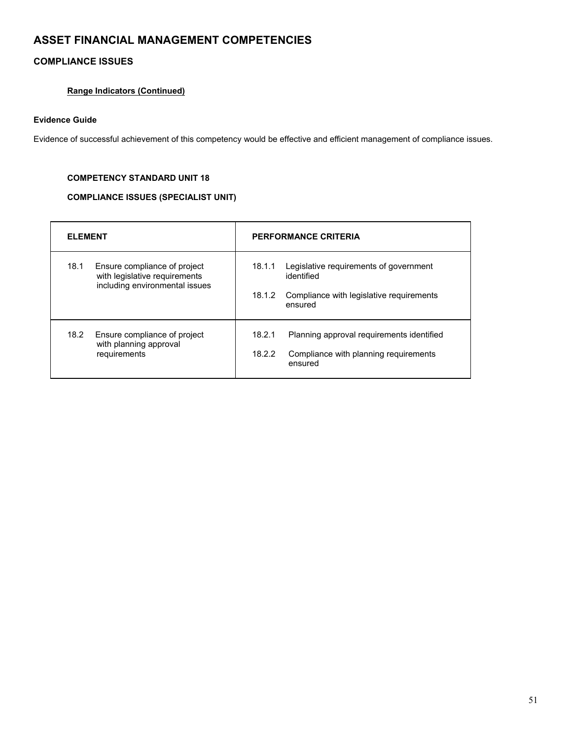# ASSET FINANCIAL MANAGEMENT COMPETENCIES

## COMPLIANCE ISSUES

**Range Indicators (Continued)**

**Evidence Guide**

Evidence of successful achievement of this competency would be effective and efficient management of compliance issues.

**COMPETENCY STANDARD UNIT 18**

**COMPLIANCE ISSUES (SPECIALIST UNIT)**

| ELEMENT | PERFORMANCE CRITERIA |
|---|---|
| 18.1 Ensure compliance of project with legislative requirements including environmental issues | 18.1.1 Legislative requirements of government identified<br><br>18.1.2 Compliance with legislative requirements ensured |
| 18.2 Ensure compliance of project with planning approval requirements | 18.2.1 Planning approval requirements identified<br><br>18.2.2 Compliance with planning requirements ensured |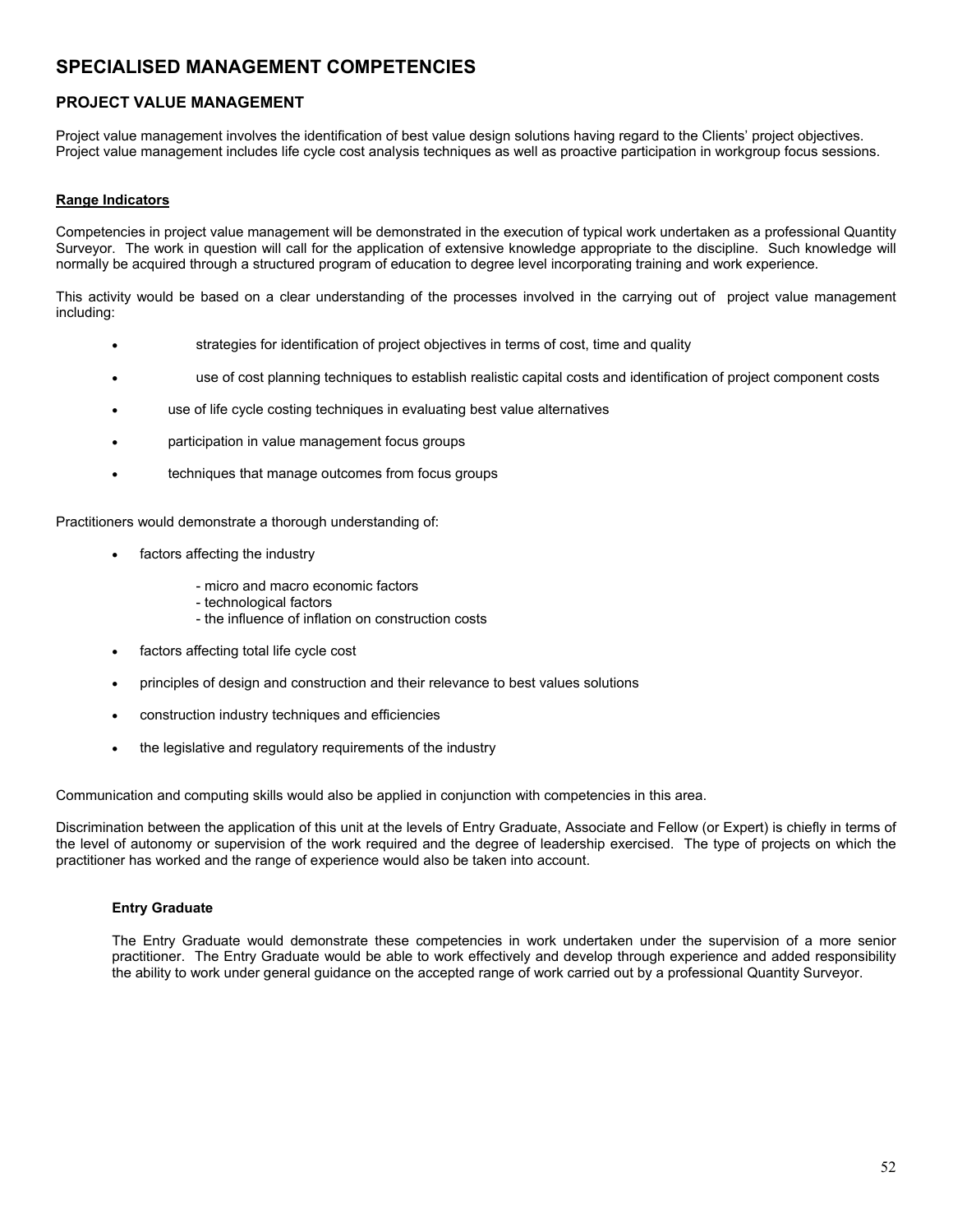# SPECIALISED MANAGEMENT COMPETENCIES

## PROJECT VALUE MANAGEMENT

Project value management involves the identification of best value design solutions having regard to the Clients' project objectives. Project value management includes life cycle cost analysis techniques as well as proactive participation in workgroup focus sessions.

### Range Indicators

Competencies in project value management will be demonstrated in the execution of typical work undertaken as a professional Quantity Surveyor. The work in question will call for the application of extensive knowledge appropriate to the discipline. Such knowledge will normally be acquired through a structured program of education to degree level incorporating training and work experience.

This activity would be based on a clear understanding of the processes involved in the carrying out of project value management including:

- strategies for identification of project objectives in terms of cost, time and quality
- use of cost planning techniques to establish realistic capital costs and identification of project component costs
- use of life cycle costing techniques in evaluating best value alternatives
- participation in value management focus groups
- techniques that manage outcomes from focus groups

Practitioners would demonstrate a thorough understanding of:

- factors affecting the industry
  - micro and macro economic factors
  - technological factors
  - the influence of inflation on construction costs
- factors affecting total life cycle cost
- principles of design and construction and their relevance to best values solutions
- construction industry techniques and efficiencies
- the legislative and regulatory requirements of the industry

Communication and computing skills would also be applied in conjunction with competencies in this area.

Discrimination between the application of this unit at the levels of Entry Graduate, Associate and Fellow (or Expert) is chiefly in terms of the level of autonomy or supervision of the work required and the degree of leadership exercised. The type of projects on which the practitioner has worked and the range of experience would also be taken into account.

#### Entry Graduate

The Entry Graduate would demonstrate these competencies in work undertaken under the supervision of a more senior practitioner. The Entry Graduate would be able to work effectively and develop through experience and added responsibility the ability to work under general guidance on the accepted range of work carried out by a professional Quantity Surveyor.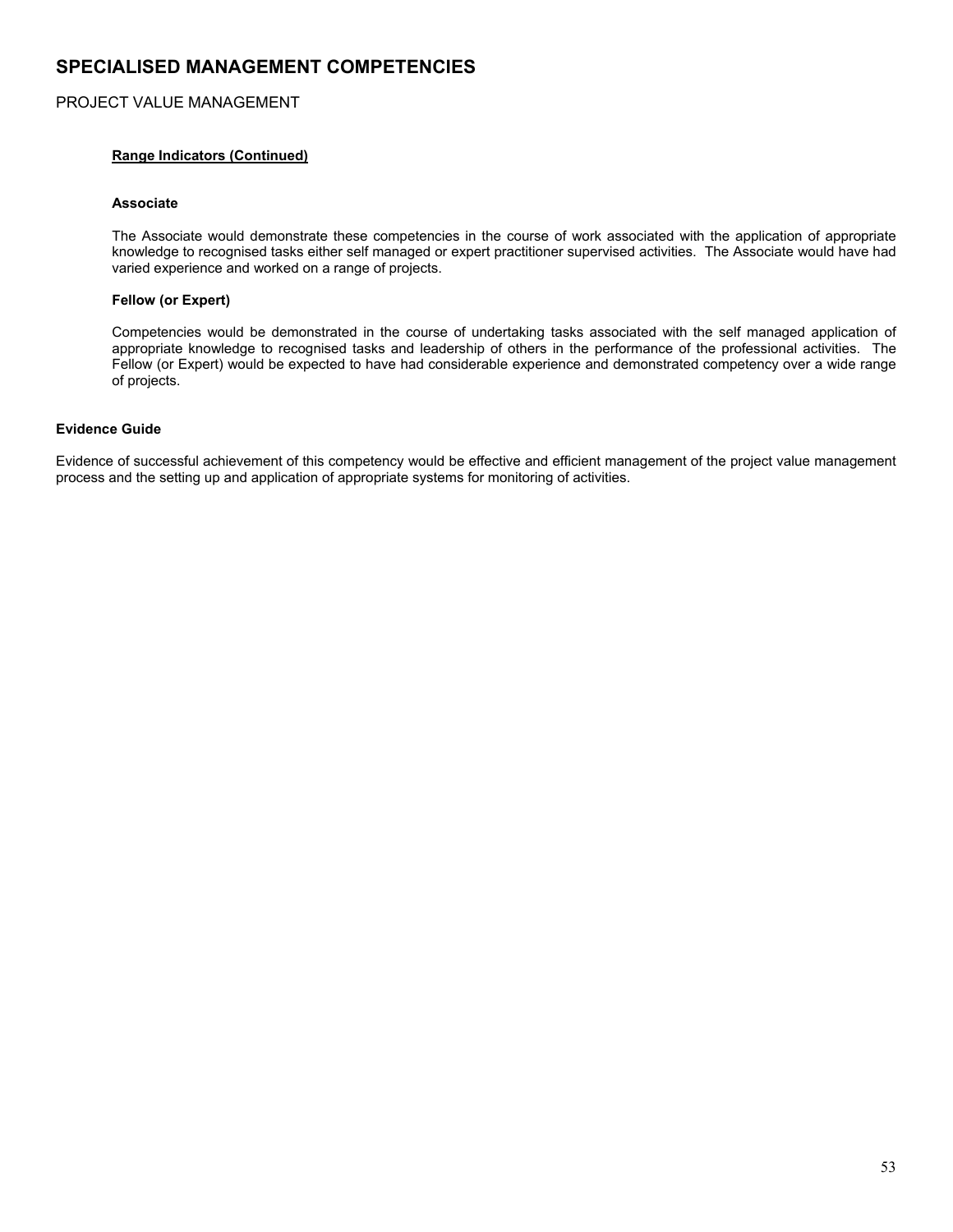# SPECIALISED MANAGEMENT COMPETENCIES

## PROJECT VALUE MANAGEMENT

**Range Indicators (Continued)**

**Associate**

The Associate would demonstrate these competencies in the course of work associated with the application of appropriate knowledge to recognised tasks either self managed or expert practitioner supervised activities. The Associate would have had varied experience and worked on a range of projects.

**Fellow (or Expert)**

Competencies would be demonstrated in the course of undertaking tasks associated with the self managed application of appropriate knowledge to recognised tasks and leadership of others in the performance of the professional activities. The Fellow (or Expert) would be expected to have had considerable experience and demonstrated competency over a wide range of projects.

**Evidence Guide**

Evidence of successful achievement of this competency would be effective and efficient management of the project value management process and the setting up and application of appropriate systems for monitoring of activities.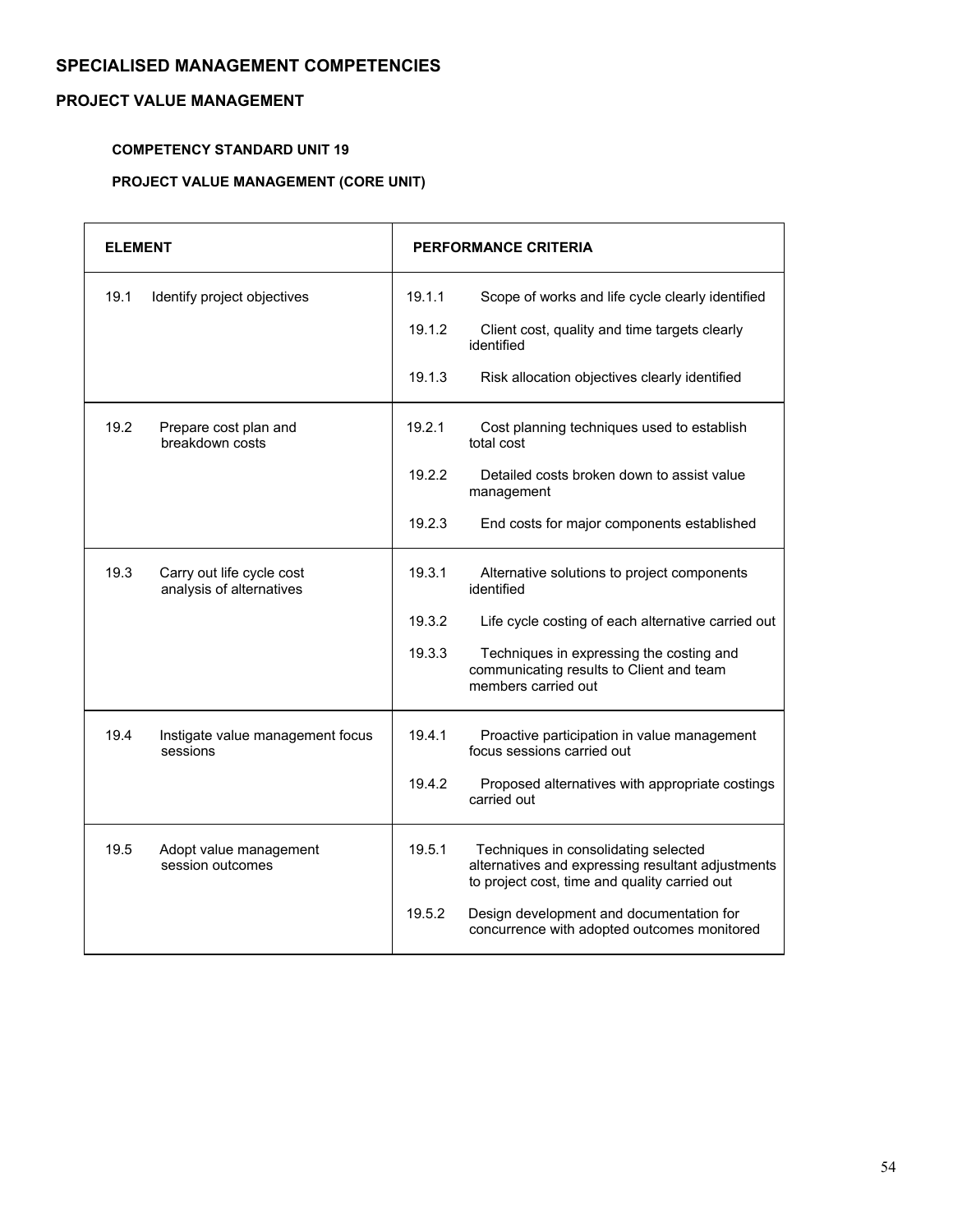## SPECIALISED MANAGEMENT COMPETENCIES

### PROJECT VALUE MANAGEMENT

**COMPETENCY STANDARD UNIT 19**

**PROJECT VALUE MANAGEMENT (CORE UNIT)**

| ELEMENT | PERFORMANCE CRITERIA |
|---|---|
| 19.1 Identify project objectives | 19.1.1 Scope of works and life cycle clearly identified<br>19.1.2 Client cost, quality and time targets clearly identified<br>19.1.3 Risk allocation objectives clearly identified |
| 19.2 Prepare cost plan and breakdown costs | 19.2.1 Cost planning techniques used to establish total cost<br>19.2.2 Detailed costs broken down to assist value management<br>19.2.3 End costs for major components established |
| 19.3 Carry out life cycle cost analysis of alternatives | 19.3.1 Alternative solutions to project components identified<br>19.3.2 Life cycle costing of each alternative carried out<br>19.3.3 Techniques in expressing the costing and communicating results to Client and team members carried out |
| 19.4 Instigate value management focus sessions | 19.4.1 Proactive participation in value management focus sessions carried out<br>19.4.2 Proposed alternatives with appropriate costings carried out |
| 19.5 Adopt value management session outcomes | 19.5.1 Techniques in consolidating selected alternatives and expressing resultant adjustments to project cost, time and quality carried out<br>19.5.2 Design development and documentation for concurrence with adopted outcomes monitored |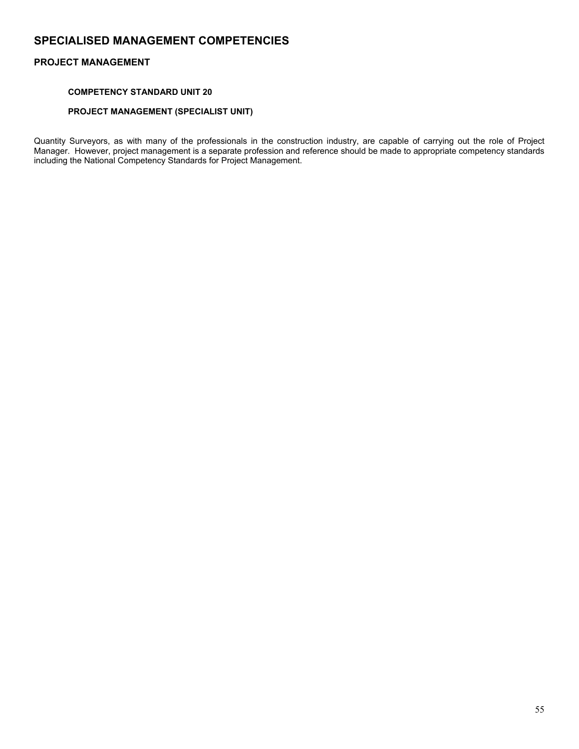# SPECIALISED MANAGEMENT COMPETENCIES

## PROJECT MANAGEMENT

### COMPETENCY STANDARD UNIT 20

### PROJECT MANAGEMENT (SPECIALIST UNIT)

Quantity Surveyors, as with many of the professionals in the construction industry, are capable of carrying out the role of Project Manager. However, project management is a separate profession and reference should be made to appropriate competency standards including the National Competency Standards for Project Management.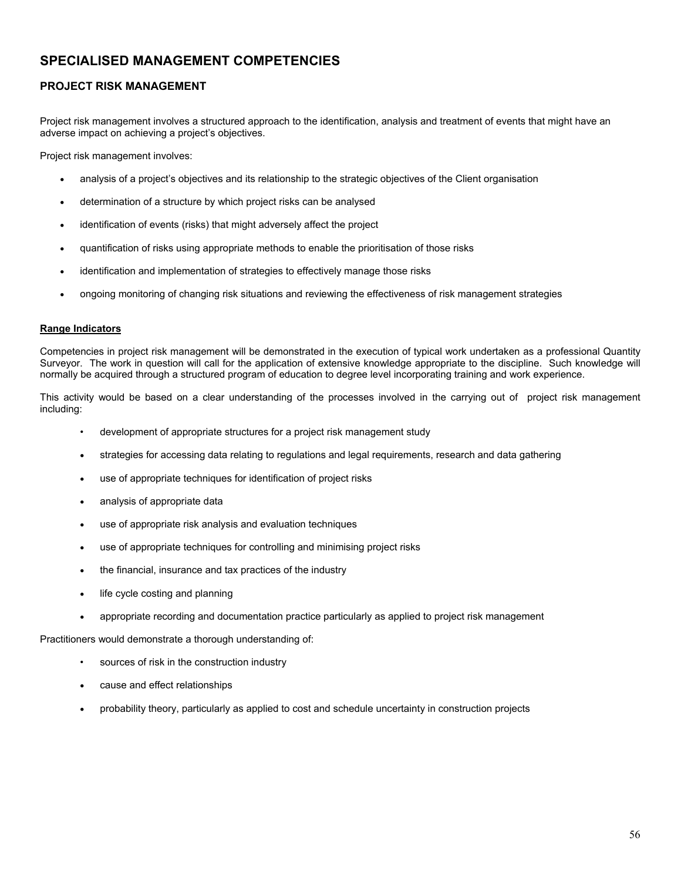# SPECIALISED MANAGEMENT COMPETENCIES

## PROJECT RISK MANAGEMENT

Project risk management involves a structured approach to the identification, analysis and treatment of events that might have an adverse impact on achieving a project's objectives.

Project risk management involves:

- analysis of a project's objectives and its relationship to the strategic objectives of the Client organisation
- determination of a structure by which project risks can be analysed
- identification of events (risks) that might adversely affect the project
- quantification of risks using appropriate methods to enable the prioritisation of those risks
- identification and implementation of strategies to effectively manage those risks
- ongoing monitoring of changing risk situations and reviewing the effectiveness of risk management strategies

**Range Indicators**

Competencies in project risk management will be demonstrated in the execution of typical work undertaken as a professional Quantity Surveyor. The work in question will call for the application of extensive knowledge appropriate to the discipline. Such knowledge will normally be acquired through a structured program of education to degree level incorporating training and work experience.

This activity would be based on a clear understanding of the processes involved in the carrying out of project risk management including:

- development of appropriate structures for a project risk management study
- strategies for accessing data relating to regulations and legal requirements, research and data gathering
- use of appropriate techniques for identification of project risks
- analysis of appropriate data
- use of appropriate risk analysis and evaluation techniques
- use of appropriate techniques for controlling and minimising project risks
- the financial, insurance and tax practices of the industry
- life cycle costing and planning
- appropriate recording and documentation practice particularly as applied to project risk management

Practitioners would demonstrate a thorough understanding of:

- sources of risk in the construction industry
- cause and effect relationships
- probability theory, particularly as applied to cost and schedule uncertainty in construction projects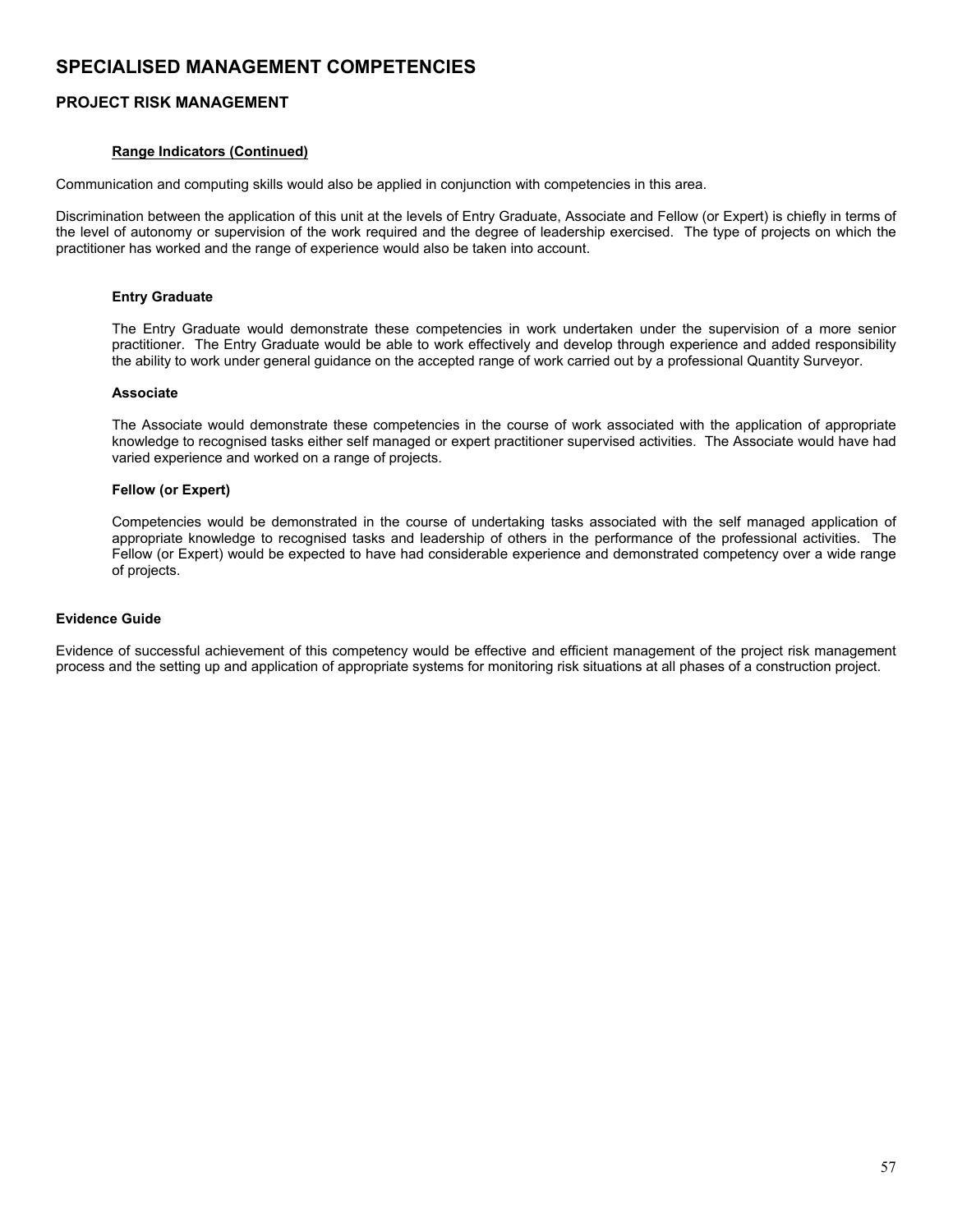# SPECIALISED MANAGEMENT COMPETENCIES

## PROJECT RISK MANAGEMENT

**Range Indicators (Continued)**

Communication and computing skills would also be applied in conjunction with competencies in this area.

Discrimination between the application of this unit at the levels of Entry Graduate, Associate and Fellow (or Expert) is chiefly in terms of the level of autonomy or supervision of the work required and the degree of leadership exercised. The type of projects on which the practitioner has worked and the range of experience would also be taken into account.

**Entry Graduate**

The Entry Graduate would demonstrate these competencies in work undertaken under the supervision of a more senior practitioner. The Entry Graduate would be able to work effectively and develop through experience and added responsibility the ability to work under general guidance on the accepted range of work carried out by a professional Quantity Surveyor.

**Associate**

The Associate would demonstrate these competencies in the course of work associated with the application of appropriate knowledge to recognised tasks either self managed or expert practitioner supervised activities. The Associate would have had varied experience and worked on a range of projects.

**Fellow (or Expert)**

Competencies would be demonstrated in the course of undertaking tasks associated with the self managed application of appropriate knowledge to recognised tasks and leadership of others in the performance of the professional activities. The Fellow (or Expert) would be expected to have had considerable experience and demonstrated competency over a wide range of projects.

**Evidence Guide**

Evidence of successful achievement of this competency would be effective and efficient management of the project risk management process and the setting up and application of appropriate systems for monitoring risk situations at all phases of a construction project.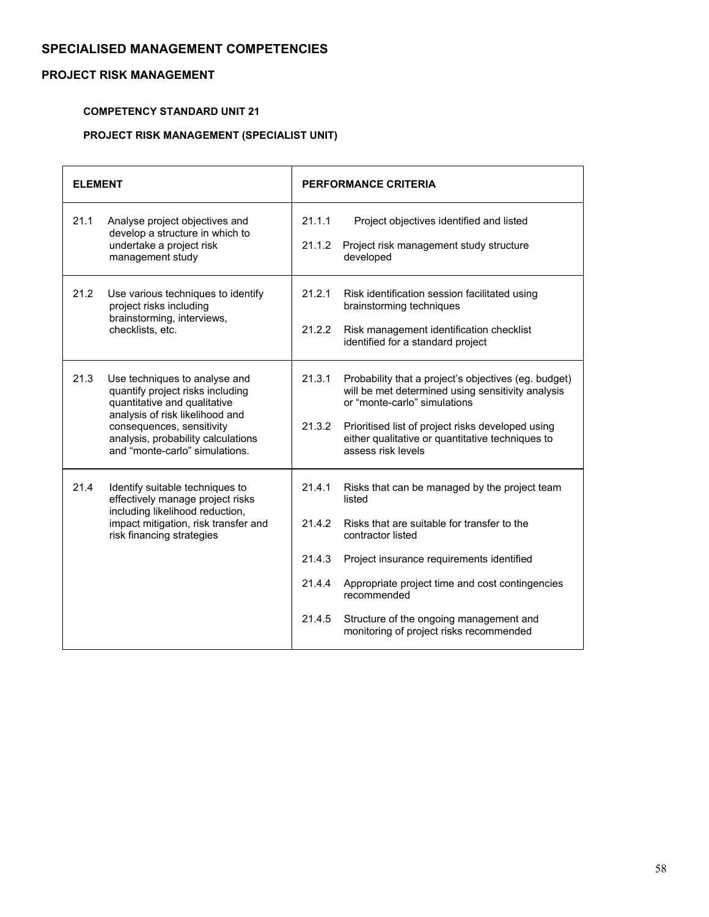## SPECIALISED MANAGEMENT COMPETENCIES

### PROJECT RISK MANAGEMENT

#### COMPETENCY STANDARD UNIT 21

#### PROJECT RISK MANAGEMENT (SPECIALIST UNIT)

| ELEMENT | PERFORMANCE CRITERIA |
|---|---|
| 21.1 Analyse project objectives and develop a structure in which to undertake a project risk management study | 21.1.1 Project objectives identified and listed<br><br>21.1.2 Project risk management study structure developed |
| 21.2 Use various techniques to identify project risks including brainstorming, interviews, checklists, etc. | 21.2.1 Risk identification session facilitated using brainstorming techniques<br><br>21.2.2 Risk management identification checklist identified for a standard project |
| 21.3 Use techniques to analyse and quantify project risks including quantitative and qualitative analysis of risk likelihood and consequences, sensitivity analysis, probability calculations and "monte-carlo" simulations. | 21.3.1 Probability that a project's objectives (eg. budget) will be met determined using sensitivity analysis or "monte-carlo" simulations<br><br>21.3.2 Prioritised list of project risks developed using either qualitative or quantitative techniques to assess risk levels |
| 21.4 Identify suitable techniques to effectively manage project risks including likelihood reduction, impact mitigation, risk transfer and risk financing strategies | 21.4.1 Risks that can be managed by the project team listed<br><br>21.4.2 Risks that are suitable for transfer to the contractor listed<br><br>21.4.3 Project insurance requirements identified<br><br>21.4.4 Appropriate project time and cost contingencies recommended<br><br>21.4.5 Structure of the ongoing management and monitoring of project risks recommended |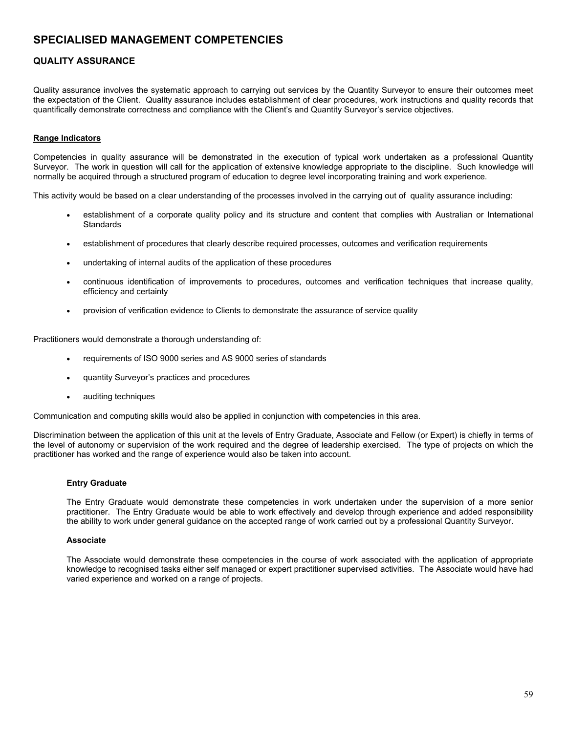# SPECIALISED MANAGEMENT COMPETENCIES

## QUALITY ASSURANCE

Quality assurance involves the systematic approach to carrying out services by the Quantity Surveyor to ensure their outcomes meet the expectation of the Client. Quality assurance includes establishment of clear procedures, work instructions and quality records that quantifically demonstrate correctness and compliance with the Client's and Quantity Surveyor's service objectives.

**Range Indicators**

Competencies in quality assurance will be demonstrated in the execution of typical work undertaken as a professional Quantity Surveyor. The work in question will call for the application of extensive knowledge appropriate to the discipline. Such knowledge will normally be acquired through a structured program of education to degree level incorporating training and work experience.

This activity would be based on a clear understanding of the processes involved in the carrying out of quality assurance including:

- establishment of a corporate quality policy and its structure and content that complies with Australian or International Standards
- establishment of procedures that clearly describe required processes, outcomes and verification requirements
- undertaking of internal audits of the application of these procedures
- continuous identification of improvements to procedures, outcomes and verification techniques that increase quality, efficiency and certainty
- provision of verification evidence to Clients to demonstrate the assurance of service quality

Practitioners would demonstrate a thorough understanding of:

- requirements of ISO 9000 series and AS 9000 series of standards
- quantity Surveyor's practices and procedures
- auditing techniques

Communication and computing skills would also be applied in conjunction with competencies in this area.

Discrimination between the application of this unit at the levels of Entry Graduate, Associate and Fellow (or Expert) is chiefly in terms of the level of autonomy or supervision of the work required and the degree of leadership exercised. The type of projects on which the practitioner has worked and the range of experience would also be taken into account.

**Entry Graduate**

The Entry Graduate would demonstrate these competencies in work undertaken under the supervision of a more senior practitioner. The Entry Graduate would be able to work effectively and develop through experience and added responsibility the ability to work under general guidance on the accepted range of work carried out by a professional Quantity Surveyor.

**Associate**

The Associate would demonstrate these competencies in the course of work associated with the application of appropriate knowledge to recognised tasks either self managed or expert practitioner supervised activities. The Associate would have had varied experience and worked on a range of projects.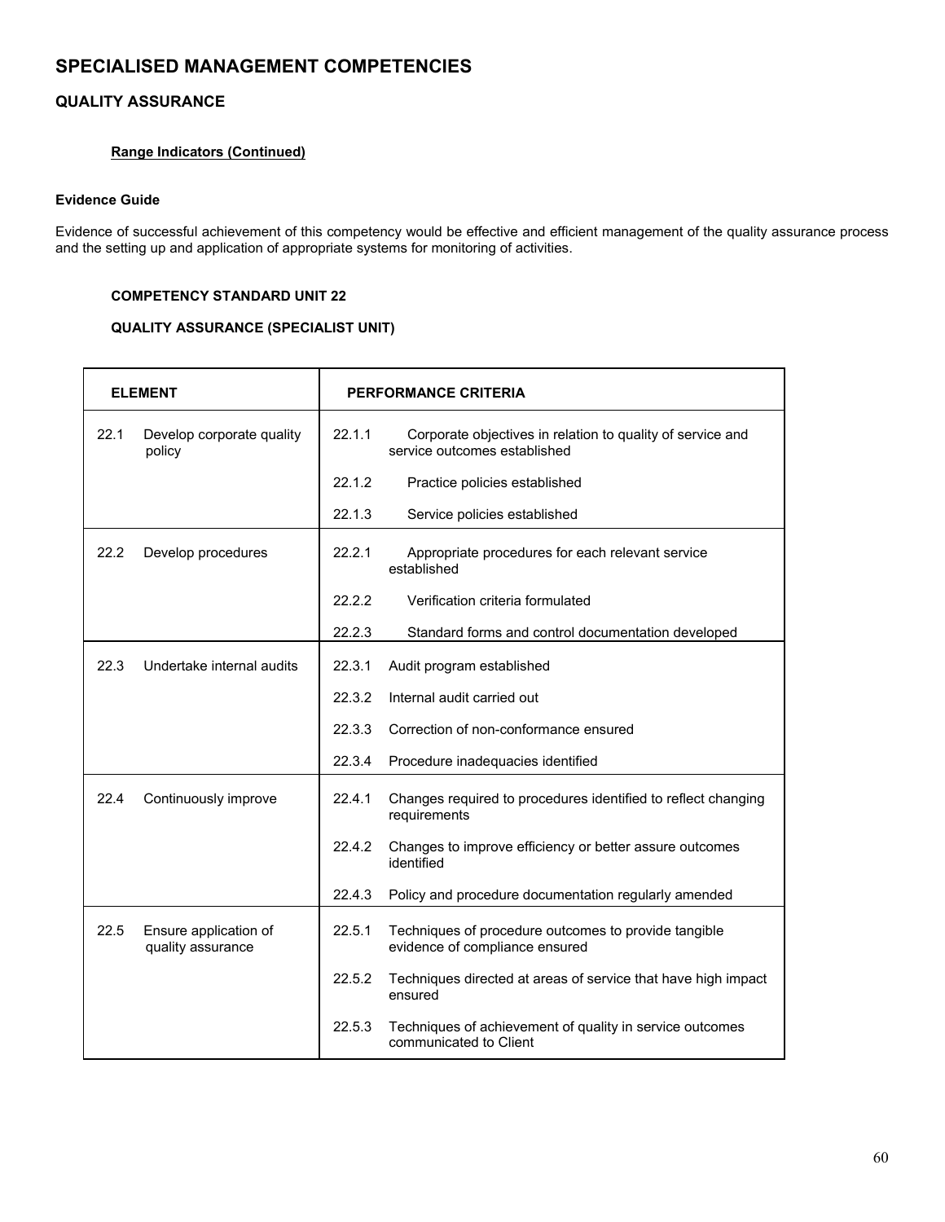# SPECIALISED MANAGEMENT COMPETENCIES

## QUALITY ASSURANCE

**Range Indicators (Continued)**

### Evidence Guide

Evidence of successful achievement of this competency would be effective and efficient management of the quality assurance process and the setting up and application of appropriate systems for monitoring of activities.

**COMPETENCY STANDARD UNIT 22**

**QUALITY ASSURANCE (SPECIALIST UNIT)**

| ELEMENT | PERFORMANCE CRITERIA |
|---|---|
| 22.1 Develop corporate quality policy | 22.1.1 Corporate objectives in relation to quality of service and service outcomes established |
| | 22.1.2 Practice policies established |
| | 22.1.3 Service policies established |
| 22.2 Develop procedures | 22.2.1 Appropriate procedures for each relevant service established |
| | 22.2.2 Verification criteria formulated |
| | 22.2.3 Standard forms and control documentation developed |
| 22.3 Undertake internal audits | 22.3.1 Audit program established |
| | 22.3.2 Internal audit carried out |
| | 22.3.3 Correction of non-conformance ensured |
| | 22.3.4 Procedure inadequacies identified |
| 22.4 Continuously improve | 22.4.1 Changes required to procedures identified to reflect changing requirements |
| | 22.4.2 Changes to improve efficiency or better assure outcomes identified |
| | 22.4.3 Policy and procedure documentation regularly amended |
| 22.5 Ensure application of quality assurance | 22.5.1 Techniques of procedure outcomes to provide tangible evidence of compliance ensured |
| | 22.5.2 Techniques directed at areas of service that have high impact ensured |
| | 22.5.3 Techniques of achievement of quality in service outcomes communicated to Client |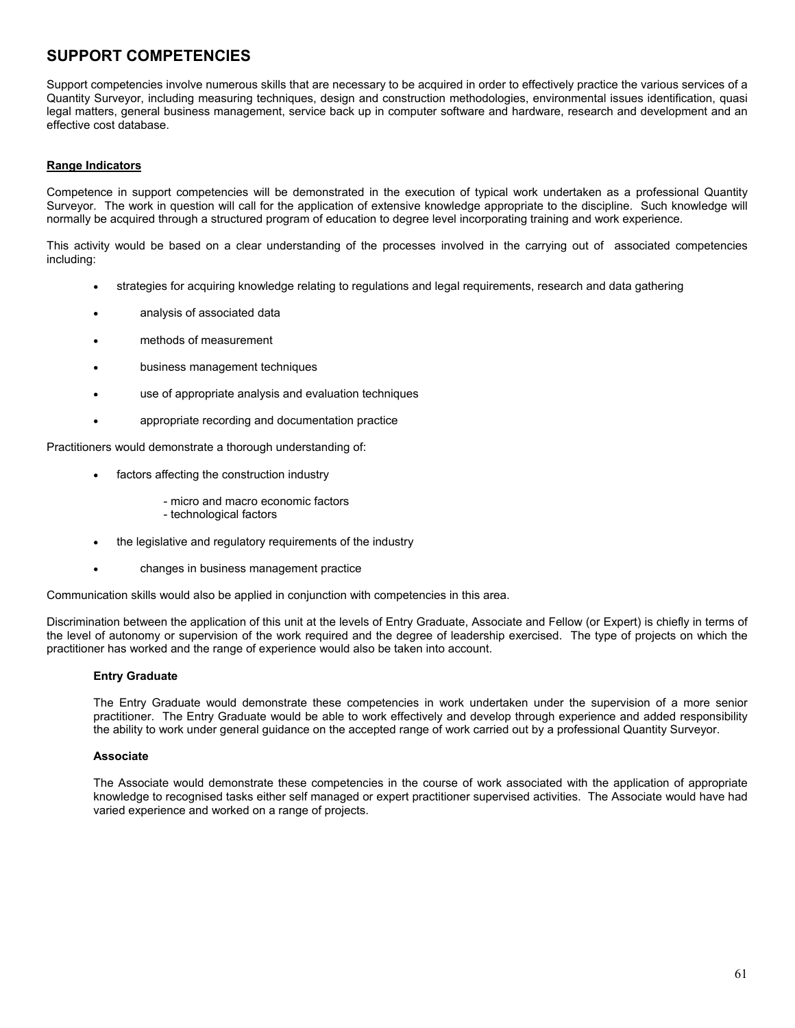## SUPPORT COMPETENCIES

Support competencies involve numerous skills that are necessary to be acquired in order to effectively practice the various services of a Quantity Surveyor, including measuring techniques, design and construction methodologies, environmental issues identification, quasi legal matters, general business management, service back up in computer software and hardware, research and development and an effective cost database.

**Range Indicators**

Competence in support competencies will be demonstrated in the execution of typical work undertaken as a professional Quantity Surveyor. The work in question will call for the application of extensive knowledge appropriate to the discipline. Such knowledge will normally be acquired through a structured program of education to degree level incorporating training and work experience.

This activity would be based on a clear understanding of the processes involved in the carrying out of associated competencies including:

- strategies for acquiring knowledge relating to regulations and legal requirements, research and data gathering
- analysis of associated data
- methods of measurement
- business management techniques
- use of appropriate analysis and evaluation techniques
- appropriate recording and documentation practice

Practitioners would demonstrate a thorough understanding of:

- factors affecting the construction industry
  - micro and macro economic factors
  - technological factors
- the legislative and regulatory requirements of the industry
- changes in business management practice

Communication skills would also be applied in conjunction with competencies in this area.

Discrimination between the application of this unit at the levels of Entry Graduate, Associate and Fellow (or Expert) is chiefly in terms of the level of autonomy or supervision of the work required and the degree of leadership exercised. The type of projects on which the practitioner has worked and the range of experience would also be taken into account.

**Entry Graduate**

The Entry Graduate would demonstrate these competencies in work undertaken under the supervision of a more senior practitioner. The Entry Graduate would be able to work effectively and develop through experience and added responsibility the ability to work under general guidance on the accepted range of work carried out by a professional Quantity Surveyor.

**Associate**

The Associate would demonstrate these competencies in the course of work associated with the application of appropriate knowledge to recognised tasks either self managed or expert practitioner supervised activities. The Associate would have had varied experience and worked on a range of projects.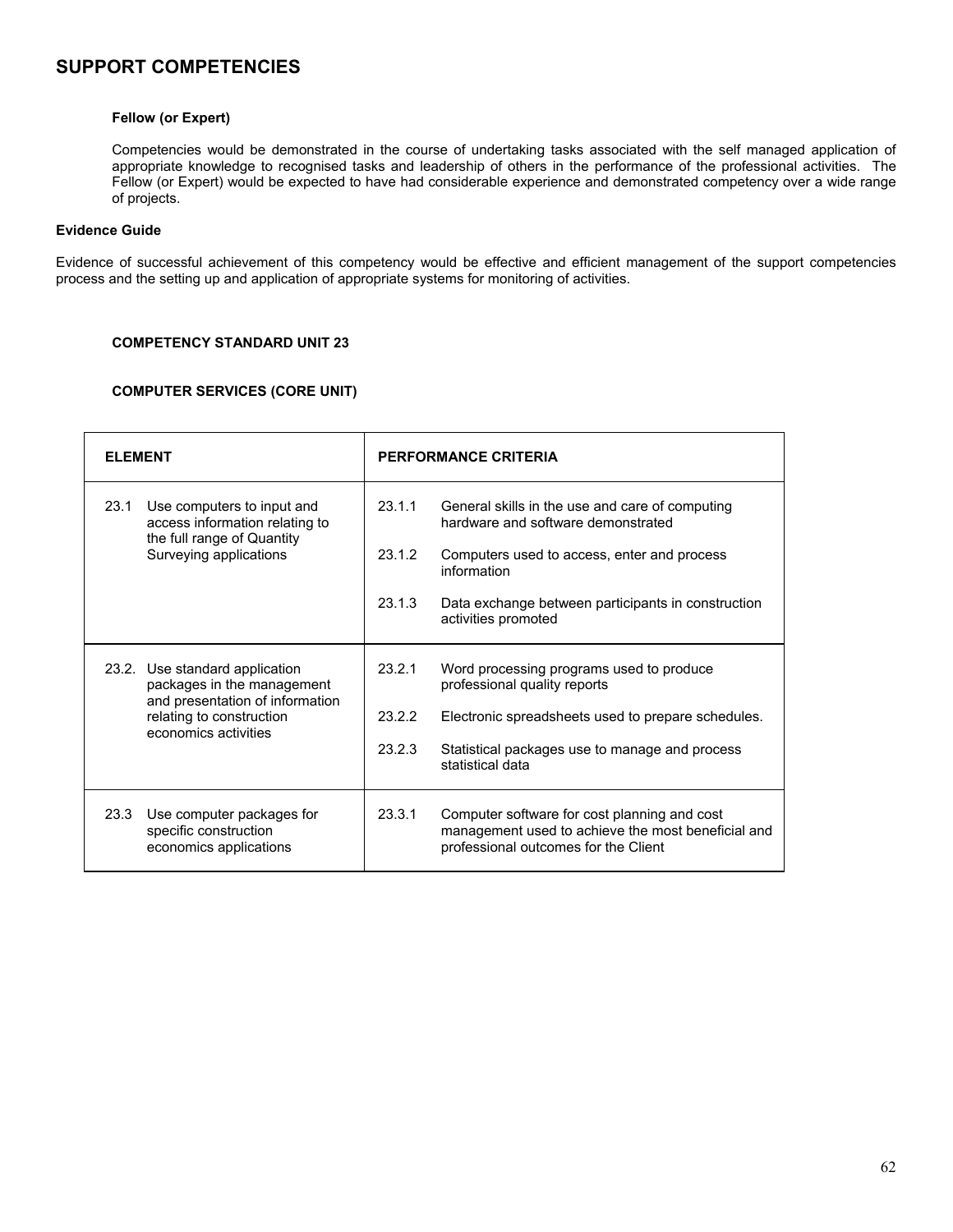## SUPPORT COMPETENCIES

**Fellow (or Expert)**

Competencies would be demonstrated in the course of undertaking tasks associated with the self managed application of appropriate knowledge to recognised tasks and leadership of others in the performance of the professional activities. The Fellow (or Expert) would be expected to have had considerable experience and demonstrated competency over a wide range of projects.

**Evidence Guide**

Evidence of successful achievement of this competency would be effective and efficient management of the support competencies process and the setting up and application of appropriate systems for monitoring of activities.

**COMPETENCY STANDARD UNIT 23**

**COMPUTER SERVICES (CORE UNIT)**

| ELEMENT | PERFORMANCE CRITERIA |
|---|---|
| 23.1 Use computers to input and access information relating to the full range of Quantity Surveying applications | 23.1.1 General skills in the use and care of computing hardware and software demonstrated<br><br>23.1.2 Computers used to access, enter and process information<br><br>23.1.3 Data exchange between participants in construction activities promoted |
| 23.2. Use standard application packages in the management and presentation of information relating to construction economics activities | 23.2.1 Word processing programs used to produce professional quality reports<br><br>23.2.2 Electronic spreadsheets used to prepare schedules.<br><br>23.2.3 Statistical packages use to manage and process statistical data |
| 23.3 Use computer packages for specific construction economics applications | 23.3.1 Computer software for cost planning and cost management used to achieve the most beneficial and professional outcomes for the Client |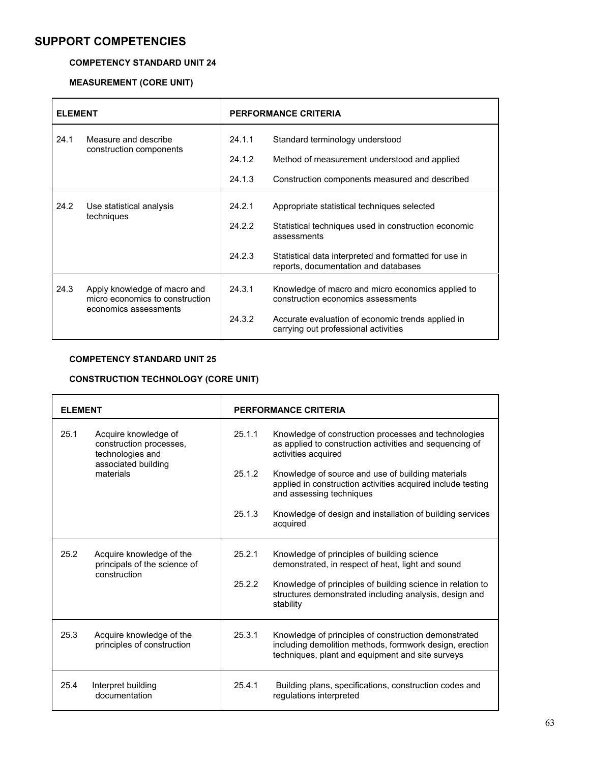## SUPPORT COMPETENCIES

### COMPETENCY STANDARD UNIT 24

### MEASUREMENT (CORE UNIT)

| ELEMENT | PERFORMANCE CRITERIA |
|---|---|
| 24.1 Measure and describe construction components | 24.1.1 Standard terminology understood<br>24.1.2 Method of measurement understood and applied<br>24.1.3 Construction components measured and described |
| 24.2 Use statistical analysis techniques | 24.2.1 Appropriate statistical techniques selected<br>24.2.2 Statistical techniques used in construction economic assessments<br>24.2.3 Statistical data interpreted and formatted for use in reports, documentation and databases |
| 24.3 Apply knowledge of macro and micro economics to construction economics assessments | 24.3.1 Knowledge of macro and micro economics applied to construction economics assessments<br>24.3.2 Accurate evaluation of economic trends applied in carrying out professional activities |

### COMPETENCY STANDARD UNIT 25

### CONSTRUCTION TECHNOLOGY (CORE UNIT)

| ELEMENT | PERFORMANCE CRITERIA |
|---|---|
| 25.1 Acquire knowledge of construction processes, technologies and associated building materials | 25.1.1 Knowledge of construction processes and technologies as applied to construction activities and sequencing of activities acquired<br>25.1.2 Knowledge of source and use of building materials applied in construction activities acquired include testing and assessing techniques<br>25.1.3 Knowledge of design and installation of building services acquired |
| 25.2 Acquire knowledge of the principals of the science of construction | 25.2.1 Knowledge of principles of building science demonstrated, in respect of heat, light and sound<br>25.2.2 Knowledge of principles of building science in relation to structures demonstrated including analysis, design and stability |
| 25.3 Acquire knowledge of the principles of construction | 25.3.1 Knowledge of principles of construction demonstrated including demolition methods, formwork design, erection techniques, plant and equipment and site surveys |
| 25.4 Interpret building documentation | 25.4.1 Building plans, specifications, construction codes and regulations interpreted |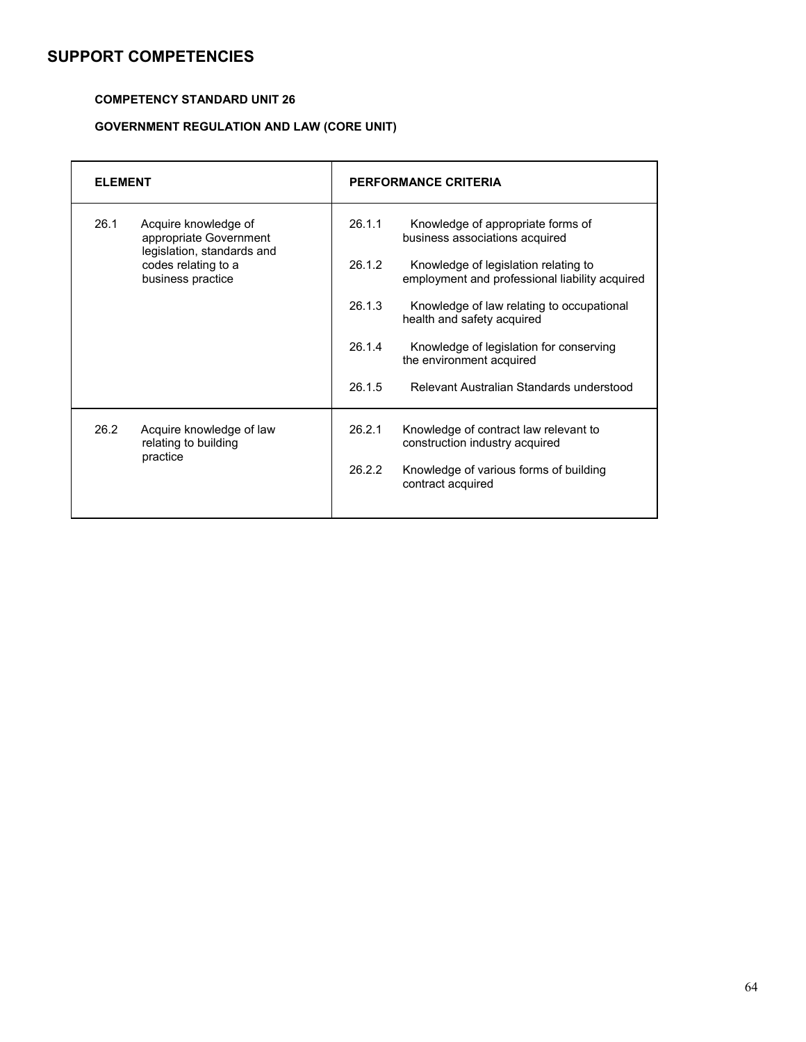# SUPPORT COMPETENCIES

**COMPETENCY STANDARD UNIT 26**

**GOVERNMENT REGULATION AND LAW (CORE UNIT)**

| ELEMENT | PERFORMANCE CRITERIA |
|---|---|
| 26.1 Acquire knowledge of appropriate Government legislation, standards and codes relating to a business practice | 26.1.1 Knowledge of appropriate forms of business associations acquired<br><br>26.1.2 Knowledge of legislation relating to employment and professional liability acquired<br><br>26.1.3 Knowledge of law relating to occupational health and safety acquired<br><br>26.1.4 Knowledge of legislation for conserving the environment acquired<br><br>26.1.5 Relevant Australian Standards understood |
| 26.2 Acquire knowledge of law relating to building practice | 26.2.1 Knowledge of contract law relevant to construction industry acquired<br><br>26.2.2 Knowledge of various forms of building contract acquired |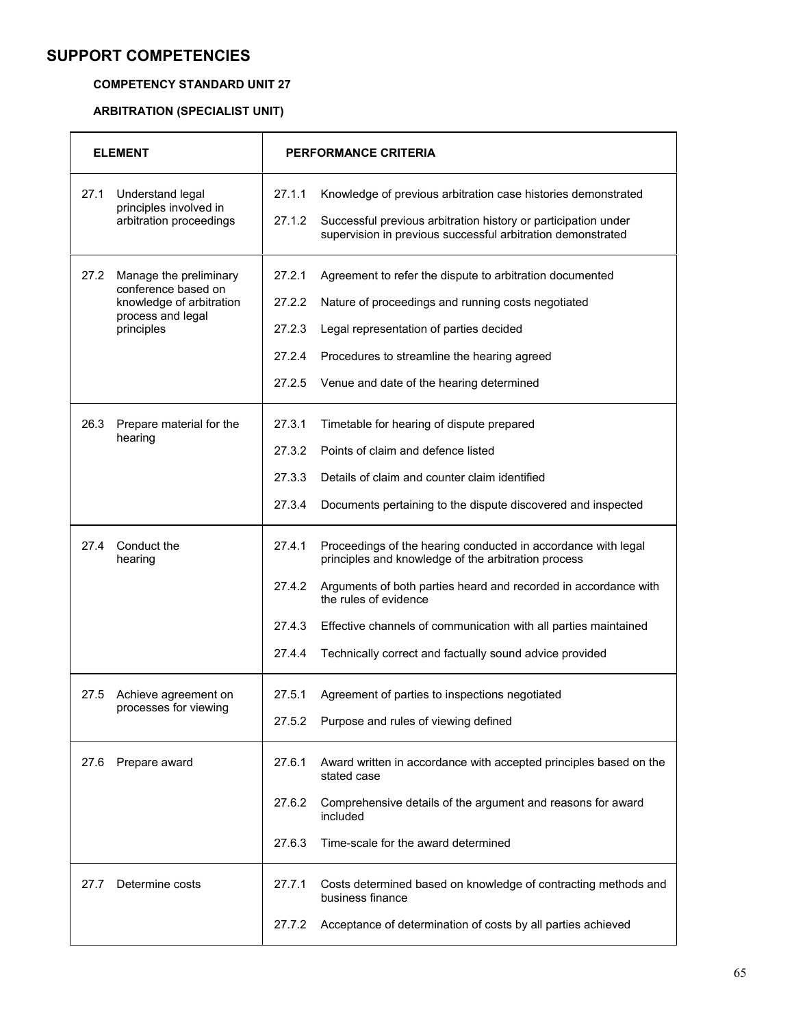# SUPPORT COMPETENCIES

**COMPETENCY STANDARD UNIT 27**

**ARBITRATION (SPECIALIST UNIT)**

| ELEMENT | PERFORMANCE CRITERIA |
|---|---|
| 27.1 Understand legal principles involved in arbitration proceedings | 27.1.1 Knowledge of previous arbitration case histories demonstrated<br>27.1.2 Successful previous arbitration history or participation under supervision in previous successful arbitration demonstrated |
| 27.2 Manage the preliminary conference based on knowledge of arbitration process and legal principles | 27.2.1 Agreement to refer the dispute to arbitration documented<br>27.2.2 Nature of proceedings and running costs negotiated<br>27.2.3 Legal representation of parties decided<br>27.2.4 Procedures to streamline the hearing agreed<br>27.2.5 Venue and date of the hearing determined |
| 26.3 Prepare material for the hearing | 27.3.1 Timetable for hearing of dispute prepared<br>27.3.2 Points of claim and defence listed<br>27.3.3 Details of claim and counter claim identified<br>27.3.4 Documents pertaining to the dispute discovered and inspected |
| 27.4 Conduct the hearing | 27.4.1 Proceedings of the hearing conducted in accordance with legal principles and knowledge of the arbitration process<br>27.4.2 Arguments of both parties heard and recorded in accordance with the rules of evidence<br>27.4.3 Effective channels of communication with all parties maintained<br>27.4.4 Technically correct and factually sound advice provided |
| 27.5 Achieve agreement on processes for viewing | 27.5.1 Agreement of parties to inspections negotiated<br>27.5.2 Purpose and rules of viewing defined |
| 27.6 Prepare award | 27.6.1 Award written in accordance with accepted principles based on the stated case<br>27.6.2 Comprehensive details of the argument and reasons for award included<br>27.6.3 Time-scale for the award determined |
| 27.7 Determine costs | 27.7.1 Costs determined based on knowledge of contracting methods and business finance<br>27.7.2 Acceptance of determination of costs by all parties achieved |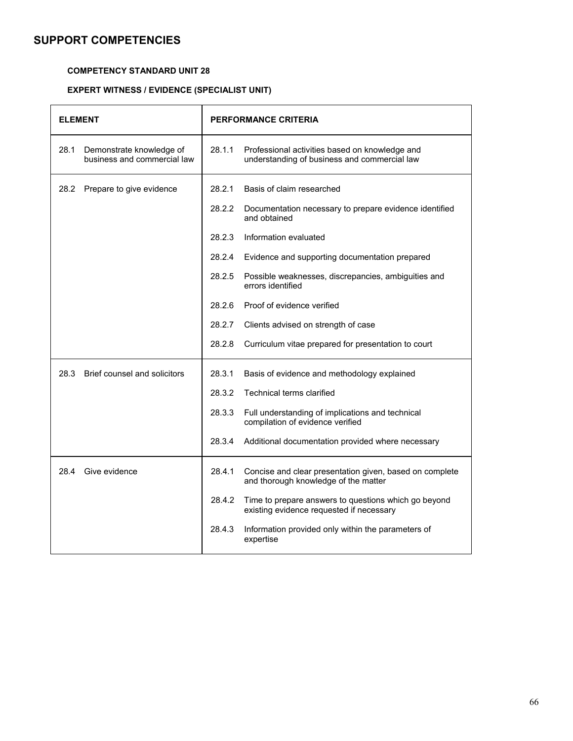# SUPPORT COMPETENCIES

**COMPETENCY STANDARD UNIT 28**

**EXPERT WITNESS / EVIDENCE (SPECIALIST UNIT)**

| ELEMENT | PERFORMANCE CRITERIA |
|---|---|
| 28.1 Demonstrate knowledge of business and commercial law | 28.1.1 Professional activities based on knowledge and understanding of business and commercial law |
| 28.2 Prepare to give evidence | 28.2.1 Basis of claim researched |
| | 28.2.2 Documentation necessary to prepare evidence identified and obtained |
| | 28.2.3 Information evaluated |
| | 28.2.4 Evidence and supporting documentation prepared |
| | 28.2.5 Possible weaknesses, discrepancies, ambiguities and errors identified |
| | 28.2.6 Proof of evidence verified |
| | 28.2.7 Clients advised on strength of case |
| | 28.2.8 Curriculum vitae prepared for presentation to court |
| 28.3 Brief counsel and solicitors | 28.3.1 Basis of evidence and methodology explained |
| | 28.3.2 Technical terms clarified |
| | 28.3.3 Full understanding of implications and technical compilation of evidence verified |
| | 28.3.4 Additional documentation provided where necessary |
| 28.4 Give evidence | 28.4.1 Concise and clear presentation given, based on complete and thorough knowledge of the matter |
| | 28.4.2 Time to prepare answers to questions which go beyond existing evidence requested if necessary |
| | 28.4.3 Information provided only within the parameters of expertise |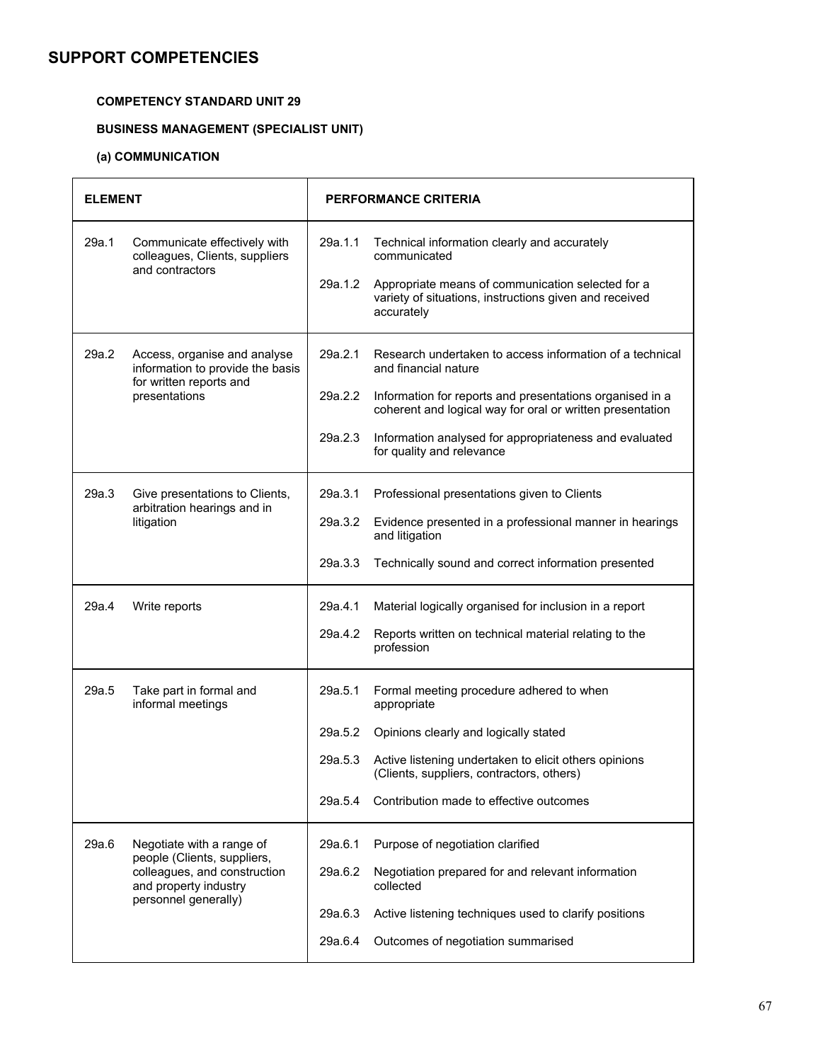# SUPPORT COMPETENCIES

**COMPETENCY STANDARD UNIT 29**

**BUSINESS MANAGEMENT (SPECIALIST UNIT)**

**(a) COMMUNICATION**

| ELEMENT | | PERFORMANCE CRITERIA | |
|---|---|---|---|
| 29a.1 | Communicate effectively with colleagues, Clients, suppliers and contractors | 29a.1.1 | Technical information clearly and accurately communicated |
| | | 29a.1.2 | Appropriate means of communication selected for a variety of situations, instructions given and received accurately |
| 29a.2 | Access, organise and analyse information to provide the basis for written reports and presentations | 29a.2.1 | Research undertaken to access information of a technical and financial nature |
| | | 29a.2.2 | Information for reports and presentations organised in a coherent and logical way for oral or written presentation |
| | | 29a.2.3 | Information analysed for appropriateness and evaluated for quality and relevance |
| 29a.3 | Give presentations to Clients, arbitration hearings and in litigation | 29a.3.1 | Professional presentations given to Clients |
| | | 29a.3.2 | Evidence presented in a professional manner in hearings and litigation |
| | | 29a.3.3 | Technically sound and correct information presented |
| 29a.4 | Write reports | 29a.4.1 | Material logically organised for inclusion in a report |
| | | 29a.4.2 | Reports written on technical material relating to the profession |
| 29a.5 | Take part in formal and informal meetings | 29a.5.1 | Formal meeting procedure adhered to when appropriate |
| | | 29a.5.2 | Opinions clearly and logically stated |
| | | 29a.5.3 | Active listening undertaken to elicit others opinions (Clients, suppliers, contractors, others) |
| | | 29a.5.4 | Contribution made to effective outcomes |
| 29a.6 | Negotiate with a range of people (Clients, suppliers, colleagues, and construction and property industry personnel generally) | 29a.6.1 | Purpose of negotiation clarified |
| | | 29a.6.2 | Negotiation prepared for and relevant information collected |
| | | 29a.6.3 | Active listening techniques used to clarify positions |
| | | 29a.6.4 | Outcomes of negotiation summarised |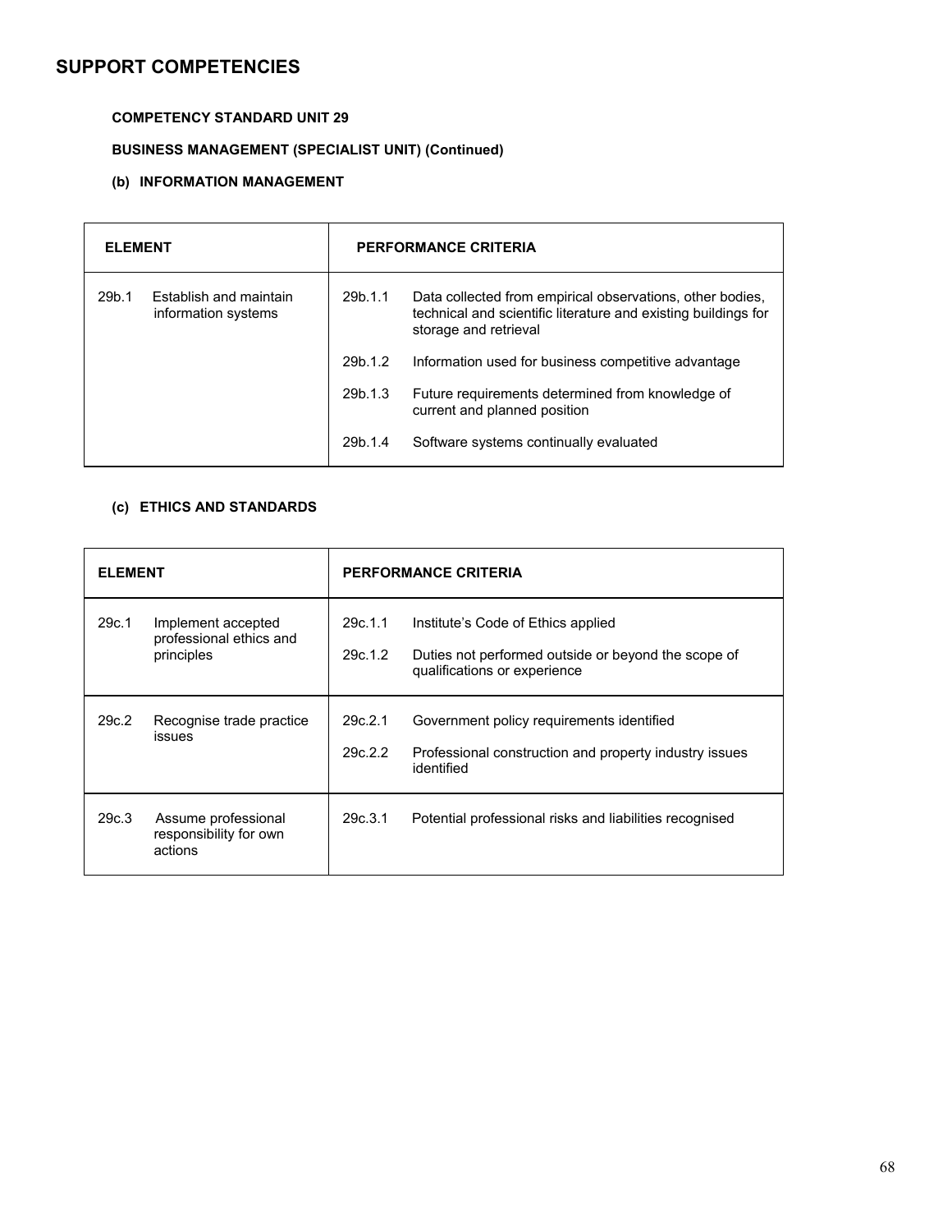# SUPPORT COMPETENCIES

**COMPETENCY STANDARD UNIT 29**

**BUSINESS MANAGEMENT (SPECIALIST UNIT) (Continued)**

**(b) INFORMATION MANAGEMENT**

| ELEMENT | | PERFORMANCE CRITERIA | |
|---|---|---|---|
| 29b.1 | Establish and maintain information systems | 29b.1.1 | Data collected from empirical observations, other bodies, technical and scientific literature and existing buildings for storage and retrieval |
| | | 29b.1.2 | Information used for business competitive advantage |
| | | 29b.1.3 | Future requirements determined from knowledge of current and planned position |
| | | 29b.1.4 | Software systems continually evaluated |

**(c) ETHICS AND STANDARDS**

| ELEMENT | | PERFORMANCE CRITERIA | |
|---|---|---|---|
| 29c.1 | Implement accepted professional ethics and principles | 29c.1.1 | Institute's Code of Ethics applied |
| | | 29c.1.2 | Duties not performed outside or beyond the scope of qualifications or experience |
| 29c.2 | Recognise trade practice issues | 29c.2.1 | Government policy requirements identified |
| | | 29c.2.2 | Professional construction and property industry issues identified |
| 29c.3 | Assume professional responsibility for own actions | 29c.3.1 | Potential professional risks and liabilities recognised |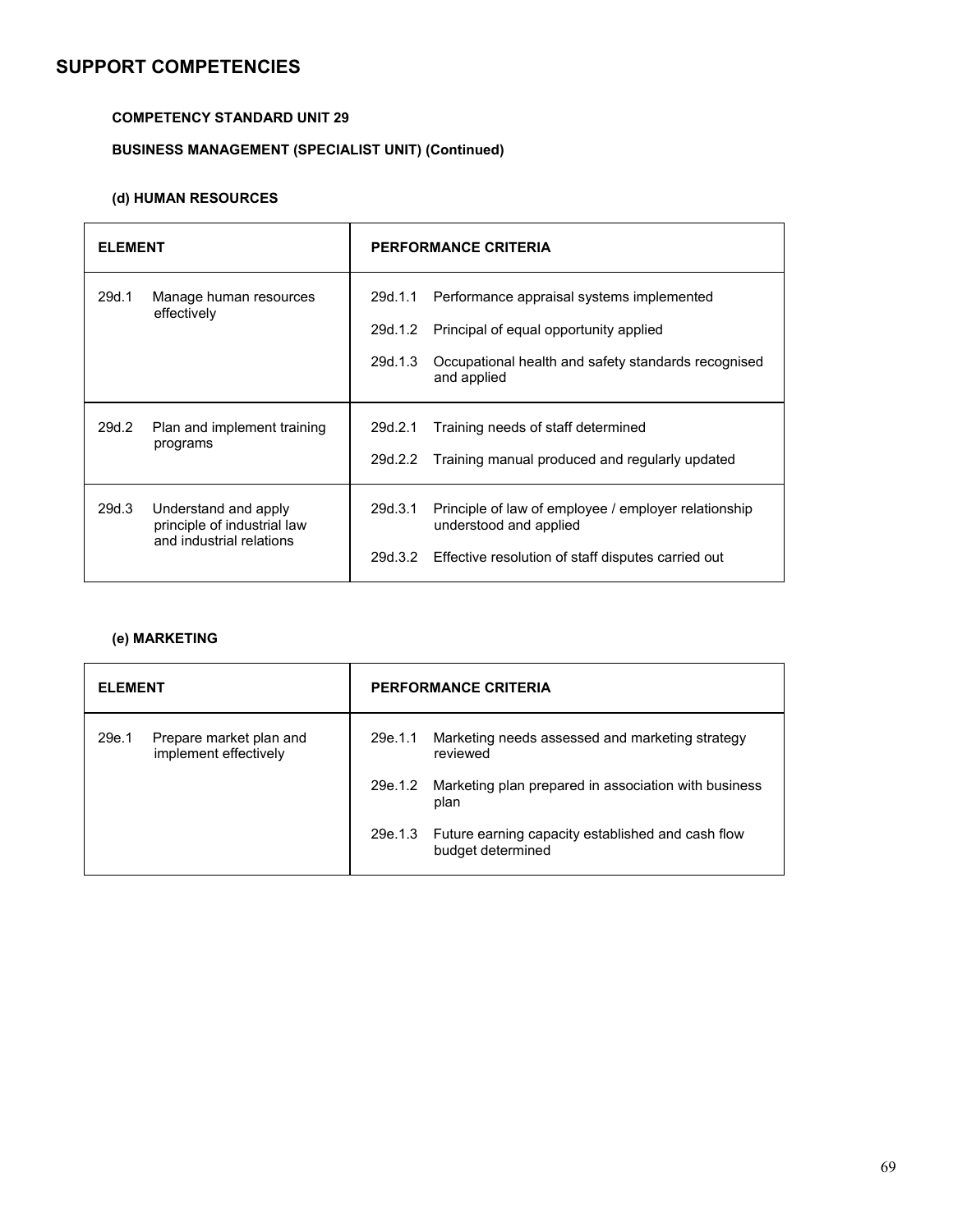## SUPPORT COMPETENCIES

**COMPETENCY STANDARD UNIT 29**

**BUSINESS MANAGEMENT (SPECIALIST UNIT) (Continued)**

**(d) HUMAN RESOURCES**

| ELEMENT | PERFORMANCE CRITERIA |
|---|---|
| 29d.1 Manage human resources effectively | 29d.1.1 Performance appraisal systems implemented<br>29d.1.2 Principal of equal opportunity applied<br>29d.1.3 Occupational health and safety standards recognised and applied |
| 29d.2 Plan and implement training programs | 29d.2.1 Training needs of staff determined<br>29d.2.2 Training manual produced and regularly updated |
| 29d.3 Understand and apply principle of industrial law and industrial relations | 29d.3.1 Principle of law of employee / employer relationship understood and applied<br>29d.3.2 Effective resolution of staff disputes carried out |

**(e) MARKETING**

| ELEMENT | PERFORMANCE CRITERIA |
|---|---|
| 29e.1 Prepare market plan and implement effectively | 29e.1.1 Marketing needs assessed and marketing strategy reviewed<br>29e.1.2 Marketing plan prepared in association with business plan<br>29e.1.3 Future earning capacity established and cash flow budget determined |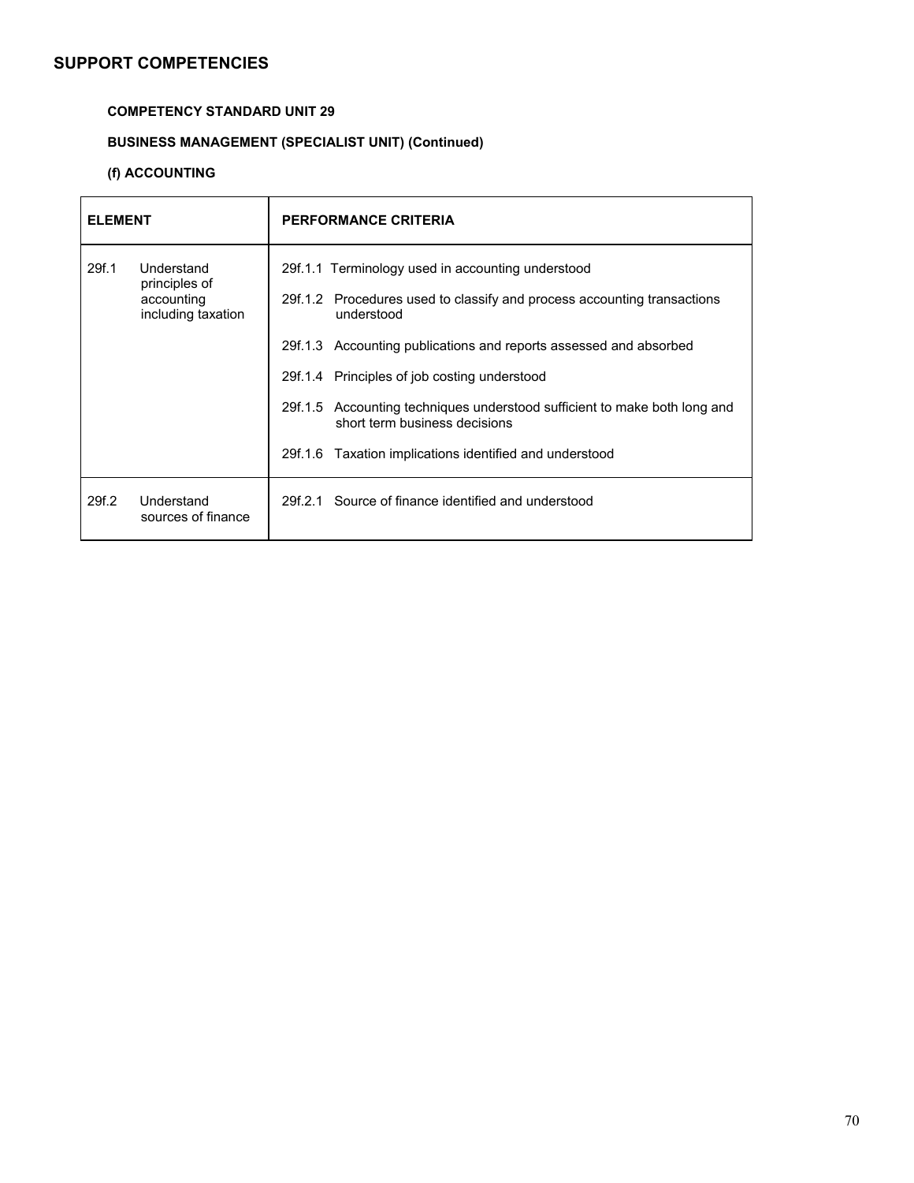## SUPPORT COMPETENCIES

### COMPETENCY STANDARD UNIT 29

### BUSINESS MANAGEMENT (SPECIALIST UNIT) (Continued)

### (f) ACCOUNTING

| ELEMENT | PERFORMANCE CRITERIA |
|---|---|
| 29f.1 Understand principles of accounting including taxation | 29f.1.1 Terminology used in accounting understood<br>29f.1.2 Procedures used to classify and process accounting transactions understood<br>29f.1.3 Accounting publications and reports assessed and absorbed<br>29f.1.4 Principles of job costing understood<br>29f.1.5 Accounting techniques understood sufficient to make both long and short term business decisions<br>29f.1.6 Taxation implications identified and understood |
| 29f.2 Understand sources of finance | 29f.2.1 Source of finance identified and understood |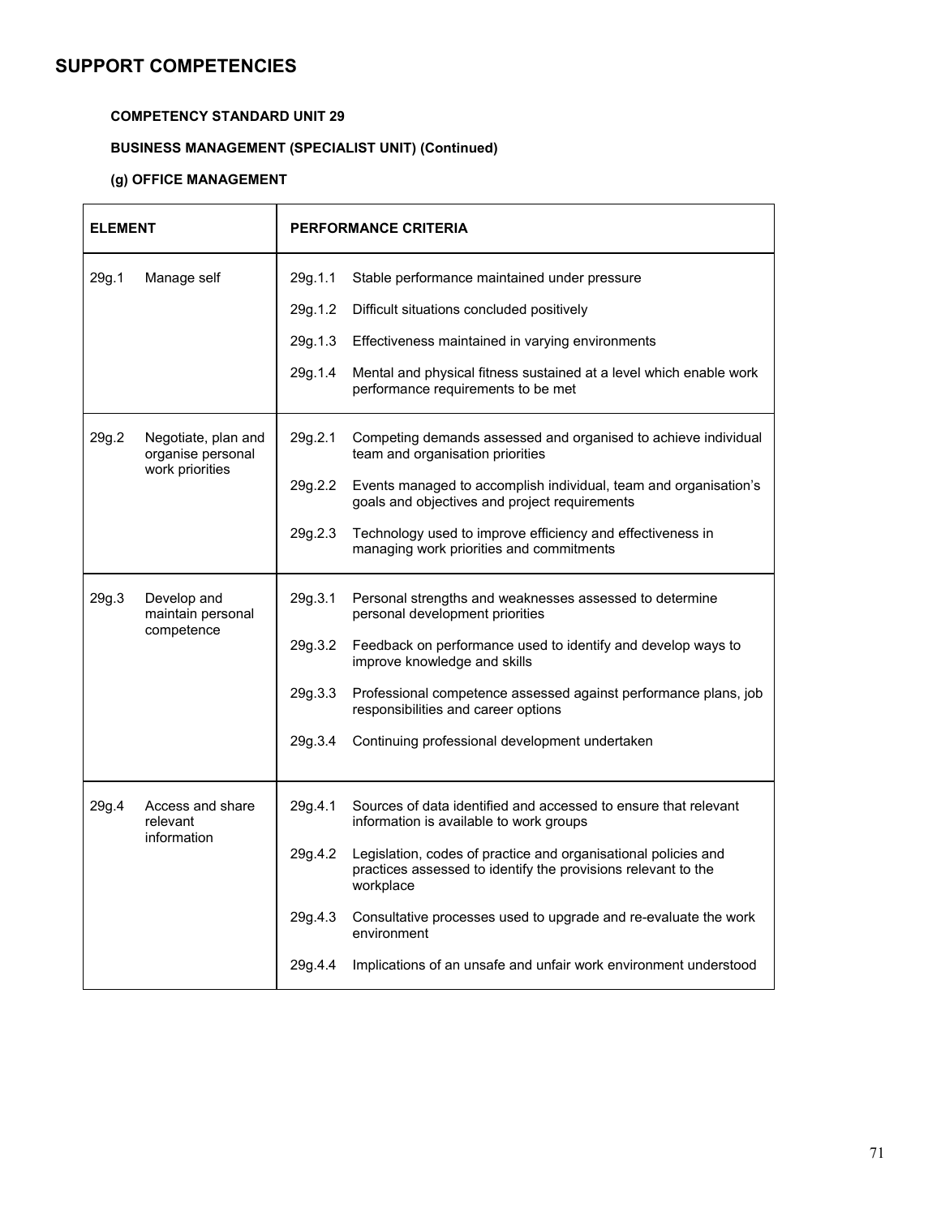## SUPPORT COMPETENCIES

**COMPETENCY STANDARD UNIT 29**

**BUSINESS MANAGEMENT (SPECIALIST UNIT) (Continued)**

**(g) OFFICE MANAGEMENT**

| ELEMENT | | PERFORMANCE CRITERIA | |
|---|---|---|---|
| 29g.1 | Manage self | 29g.1.1 | Stable performance maintained under pressure |
| | | 29g.1.2 | Difficult situations concluded positively |
| | | 29g.1.3 | Effectiveness maintained in varying environments |
| | | 29g.1.4 | Mental and physical fitness sustained at a level which enable work performance requirements to be met |
| 29g.2 | Negotiate, plan and organise personal work priorities | 29g.2.1 | Competing demands assessed and organised to achieve individual team and organisation priorities |
| | | 29g.2.2 | Events managed to accomplish individual, team and organisation's goals and objectives and project requirements |
| | | 29g.2.3 | Technology used to improve efficiency and effectiveness in managing work priorities and commitments |
| 29g.3 | Develop and maintain personal competence | 29g.3.1 | Personal strengths and weaknesses assessed to determine personal development priorities |
| | | 29g.3.2 | Feedback on performance used to identify and develop ways to improve knowledge and skills |
| | | 29g.3.3 | Professional competence assessed against performance plans, job responsibilities and career options |
| | | 29g.3.4 | Continuing professional development undertaken |
| 29g.4 | Access and share relevant information | 29g.4.1 | Sources of data identified and accessed to ensure that relevant information is available to work groups |
| | | 29g.4.2 | Legislation, codes of practice and organisational policies and practices assessed to identify the provisions relevant to the workplace |
| | | 29g.4.3 | Consultative processes used to upgrade and re-evaluate the work environment |
| | | 29g.4.4 | Implications of an unsafe and unfair work environment understood |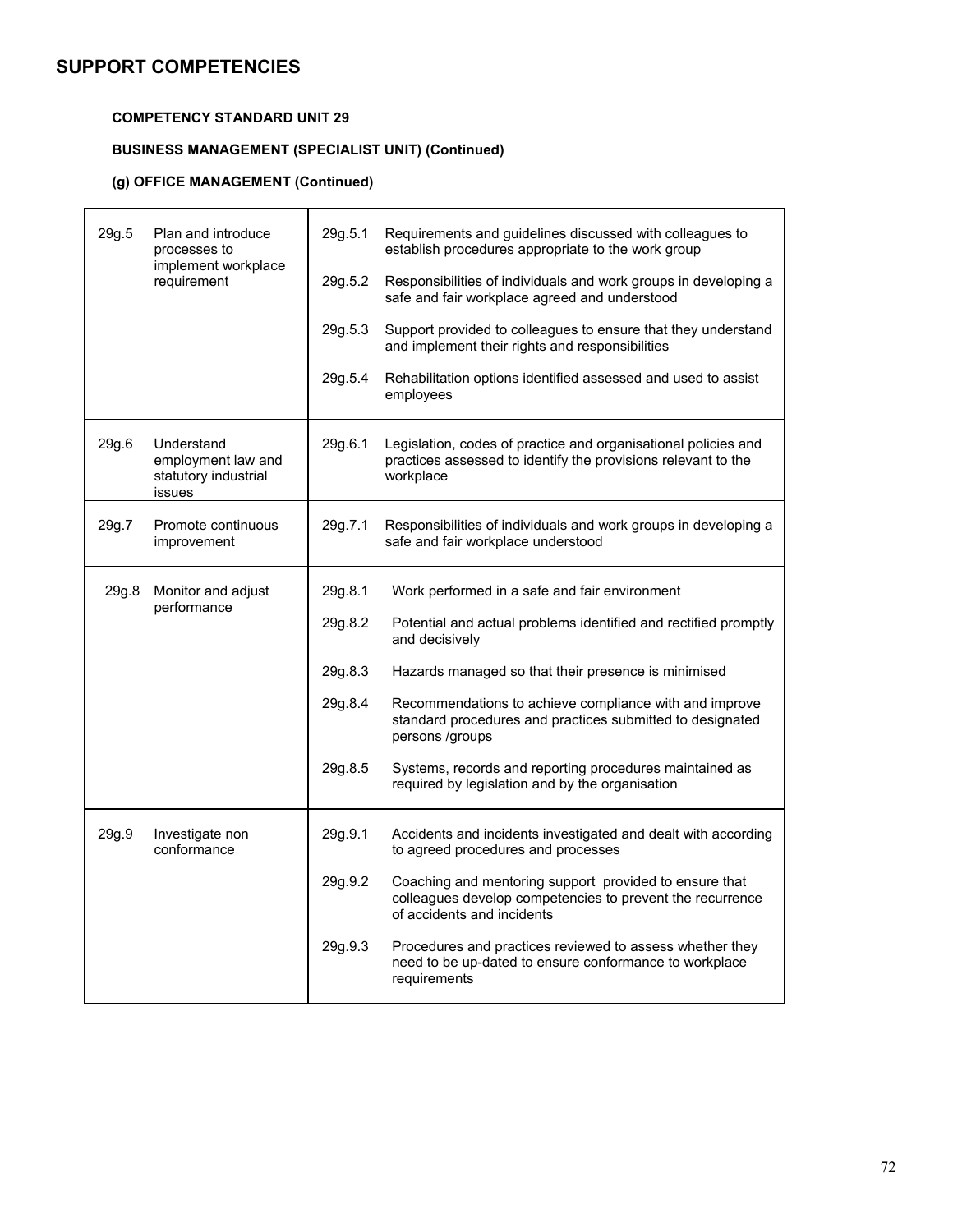# SUPPORT COMPETENCIES

**COMPETENCY STANDARD UNIT 29**

**BUSINESS MANAGEMENT (SPECIALIST UNIT) (Continued)**

**(g) OFFICE MANAGEMENT (Continued)**

| | | | |
|---|---|---|---|
| 29g.5 | Plan and introduce processes to implement workplace requirement | 29g.5.1 | Requirements and guidelines discussed with colleagues to establish procedures appropriate to the work group |
| | | 29g.5.2 | Responsibilities of individuals and work groups in developing a safe and fair workplace agreed and understood |
| | | 29g.5.3 | Support provided to colleagues to ensure that they understand and implement their rights and responsibilities |
| | | 29g.5.4 | Rehabilitation options identified assessed and used to assist employees |
| 29g.6 | Understand employment law and statutory industrial issues | 29g.6.1 | Legislation, codes of practice and organisational policies and practices assessed to identify the provisions relevant to the workplace |
| 29g.7 | Promote continuous improvement | 29g.7.1 | Responsibilities of individuals and work groups in developing a safe and fair workplace understood |
| 29g.8 | Monitor and adjust performance | 29g.8.1 | Work performed in a safe and fair environment |
| | | 29g.8.2 | Potential and actual problems identified and rectified promptly and decisively |
| | | 29g.8.3 | Hazards managed so that their presence is minimised |
| | | 29g.8.4 | Recommendations to achieve compliance with and improve standard procedures and practices submitted to designated persons /groups |
| | | 29g.8.5 | Systems, records and reporting procedures maintained as required by legislation and by the organisation |
| 29g.9 | Investigate non conformance | 29g.9.1 | Accidents and incidents investigated and dealt with according to agreed procedures and processes |
| | | 29g.9.2 | Coaching and mentoring support provided to ensure that colleagues develop competencies to prevent the recurrence of accidents and incidents |
| | | 29g.9.3 | Procedures and practices reviewed to assess whether they need to be up-dated to ensure conformance to workplace requirements |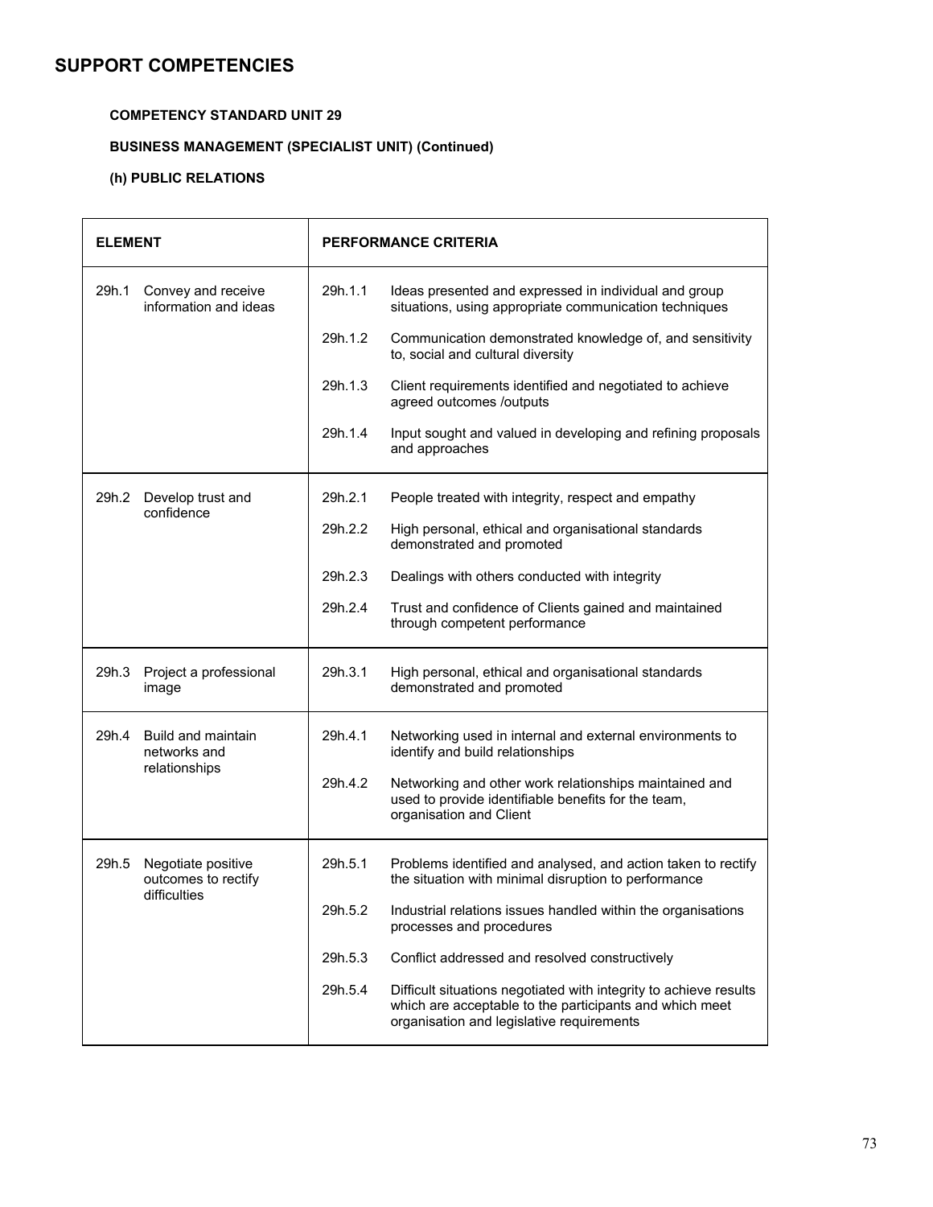## SUPPORT COMPETENCIES

**COMPETENCY STANDARD UNIT 29**

**BUSINESS MANAGEMENT (SPECIALIST UNIT) (Continued)**

**(h) PUBLIC RELATIONS**

| ELEMENT | | PERFORMANCE CRITERIA | |
|---|---|---|---|
| 29h.1 | Convey and receive information and ideas | 29h.1.1 | Ideas presented and expressed in individual and group situations, using appropriate communication techniques |
| | | 29h.1.2 | Communication demonstrated knowledge of, and sensitivity to, social and cultural diversity |
| | | 29h.1.3 | Client requirements identified and negotiated to achieve agreed outcomes /outputs |
| | | 29h.1.4 | Input sought and valued in developing and refining proposals and approaches |
| 29h.2 | Develop trust and confidence | 29h.2.1 | People treated with integrity, respect and empathy |
| | | 29h.2.2 | High personal, ethical and organisational standards demonstrated and promoted |
| | | 29h.2.3 | Dealings with others conducted with integrity |
| | | 29h.2.4 | Trust and confidence of Clients gained and maintained through competent performance |
| 29h.3 | Project a professional image | 29h.3.1 | High personal, ethical and organisational standards demonstrated and promoted |
| 29h.4 | Build and maintain networks and relationships | 29h.4.1 | Networking used in internal and external environments to identify and build relationships |
| | | 29h.4.2 | Networking and other work relationships maintained and used to provide identifiable benefits for the team, organisation and Client |
| 29h.5 | Negotiate positive outcomes to rectify difficulties | 29h.5.1 | Problems identified and analysed, and action taken to rectify the situation with minimal disruption to performance |
| | | 29h.5.2 | Industrial relations issues handled within the organisations processes and procedures |
| | | 29h.5.3 | Conflict addressed and resolved constructively |
| | | 29h.5.4 | Difficult situations negotiated with integrity to achieve results which are acceptable to the participants and which meet organisation and legislative requirements |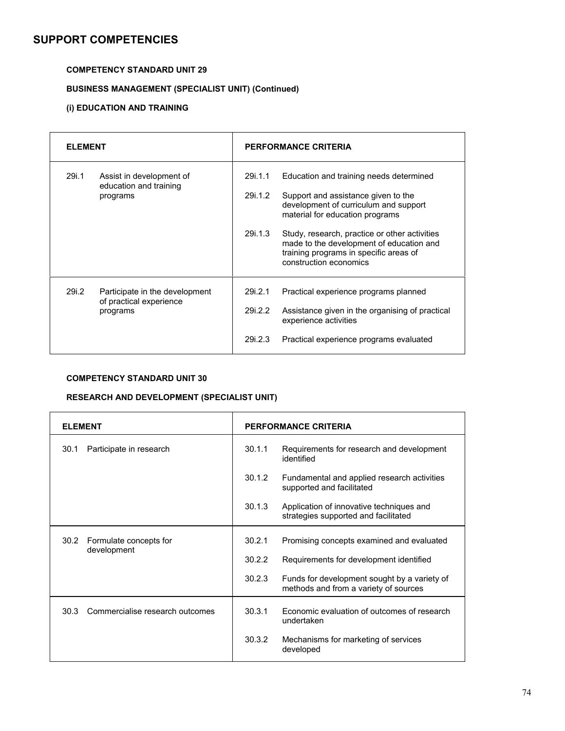## SUPPORT COMPETENCIES

**COMPETENCY STANDARD UNIT 29**

**BUSINESS MANAGEMENT (SPECIALIST UNIT) (Continued)**

**(i) EDUCATION AND TRAINING**

| ELEMENT | PERFORMANCE CRITERIA |
|---|---|
| 29i.1 Assist in development of education and training programs | 29i.1.1 Education and training needs determined<br>29i.1.2 Support and assistance given to the development of curriculum and support material for education programs<br>29i.1.3 Study, research, practice or other activities made to the development of education and training programs in specific areas of construction economics |
| 29i.2 Participate in the development of practical experience programs | 29i.2.1 Practical experience programs planned<br>29i.2.2 Assistance given in the organising of practical experience activities<br>29i.2.3 Practical experience programs evaluated |

**COMPETENCY STANDARD UNIT 30**

**RESEARCH AND DEVELOPMENT (SPECIALIST UNIT)**

| ELEMENT | PERFORMANCE CRITERIA |
|---|---|
| 30.1 Participate in research | 30.1.1 Requirements for research and development identified<br>30.1.2 Fundamental and applied research activities supported and facilitated<br>30.1.3 Application of innovative techniques and strategies supported and facilitated |
| 30.2 Formulate concepts for development | 30.2.1 Promising concepts examined and evaluated<br>30.2.2 Requirements for development identified<br>30.2.3 Funds for development sought by a variety of methods and from a variety of sources |
| 30.3 Commercialise research outcomes | 30.3.1 Economic evaluation of outcomes of research undertaken<br>30.3.2 Mechanisms for marketing of services developed |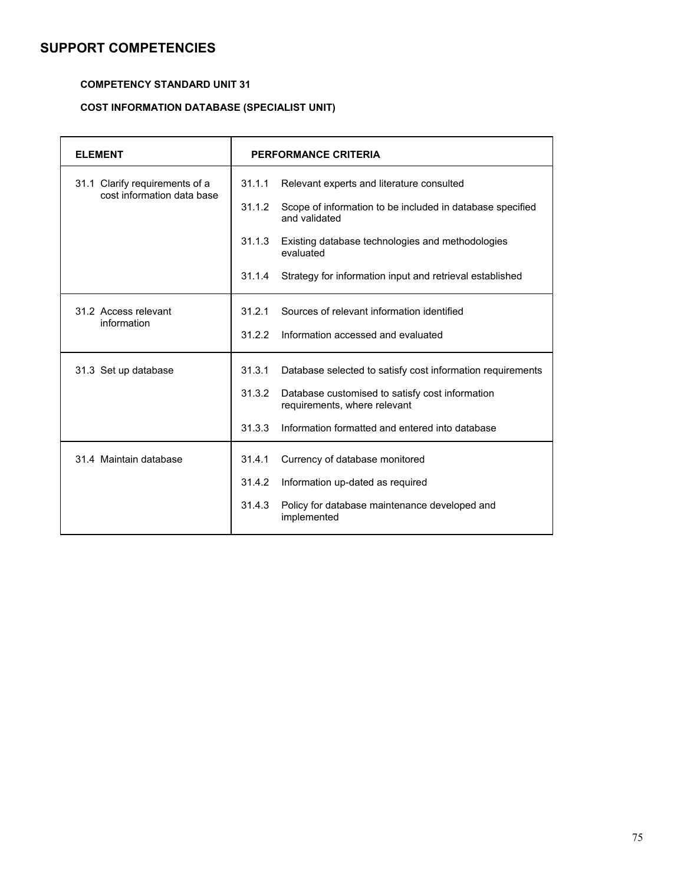# SUPPORT COMPETENCIES

**COMPETENCY STANDARD UNIT 31**

**COST INFORMATION DATABASE (SPECIALIST UNIT)**

| ELEMENT | PERFORMANCE CRITERIA |
|---|---|
| 31.1 Clarify requirements of a cost information data base | 31.1.1 Relevant experts and literature consulted<br>31.1.2 Scope of information to be included in database specified and validated<br>31.1.3 Existing database technologies and methodologies evaluated<br>31.1.4 Strategy for information input and retrieval established |
| 31.2 Access relevant information | 31.2.1 Sources of relevant information identified<br>31.2.2 Information accessed and evaluated |
| 31.3 Set up database | 31.3.1 Database selected to satisfy cost information requirements<br>31.3.2 Database customised to satisfy cost information requirements, where relevant<br>31.3.3 Information formatted and entered into database |
| 31.4 Maintain database | 31.4.1 Currency of database monitored<br>31.4.2 Information up-dated as required<br>31.4.3 Policy for database maintenance developed and implemented |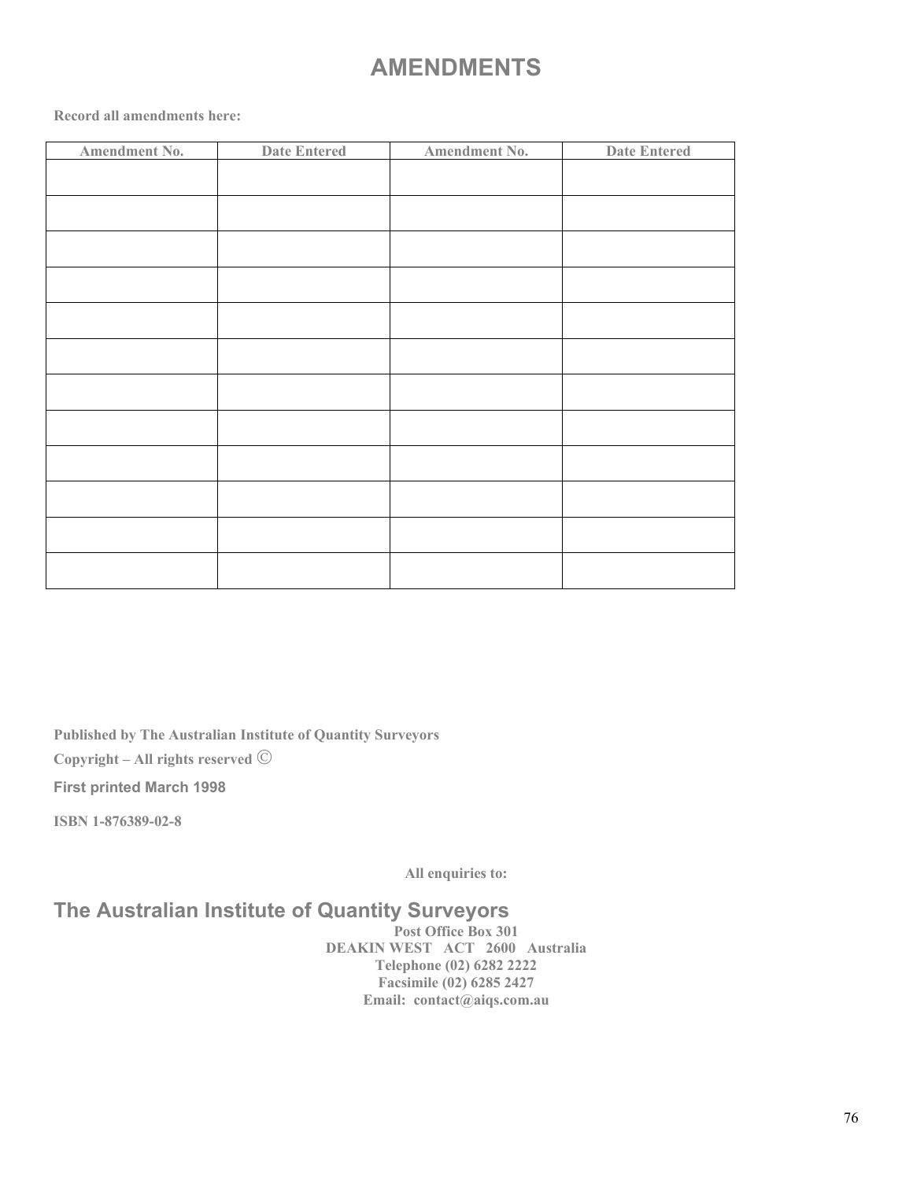# AMENDMENTS

**Record all amendments here:**

| Amendment No. | Date Entered | Amendment No. | Date Entered |
|---|---|---|---|
| | | | |
| | | | |
| | | | |
| | | | |
| | | | |
| | | | |
| | | | |
| | | | |
| | | | |
| | | | |
| | | | |
| | | | |

**Published by The Australian Institute of Quantity Surveyors**

**Copyright – All rights reserved ©**

**First printed March 1998**

**ISBN 1-876389-02-8**

**All enquiries to:**

## The Australian Institute of Quantity Surveyors

**Post Office Box 301**
**DEAKIN WEST ACT 2600 Australia**
**Telephone (02) 6282 2222**
**Facsimile (02) 6285 2427**
**Email: contact@aiqs.com.au**